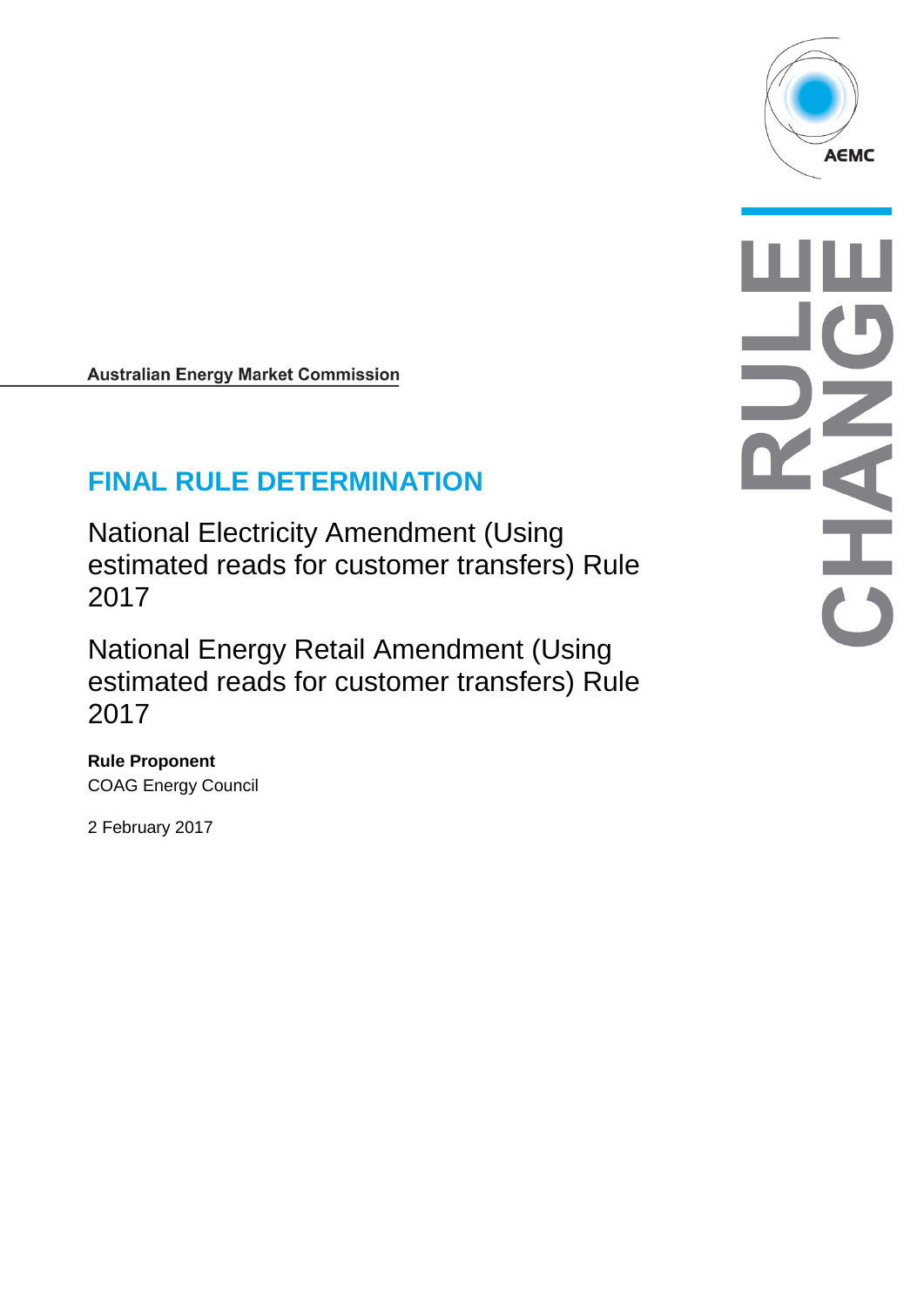Australian Energy Market Commission

# FINAL RULE DETERMINATION

National Electricity Amendment (Using estimated reads for customer transfers) Rule 2017

National Energy Retail Amendment (Using estimated reads for customer transfers) Rule 2017

**Rule Proponent**

COAG Energy Council

2 February 2017

RULE CHANGE

AEMC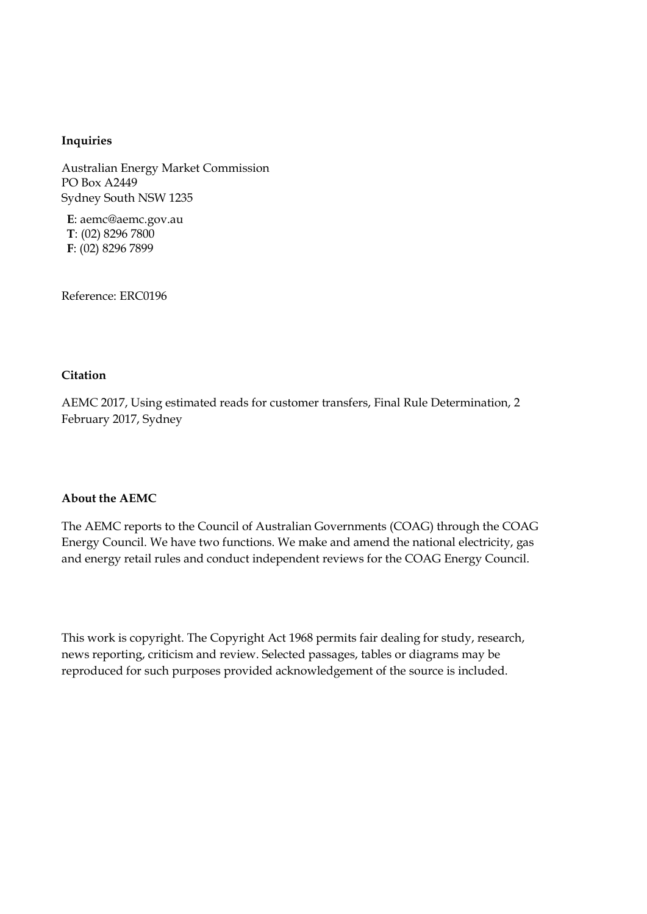**Inquiries**

Australian Energy Market Commission
PO Box A2449
Sydney South NSW 1235

**E**: aemc@aemc.gov.au
**T**: (02) 8296 7800
**F**: (02) 8296 7899

Reference: ERC0196

**Citation**

AEMC 2017, Using estimated reads for customer transfers, Final Rule Determination, 2 February 2017, Sydney

**About the AEMC**

The AEMC reports to the Council of Australian Governments (COAG) through the COAG Energy Council. We have two functions. We make and amend the national electricity, gas and energy retail rules and conduct independent reviews for the COAG Energy Council.

This work is copyright. The Copyright Act 1968 permits fair dealing for study, research, news reporting, criticism and review. Selected passages, tables or diagrams may be reproduced for such purposes provided acknowledgement of the source is included.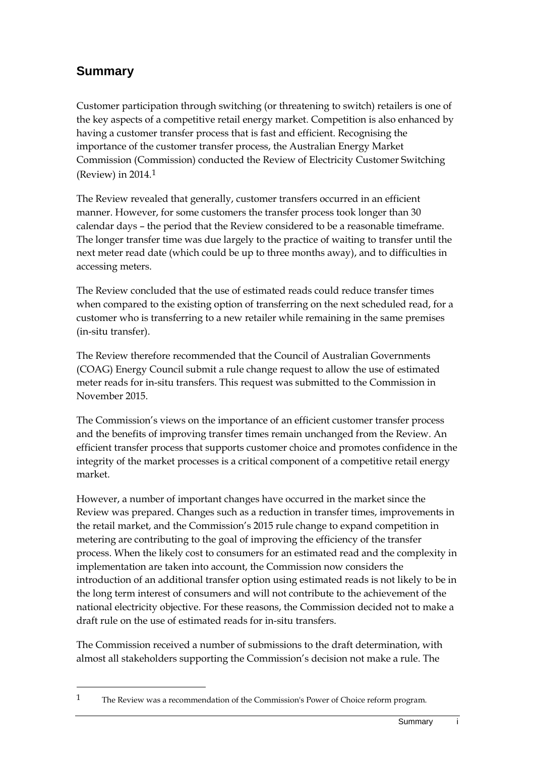## Summary

Customer participation through switching (or threatening to switch) retailers is one of the key aspects of a competitive retail energy market. Competition is also enhanced by having a customer transfer process that is fast and efficient. Recognising the importance of the customer transfer process, the Australian Energy Market Commission (Commission) conducted the Review of Electricity Customer Switching (Review) in 2014.[1]

The Review revealed that generally, customer transfers occurred in an efficient manner. However, for some customers the transfer process took longer than 30 calendar days – the period that the Review considered to be a reasonable timeframe. The longer transfer time was due largely to the practice of waiting to transfer until the next meter read date (which could be up to three months away), and to difficulties in accessing meters.

The Review concluded that the use of estimated reads could reduce transfer times when compared to the existing option of transferring on the next scheduled read, for a customer who is transferring to a new retailer while remaining in the same premises (in-situ transfer).

The Review therefore recommended that the Council of Australian Governments (COAG) Energy Council submit a rule change request to allow the use of estimated meter reads for in-situ transfers. This request was submitted to the Commission in November 2015.

The Commission's views on the importance of an efficient customer transfer process and the benefits of improving transfer times remain unchanged from the Review. An efficient transfer process that supports customer choice and promotes confidence in the integrity of the market processes is a critical component of a competitive retail energy market.

However, a number of important changes have occurred in the market since the Review was prepared. Changes such as a reduction in transfer times, improvements in the retail market, and the Commission's 2015 rule change to expand competition in metering are contributing to the goal of improving the efficiency of the transfer process. When the likely cost to consumers for an estimated read and the complexity in implementation are taken into account, the Commission now considers the introduction of an additional transfer option using estimated reads is not likely to be in the long term interest of consumers and will not contribute to the achievement of the national electricity objective. For these reasons, the Commission decided not to make a draft rule on the use of estimated reads for in-situ transfers.

The Commission received a number of submissions to the draft determination, with almost all stakeholders supporting the Commission's decision not make a rule. The

[1] The Review was a recommendation of the Commission's Power of Choice reform program.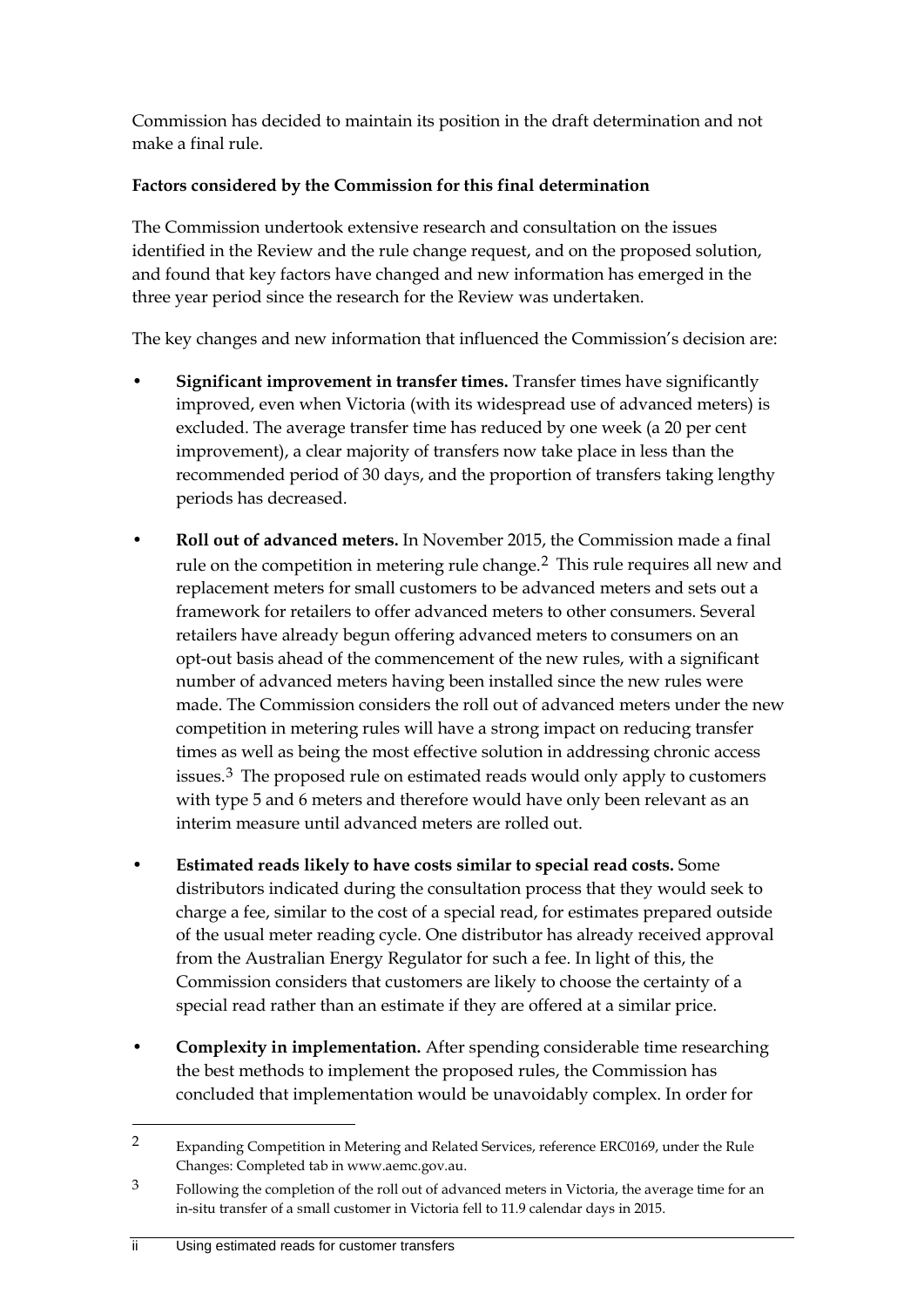Commission has decided to maintain its position in the draft determination and not make a final rule.

**Factors considered by the Commission for this final determination**

The Commission undertook extensive research and consultation on the issues identified in the Review and the rule change request, and on the proposed solution, and found that key factors have changed and new information has emerged in the three year period since the research for the Review was undertaken.

The key changes and new information that influenced the Commission's decision are:

- **Significant improvement in transfer times.** Transfer times have significantly improved, even when Victoria (with its widespread use of advanced meters) is excluded. The average transfer time has reduced by one week (a 20 per cent improvement), a clear majority of transfers now take place in less than the recommended period of 30 days, and the proportion of transfers taking lengthy periods has decreased.
- **Roll out of advanced meters.** In November 2015, the Commission made a final rule on the competition in metering rule change.[2] This rule requires all new and replacement meters for small customers to be advanced meters and sets out a framework for retailers to offer advanced meters to other consumers. Several retailers have already begun offering advanced meters to consumers on an opt-out basis ahead of the commencement of the new rules, with a significant number of advanced meters having been installed since the new rules were made. The Commission considers the roll out of advanced meters under the new competition in metering rules will have a strong impact on reducing transfer times as well as being the most effective solution in addressing chronic access issues.[3] The proposed rule on estimated reads would only apply to customers with type 5 and 6 meters and therefore would have only been relevant as an interim measure until advanced meters are rolled out.
- **Estimated reads likely to have costs similar to special read costs.** Some distributors indicated during the consultation process that they would seek to charge a fee, similar to the cost of a special read, for estimates prepared outside of the usual meter reading cycle. One distributor has already received approval from the Australian Energy Regulator for such a fee. In light of this, the Commission considers that customers are likely to choose the certainty of a special read rather than an estimate if they are offered at a similar price.
- **Complexity in implementation.** After spending considerable time researching the best methods to implement the proposed rules, the Commission has concluded that implementation would be unavoidably complex. In order for

---

[2] Expanding Competition in Metering and Related Services, reference ERC0169, under the Rule Changes: Completed tab in www.aemc.gov.au.

[3] Following the completion of the roll out of advanced meters in Victoria, the average time for an in-situ transfer of a small customer in Victoria fell to 11.9 calendar days in 2015.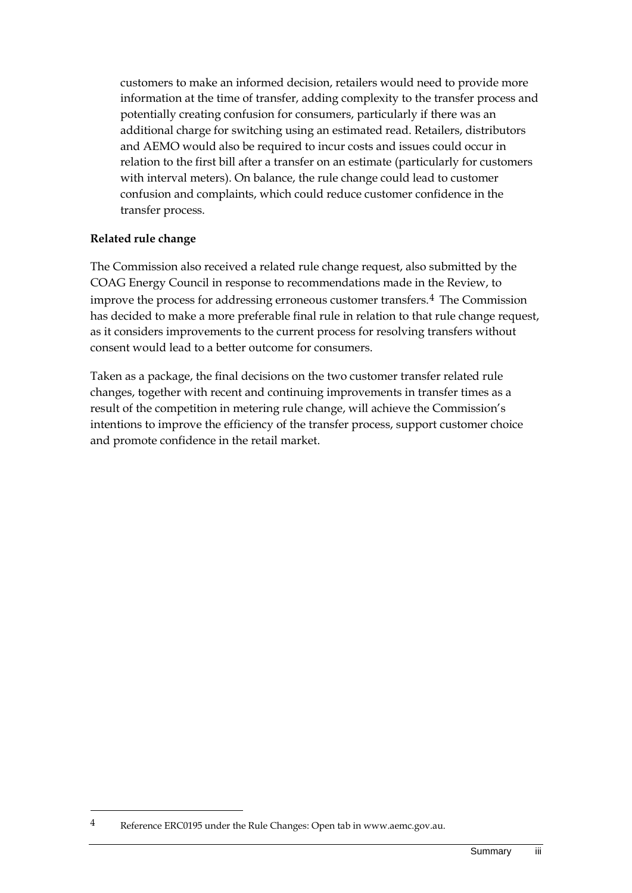customers to make an informed decision, retailers would need to provide more information at the time of transfer, adding complexity to the transfer process and potentially creating confusion for consumers, particularly if there was an additional charge for switching using an estimated read. Retailers, distributors and AEMO would also be required to incur costs and issues could occur in relation to the first bill after a transfer on an estimate (particularly for customers with interval meters). On balance, the rule change could lead to customer confusion and complaints, which could reduce customer confidence in the transfer process.

**Related rule change**

The Commission also received a related rule change request, also submitted by the COAG Energy Council in response to recommendations made in the Review, to improve the process for addressing erroneous customer transfers.[4] The Commission has decided to make a more preferable final rule in relation to that rule change request, as it considers improvements to the current process for resolving transfers without consent would lead to a better outcome for consumers.

Taken as a package, the final decisions on the two customer transfer related rule changes, together with recent and continuing improvements in transfer times as a result of the competition in metering rule change, will achieve the Commission's intentions to improve the efficiency of the transfer process, support customer choice and promote confidence in the retail market.

---

4 Reference ERC0195 under the Rule Changes: Open tab in www.aemc.gov.au.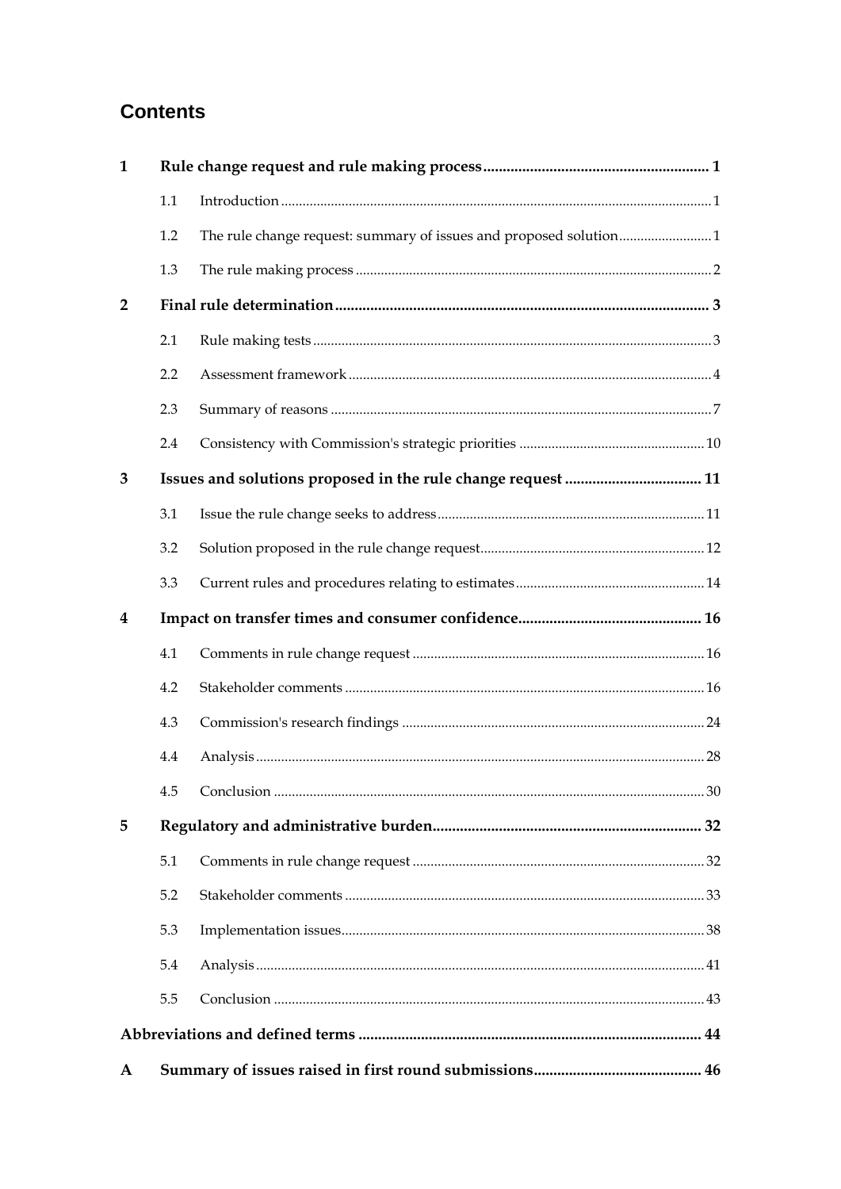## Contents

**1 Rule change request and rule making process ... 1**

1.1 Introduction ... 1

1.2 The rule change request: summary of issues and proposed solution ... 1

1.3 The rule making process ... 2

**2 Final rule determination ... 3**

2.1 Rule making tests ... 3

2.2 Assessment framework ... 4

2.3 Summary of reasons ... 7

2.4 Consistency with Commission's strategic priorities ... 10

**3 Issues and solutions proposed in the rule change request ... 11**

3.1 Issue the rule change seeks to address ... 11

3.2 Solution proposed in the rule change request ... 12

3.3 Current rules and procedures relating to estimates ... 14

**4 Impact on transfer times and consumer confidence ... 16**

4.1 Comments in rule change request ... 16

4.2 Stakeholder comments ... 16

4.3 Commission's research findings ... 24

4.4 Analysis ... 28

4.5 Conclusion ... 30

**5 Regulatory and administrative burden ... 32**

5.1 Comments in rule change request ... 32

5.2 Stakeholder comments ... 33

5.3 Implementation issues ... 38

5.4 Analysis ... 41

5.5 Conclusion ... 43

**Abbreviations and defined terms ... 44**

**A Summary of issues raised in first round submissions ... 46**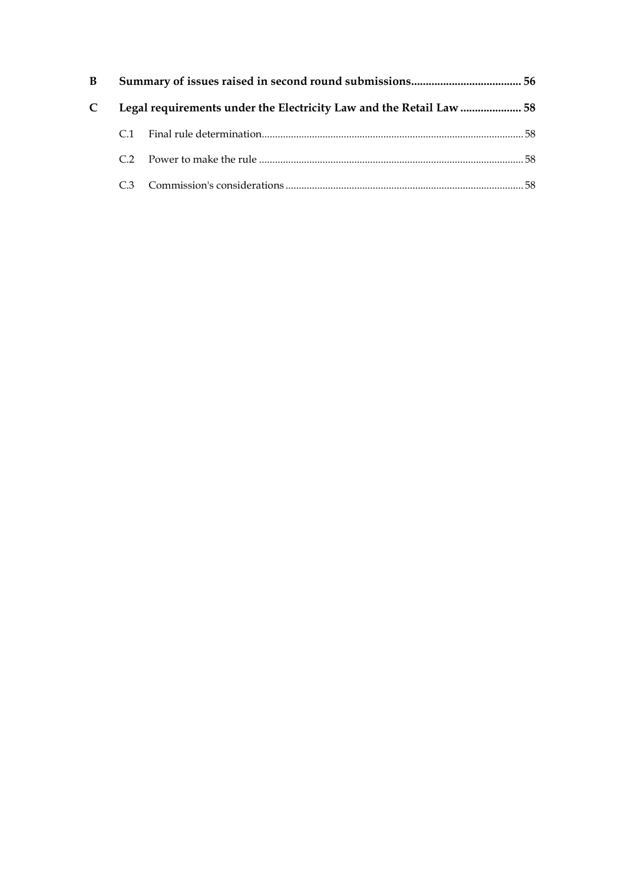**B Summary of issues raised in second round submissions...................................... 56**

**C Legal requirements under the Electricity Law and the Retail Law ..................... 58**

C.1 Final rule determination.................................................................................................. 58

C.2 Power to make the rule ................................................................................................... 58

C.3 Commission's considerations ......................................................................................... 58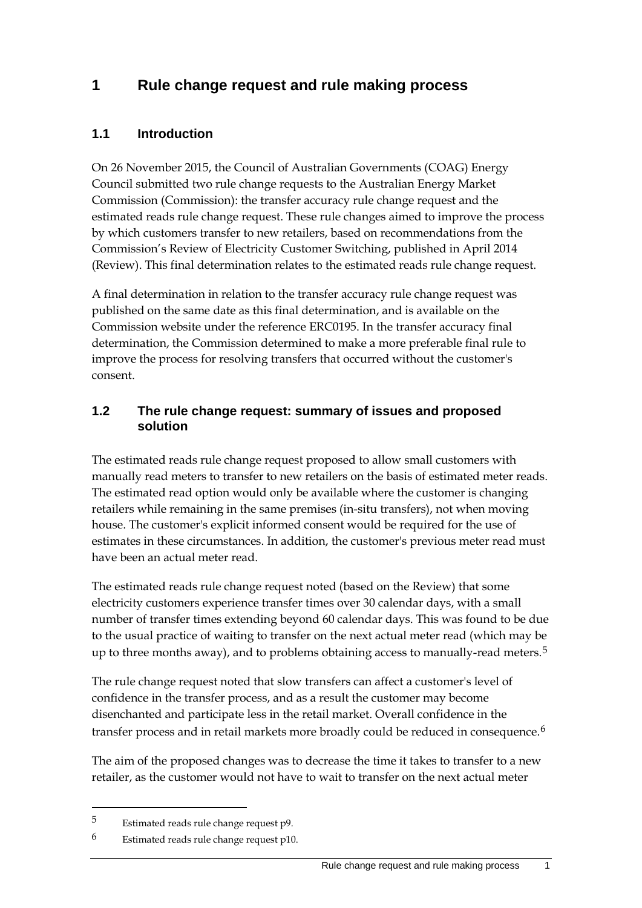# 1 Rule change request and rule making process

## 1.1 Introduction

On 26 November 2015, the Council of Australian Governments (COAG) Energy Council submitted two rule change requests to the Australian Energy Market Commission (Commission): the transfer accuracy rule change request and the estimated reads rule change request. These rule changes aimed to improve the process by which customers transfer to new retailers, based on recommendations from the Commission's Review of Electricity Customer Switching, published in April 2014 (Review). This final determination relates to the estimated reads rule change request.

A final determination in relation to the transfer accuracy rule change request was published on the same date as this final determination, and is available on the Commission website under the reference ERC0195. In the transfer accuracy final determination, the Commission determined to make a more preferable final rule to improve the process for resolving transfers that occurred without the customer's consent.

## 1.2 The rule change request: summary of issues and proposed solution

The estimated reads rule change request proposed to allow small customers with manually read meters to transfer to new retailers on the basis of estimated meter reads. The estimated read option would only be available where the customer is changing retailers while remaining in the same premises (in-situ transfers), not when moving house. The customer's explicit informed consent would be required for the use of estimates in these circumstances. In addition, the customer's previous meter read must have been an actual meter read.

The estimated reads rule change request noted (based on the Review) that some electricity customers experience transfer times over 30 calendar days, with a small number of transfer times extending beyond 60 calendar days. This was found to be due to the usual practice of waiting to transfer on the next actual meter read (which may be up to three months away), and to problems obtaining access to manually-read meters.[5]

The rule change request noted that slow transfers can affect a customer's level of confidence in the transfer process, and as a result the customer may become disenchanted and participate less in the retail market. Overall confidence in the transfer process and in retail markets more broadly could be reduced in consequence.[6]

The aim of the proposed changes was to decrease the time it takes to transfer to a new retailer, as the customer would not have to wait to transfer on the next actual meter

---

5 Estimated reads rule change request p9.

6 Estimated reads rule change request p10.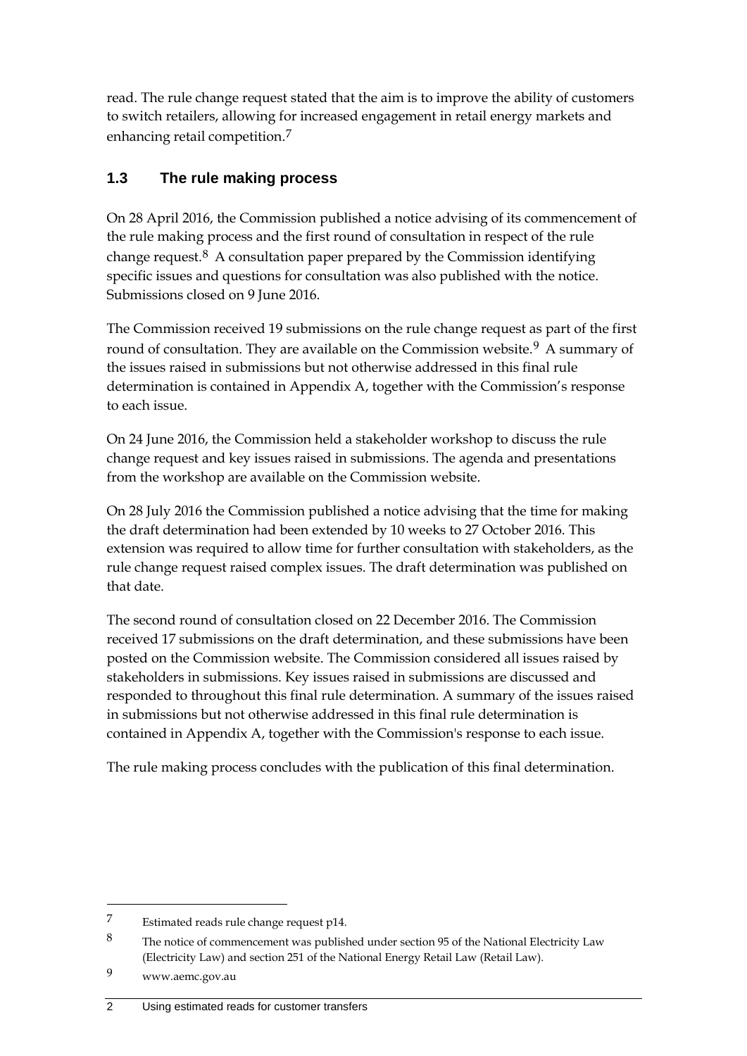read. The rule change request stated that the aim is to improve the ability of customers to switch retailers, allowing for increased engagement in retail energy markets and enhancing retail competition.[7]

## 1.3 The rule making process

On 28 April 2016, the Commission published a notice advising of its commencement of the rule making process and the first round of consultation in respect of the rule change request.[8] A consultation paper prepared by the Commission identifying specific issues and questions for consultation was also published with the notice. Submissions closed on 9 June 2016.

The Commission received 19 submissions on the rule change request as part of the first round of consultation. They are available on the Commission website.[9] A summary of the issues raised in submissions but not otherwise addressed in this final rule determination is contained in Appendix A, together with the Commission's response to each issue.

On 24 June 2016, the Commission held a stakeholder workshop to discuss the rule change request and key issues raised in submissions. The agenda and presentations from the workshop are available on the Commission website.

On 28 July 2016 the Commission published a notice advising that the time for making the draft determination had been extended by 10 weeks to 27 October 2016. This extension was required to allow time for further consultation with stakeholders, as the rule change request raised complex issues. The draft determination was published on that date.

The second round of consultation closed on 22 December 2016. The Commission received 17 submissions on the draft determination, and these submissions have been posted on the Commission website. The Commission considered all issues raised by stakeholders in submissions. Key issues raised in submissions are discussed and responded to throughout this final rule determination. A summary of the issues raised in submissions but not otherwise addressed in this final rule determination is contained in Appendix A, together with the Commission's response to each issue.

The rule making process concludes with the publication of this final determination.

---

[7] Estimated reads rule change request p14.

[8] The notice of commencement was published under section 95 of the National Electricity Law (Electricity Law) and section 251 of the National Energy Retail Law (Retail Law).

[9] www.aemc.gov.au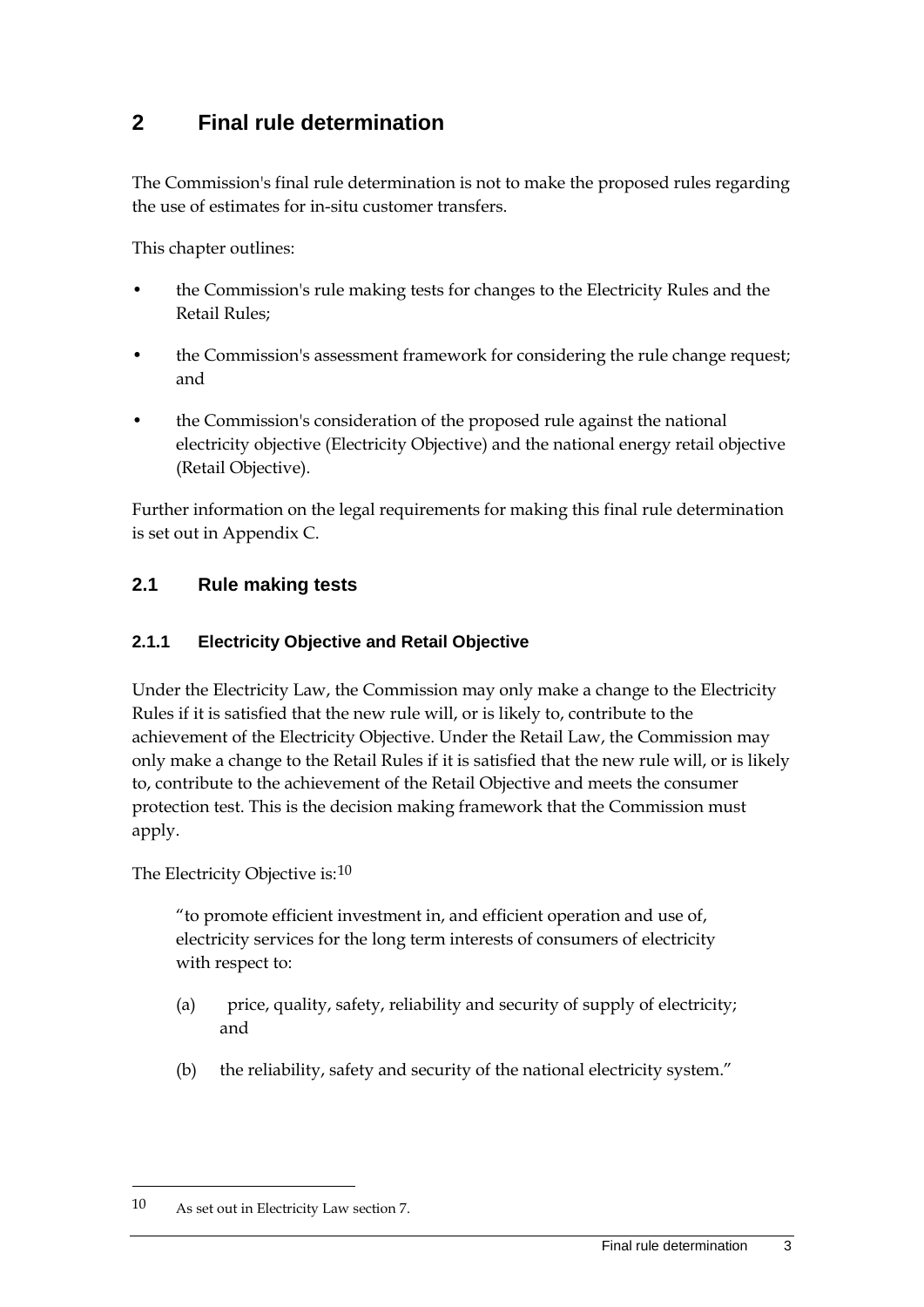# 2 Final rule determination

The Commission's final rule determination is not to make the proposed rules regarding the use of estimates for in-situ customer transfers.

This chapter outlines:

- the Commission's rule making tests for changes to the Electricity Rules and the Retail Rules;
- the Commission's assessment framework for considering the rule change request; and
- the Commission's consideration of the proposed rule against the national electricity objective (Electricity Objective) and the national energy retail objective (Retail Objective).

Further information on the legal requirements for making this final rule determination is set out in Appendix C.

## 2.1 Rule making tests

### 2.1.1 Electricity Objective and Retail Objective

Under the Electricity Law, the Commission may only make a change to the Electricity Rules if it is satisfied that the new rule will, or is likely to, contribute to the achievement of the Electricity Objective. Under the Retail Law, the Commission may only make a change to the Retail Rules if it is satisfied that the new rule will, or is likely to, contribute to the achievement of the Retail Objective and meets the consumer protection test. This is the decision making framework that the Commission must apply.

The Electricity Objective is:[10]

> "to promote efficient investment in, and efficient operation and use of, electricity services for the long term interests of consumers of electricity with respect to:
>
> (a) price, quality, safety, reliability and security of supply of electricity; and
>
> (b) the reliability, safety and security of the national electricity system."

---

10 As set out in Electricity Law section 7.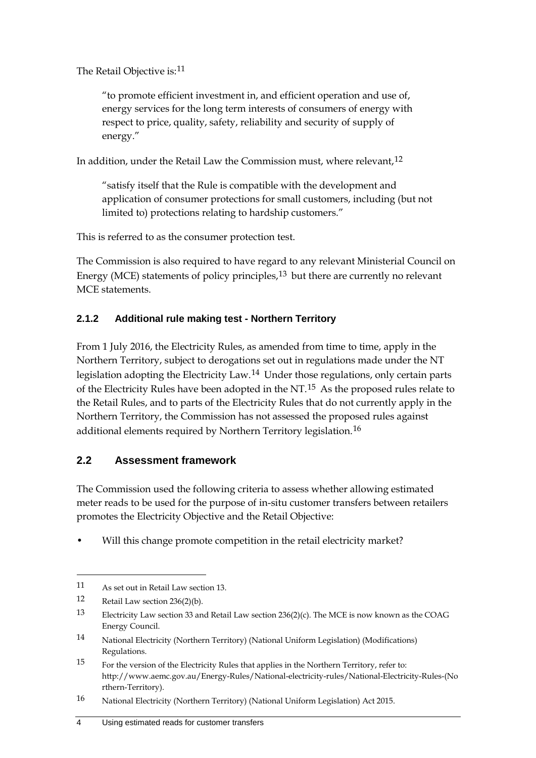The Retail Objective is:[11]

> "to promote efficient investment in, and efficient operation and use of, energy services for the long term interests of consumers of energy with respect to price, quality, safety, reliability and security of supply of energy."

In addition, under the Retail Law the Commission must, where relevant,[12]

> "satisfy itself that the Rule is compatible with the development and application of consumer protections for small customers, including (but not limited to) protections relating to hardship customers."

This is referred to as the consumer protection test.

The Commission is also required to have regard to any relevant Ministerial Council on Energy (MCE) statements of policy principles,[13] but there are currently no relevant MCE statements.

### 2.1.2 Additional rule making test - Northern Territory

From 1 July 2016, the Electricity Rules, as amended from time to time, apply in the Northern Territory, subject to derogations set out in regulations made under the NT legislation adopting the Electricity Law.[14] Under those regulations, only certain parts of the Electricity Rules have been adopted in the NT.[15] As the proposed rules relate to the Retail Rules, and to parts of the Electricity Rules that do not currently apply in the Northern Territory, the Commission has not assessed the proposed rules against additional elements required by Northern Territory legislation.[16]

## 2.2 Assessment framework

The Commission used the following criteria to assess whether allowing estimated meter reads to be used for the purpose of in-situ customer transfers between retailers promotes the Electricity Objective and the Retail Objective:

- Will this change promote competition in the retail electricity market?

---

11 As set out in Retail Law section 13.

12 Retail Law section 236(2)(b).

13 Electricity Law section 33 and Retail Law section 236(2)(c). The MCE is now known as the COAG Energy Council.

14 National Electricity (Northern Territory) (National Uniform Legislation) (Modifications) Regulations.

15 For the version of the Electricity Rules that applies in the Northern Territory, refer to: http://www.aemc.gov.au/Energy-Rules/National-electricity-rules/National-Electricity-Rules-(Northern-Territory).

16 National Electricity (Northern Territory) (National Uniform Legislation) Act 2015.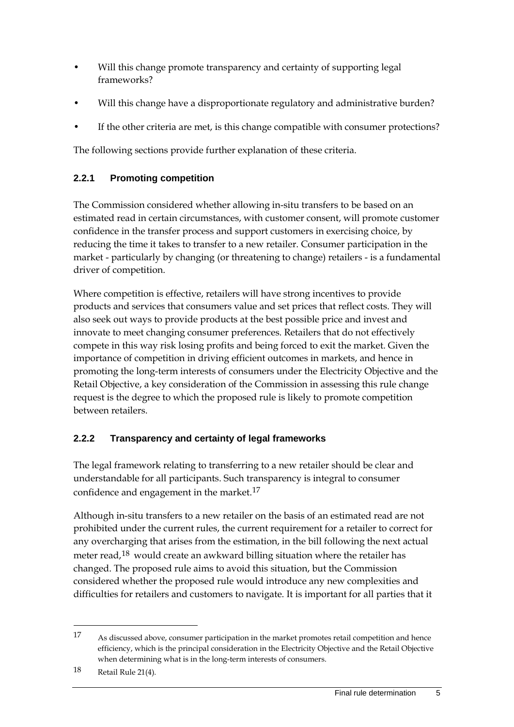- Will this change promote transparency and certainty of supporting legal frameworks?
- Will this change have a disproportionate regulatory and administrative burden?
- If the other criteria are met, is this change compatible with consumer protections?

The following sections provide further explanation of these criteria.

### 2.2.1 Promoting competition

The Commission considered whether allowing in-situ transfers to be based on an estimated read in certain circumstances, with customer consent, will promote customer confidence in the transfer process and support customers in exercising choice, by reducing the time it takes to transfer to a new retailer. Consumer participation in the market - particularly by changing (or threatening to change) retailers - is a fundamental driver of competition.

Where competition is effective, retailers will have strong incentives to provide products and services that consumers value and set prices that reflect costs. They will also seek out ways to provide products at the best possible price and invest and innovate to meet changing consumer preferences. Retailers that do not effectively compete in this way risk losing profits and being forced to exit the market. Given the importance of competition in driving efficient outcomes in markets, and hence in promoting the long-term interests of consumers under the Electricity Objective and the Retail Objective, a key consideration of the Commission in assessing this rule change request is the degree to which the proposed rule is likely to promote competition between retailers.

### 2.2.2 Transparency and certainty of legal frameworks

The legal framework relating to transferring to a new retailer should be clear and understandable for all participants. Such transparency is integral to consumer confidence and engagement in the market.[17]

Although in-situ transfers to a new retailer on the basis of an estimated read are not prohibited under the current rules, the current requirement for a retailer to correct for any overcharging that arises from the estimation, in the bill following the next actual meter read,[18] would create an awkward billing situation where the retailer has changed. The proposed rule aims to avoid this situation, but the Commission considered whether the proposed rule would introduce any new complexities and difficulties for retailers and customers to navigate. It is important for all parties that it

---

17 As discussed above, consumer participation in the market promotes retail competition and hence efficiency, which is the principal consideration in the Electricity Objective and the Retail Objective when determining what is in the long-term interests of consumers.

18 Retail Rule 21(4).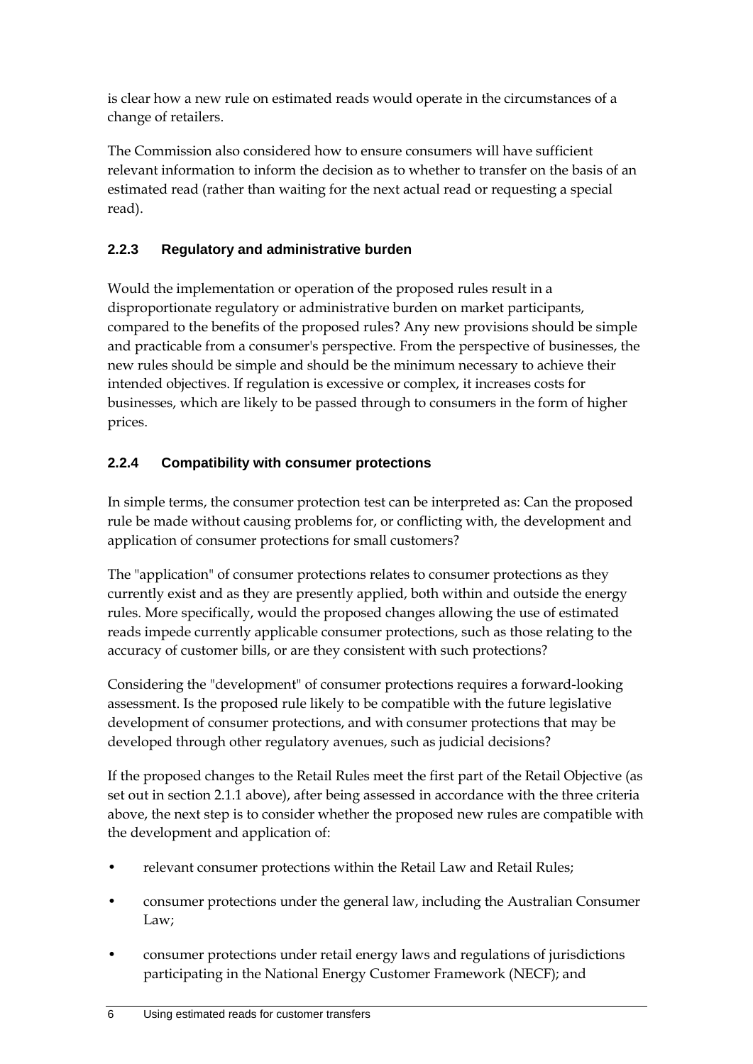is clear how a new rule on estimated reads would operate in the circumstances of a change of retailers.

The Commission also considered how to ensure consumers will have sufficient relevant information to inform the decision as to whether to transfer on the basis of an estimated read (rather than waiting for the next actual read or requesting a special read).

### 2.2.3 Regulatory and administrative burden

Would the implementation or operation of the proposed rules result in a disproportionate regulatory or administrative burden on market participants, compared to the benefits of the proposed rules? Any new provisions should be simple and practicable from a consumer's perspective. From the perspective of businesses, the new rules should be simple and should be the minimum necessary to achieve their intended objectives. If regulation is excessive or complex, it increases costs for businesses, which are likely to be passed through to consumers in the form of higher prices.

### 2.2.4 Compatibility with consumer protections

In simple terms, the consumer protection test can be interpreted as: Can the proposed rule be made without causing problems for, or conflicting with, the development and application of consumer protections for small customers?

The "application" of consumer protections relates to consumer protections as they currently exist and as they are presently applied, both within and outside the energy rules. More specifically, would the proposed changes allowing the use of estimated reads impede currently applicable consumer protections, such as those relating to the accuracy of customer bills, or are they consistent with such protections?

Considering the "development" of consumer protections requires a forward-looking assessment. Is the proposed rule likely to be compatible with the future legislative development of consumer protections, and with consumer protections that may be developed through other regulatory avenues, such as judicial decisions?

If the proposed changes to the Retail Rules meet the first part of the Retail Objective (as set out in section 2.1.1 above), after being assessed in accordance with the three criteria above, the next step is to consider whether the proposed new rules are compatible with the development and application of:

- relevant consumer protections within the Retail Law and Retail Rules;
- consumer protections under the general law, including the Australian Consumer Law;
- consumer protections under retail energy laws and regulations of jurisdictions participating in the National Energy Customer Framework (NECF); and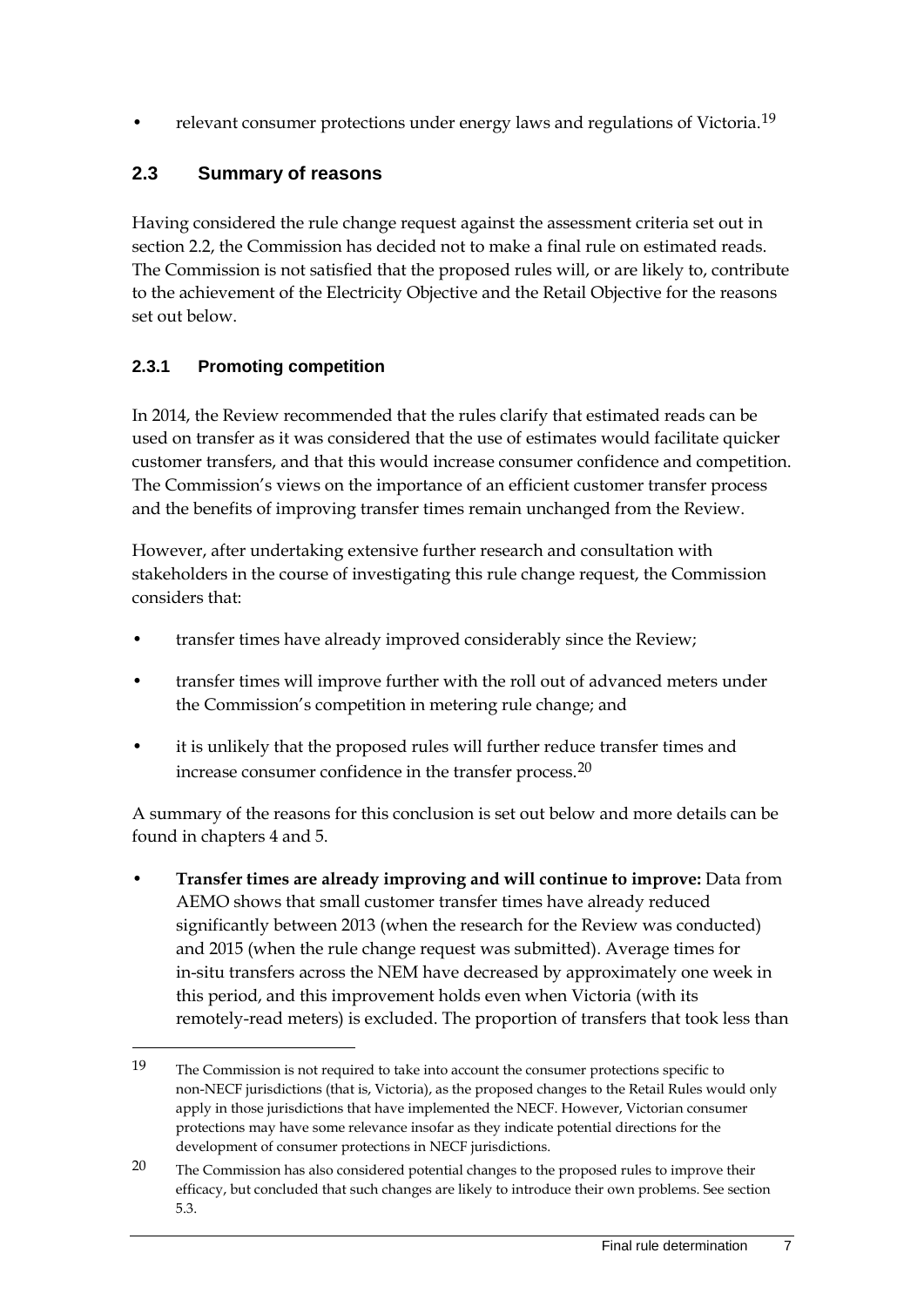- relevant consumer protections under energy laws and regulations of Victoria.[19]

## 2.3 Summary of reasons

Having considered the rule change request against the assessment criteria set out in section 2.2, the Commission has decided not to make a final rule on estimated reads. The Commission is not satisfied that the proposed rules will, or are likely to, contribute to the achievement of the Electricity Objective and the Retail Objective for the reasons set out below.

### 2.3.1 Promoting competition

In 2014, the Review recommended that the rules clarify that estimated reads can be used on transfer as it was considered that the use of estimates would facilitate quicker customer transfers, and that this would increase consumer confidence and competition. The Commission's views on the importance of an efficient customer transfer process and the benefits of improving transfer times remain unchanged from the Review.

However, after undertaking extensive further research and consultation with stakeholders in the course of investigating this rule change request, the Commission considers that:

- transfer times have already improved considerably since the Review;
- transfer times will improve further with the roll out of advanced meters under the Commission's competition in metering rule change; and
- it is unlikely that the proposed rules will further reduce transfer times and increase consumer confidence in the transfer process.[20]

A summary of the reasons for this conclusion is set out below and more details can be found in chapters 4 and 5.

- **Transfer times are already improving and will continue to improve:** Data from AEMO shows that small customer transfer times have already reduced significantly between 2013 (when the research for the Review was conducted) and 2015 (when the rule change request was submitted). Average times for in-situ transfers across the NEM have decreased by approximately one week in this period, and this improvement holds even when Victoria (with its remotely-read meters) is excluded. The proportion of transfers that took less than

[19] The Commission is not required to take into account the consumer protections specific to non-NECF jurisdictions (that is, Victoria), as the proposed changes to the Retail Rules would only apply in those jurisdictions that have implemented the NECF. However, Victorian consumer protections may have some relevance insofar as they indicate potential directions for the development of consumer protections in NECF jurisdictions.

[20] The Commission has also considered potential changes to the proposed rules to improve their efficacy, but concluded that such changes are likely to introduce their own problems. See section 5.3.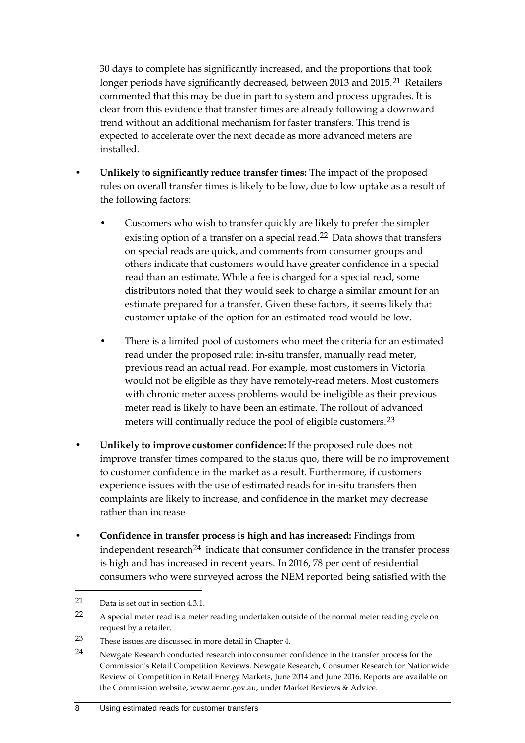30 days to complete has significantly increased, and the proportions that took longer periods have significantly decreased, between 2013 and 2015.[21] Retailers commented that this may be due in part to system and process upgrades. It is clear from this evidence that transfer times are already following a downward trend without an additional mechanism for faster transfers. This trend is expected to accelerate over the next decade as more advanced meters are installed.

- **Unlikely to significantly reduce transfer times:** The impact of the proposed rules on overall transfer times is likely to be low, due to low uptake as a result of the following factors:
  - Customers who wish to transfer quickly are likely to prefer the simpler existing option of a transfer on a special read.[22] Data shows that transfers on special reads are quick, and comments from consumer groups and others indicate that customers would have greater confidence in a special read than an estimate. While a fee is charged for a special read, some distributors noted that they would seek to charge a similar amount for an estimate prepared for a transfer. Given these factors, it seems likely that customer uptake of the option for an estimated read would be low.
  - There is a limited pool of customers who meet the criteria for an estimated read under the proposed rule: in-situ transfer, manually read meter, previous read an actual read. For example, most customers in Victoria would not be eligible as they have remotely-read meters. Most customers with chronic meter access problems would be ineligible as their previous meter read is likely to have been an estimate. The rollout of advanced meters will continually reduce the pool of eligible customers.[23]
- **Unlikely to improve customer confidence:** If the proposed rule does not improve transfer times compared to the status quo, there will be no improvement to customer confidence in the market as a result. Furthermore, if customers experience issues with the use of estimated reads for in-situ transfers then complaints are likely to increase, and confidence in the market may decrease rather than increase
- **Confidence in transfer process is high and has increased:** Findings from independent research[24] indicate that consumer confidence in the transfer process is high and has increased in recent years. In 2016, 78 per cent of residential consumers who were surveyed across the NEM reported being satisfied with the

---

21 Data is set out in section 4.3.1.

22 A special meter read is a meter reading undertaken outside of the normal meter reading cycle on request by a retailer.

23 These issues are discussed in more detail in Chapter 4.

24 Newgate Research conducted research into consumer confidence in the transfer process for the Commission's Retail Competition Reviews. Newgate Research, Consumer Research for Nationwide Review of Competition in Retail Energy Markets, June 2014 and June 2016. Reports are available on the Commission website, www.aemc.gov.au, under Market Reviews & Advice.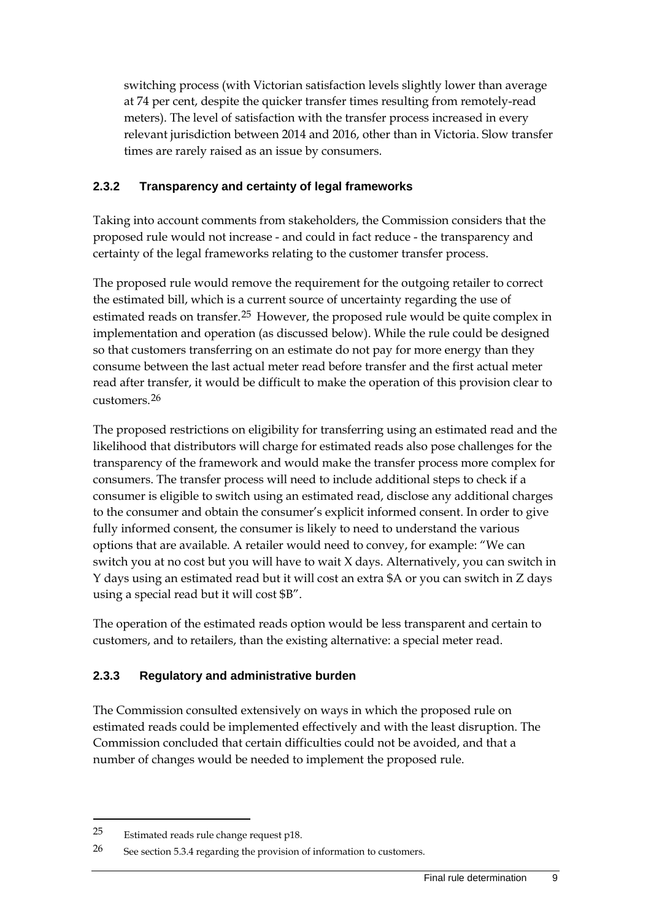switching process (with Victorian satisfaction levels slightly lower than average at 74 per cent, despite the quicker transfer times resulting from remotely-read meters). The level of satisfaction with the transfer process increased in every relevant jurisdiction between 2014 and 2016, other than in Victoria. Slow transfer times are rarely raised as an issue by consumers.

### 2.3.2 Transparency and certainty of legal frameworks

Taking into account comments from stakeholders, the Commission considers that the proposed rule would not increase - and could in fact reduce - the transparency and certainty of the legal frameworks relating to the customer transfer process.

The proposed rule would remove the requirement for the outgoing retailer to correct the estimated bill, which is a current source of uncertainty regarding the use of estimated reads on transfer.[25] However, the proposed rule would be quite complex in implementation and operation (as discussed below). While the rule could be designed so that customers transferring on an estimate do not pay for more energy than they consume between the last actual meter read before transfer and the first actual meter read after transfer, it would be difficult to make the operation of this provision clear to customers.[26]

The proposed restrictions on eligibility for transferring using an estimated read and the likelihood that distributors will charge for estimated reads also pose challenges for the transparency of the framework and would make the transfer process more complex for consumers. The transfer process will need to include additional steps to check if a consumer is eligible to switch using an estimated read, disclose any additional charges to the consumer and obtain the consumer's explicit informed consent. In order to give fully informed consent, the consumer is likely to need to understand the various options that are available. A retailer would need to convey, for example: "We can switch you at no cost but you will have to wait X days. Alternatively, you can switch in Y days using an estimated read but it will cost an extra $A or you can switch in Z days using a special read but it will cost $B".

The operation of the estimated reads option would be less transparent and certain to customers, and to retailers, than the existing alternative: a special meter read.

### 2.3.3 Regulatory and administrative burden

The Commission consulted extensively on ways in which the proposed rule on estimated reads could be implemented effectively and with the least disruption. The Commission concluded that certain difficulties could not be avoided, and that a number of changes would be needed to implement the proposed rule.

---

25 Estimated reads rule change request p18.

26 See section 5.3.4 regarding the provision of information to customers.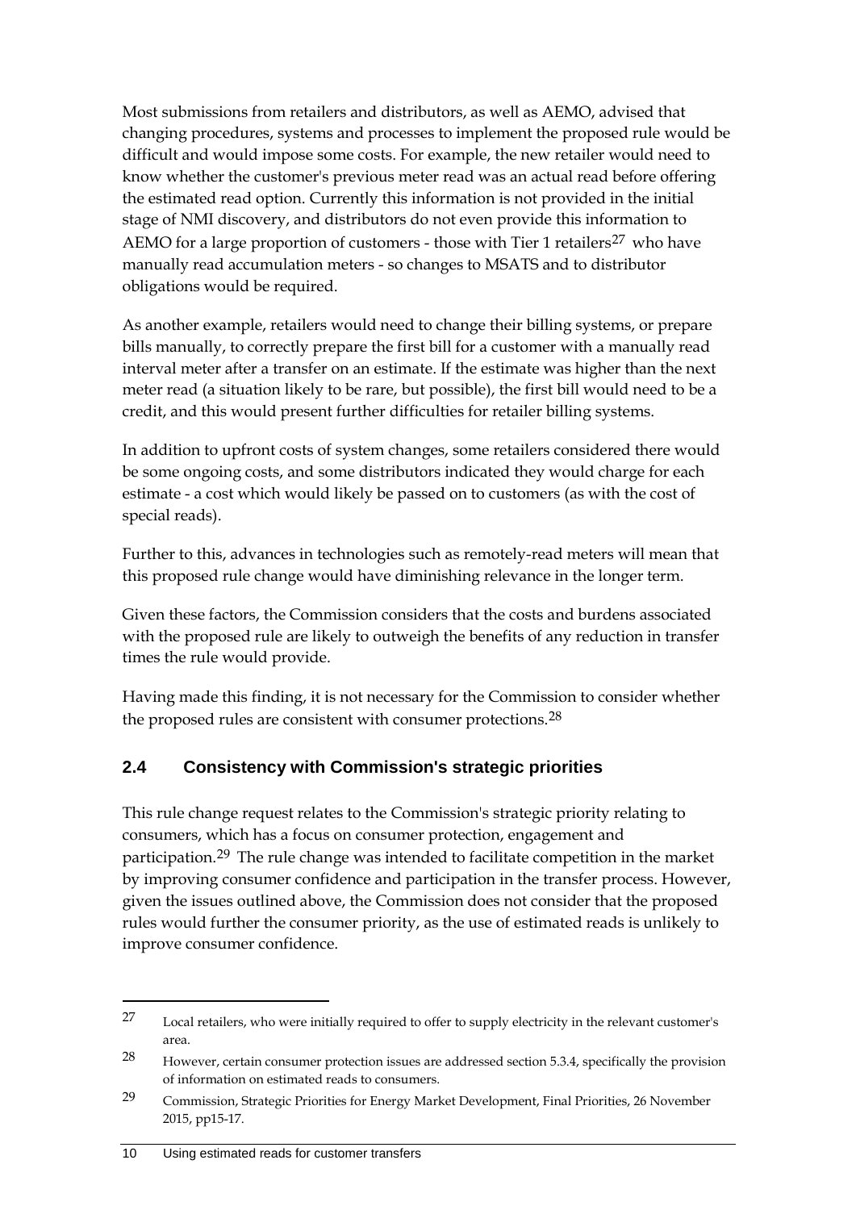Most submissions from retailers and distributors, as well as AEMO, advised that changing procedures, systems and processes to implement the proposed rule would be difficult and would impose some costs. For example, the new retailer would need to know whether the customer's previous meter read was an actual read before offering the estimated read option. Currently this information is not provided in the initial stage of NMI discovery, and distributors do not even provide this information to AEMO for a large proportion of customers - those with Tier 1 retailers[27] who have manually read accumulation meters - so changes to MSATS and to distributor obligations would be required.

As another example, retailers would need to change their billing systems, or prepare bills manually, to correctly prepare the first bill for a customer with a manually read interval meter after a transfer on an estimate. If the estimate was higher than the next meter read (a situation likely to be rare, but possible), the first bill would need to be a credit, and this would present further difficulties for retailer billing systems.

In addition to upfront costs of system changes, some retailers considered there would be some ongoing costs, and some distributors indicated they would charge for each estimate - a cost which would likely be passed on to customers (as with the cost of special reads).

Further to this, advances in technologies such as remotely-read meters will mean that this proposed rule change would have diminishing relevance in the longer term.

Given these factors, the Commission considers that the costs and burdens associated with the proposed rule are likely to outweigh the benefits of any reduction in transfer times the rule would provide.

Having made this finding, it is not necessary for the Commission to consider whether the proposed rules are consistent with consumer protections.[28]

## 2.4 Consistency with Commission's strategic priorities

This rule change request relates to the Commission's strategic priority relating to consumers, which has a focus on consumer protection, engagement and participation.[29] The rule change was intended to facilitate competition in the market by improving consumer confidence and participation in the transfer process. However, given the issues outlined above, the Commission does not consider that the proposed rules would further the consumer priority, as the use of estimated reads is unlikely to improve consumer confidence.

---

27 Local retailers, who were initially required to offer to supply electricity in the relevant customer's area.

28 However, certain consumer protection issues are addressed section 5.3.4, specifically the provision of information on estimated reads to consumers.

29 Commission, Strategic Priorities for Energy Market Development, Final Priorities, 26 November 2015, pp15-17.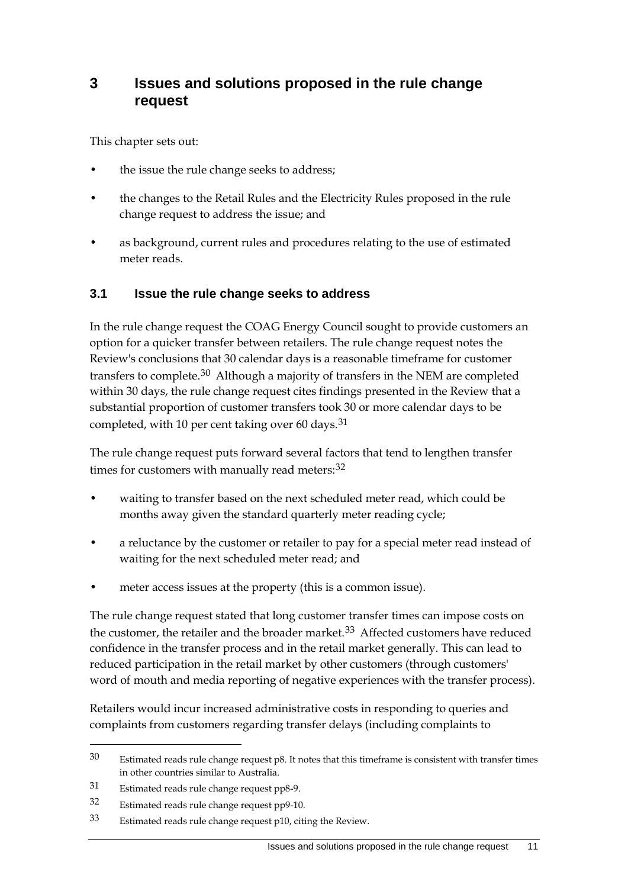# 3 Issues and solutions proposed in the rule change request

This chapter sets out:

- the issue the rule change seeks to address;
- the changes to the Retail Rules and the Electricity Rules proposed in the rule change request to address the issue; and
- as background, current rules and procedures relating to the use of estimated meter reads.

## 3.1 Issue the rule change seeks to address

In the rule change request the COAG Energy Council sought to provide customers an option for a quicker transfer between retailers. The rule change request notes the Review's conclusions that 30 calendar days is a reasonable timeframe for customer transfers to complete.[30] Although a majority of transfers in the NEM are completed within 30 days, the rule change request cites findings presented in the Review that a substantial proportion of customer transfers took 30 or more calendar days to be completed, with 10 per cent taking over 60 days.[31]

The rule change request puts forward several factors that tend to lengthen transfer times for customers with manually read meters:[32]

- waiting to transfer based on the next scheduled meter read, which could be months away given the standard quarterly meter reading cycle;
- a reluctance by the customer or retailer to pay for a special meter read instead of waiting for the next scheduled meter read; and
- meter access issues at the property (this is a common issue).

The rule change request stated that long customer transfer times can impose costs on the customer, the retailer and the broader market.[33] Affected customers have reduced confidence in the transfer process and in the retail market generally. This can lead to reduced participation in the retail market by other customers (through customers' word of mouth and media reporting of negative experiences with the transfer process).

Retailers would incur increased administrative costs in responding to queries and complaints from customers regarding transfer delays (including complaints to

---

30 Estimated reads rule change request p8. It notes that this timeframe is consistent with transfer times in other countries similar to Australia.

31 Estimated reads rule change request pp8-9.

32 Estimated reads rule change request pp9-10.

33 Estimated reads rule change request p10, citing the Review.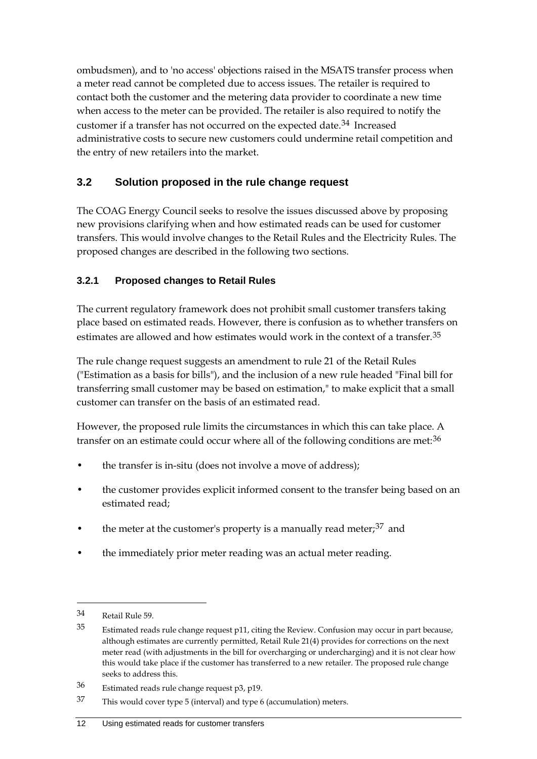ombudsmen), and to 'no access' objections raised in the MSATS transfer process when a meter read cannot be completed due to access issues. The retailer is required to contact both the customer and the metering data provider to coordinate a new time when access to the meter can be provided. The retailer is also required to notify the customer if a transfer has not occurred on the expected date.[34] Increased administrative costs to secure new customers could undermine retail competition and the entry of new retailers into the market.

## 3.2 Solution proposed in the rule change request

The COAG Energy Council seeks to resolve the issues discussed above by proposing new provisions clarifying when and how estimated reads can be used for customer transfers. This would involve changes to the Retail Rules and the Electricity Rules. The proposed changes are described in the following two sections.

### 3.2.1 Proposed changes to Retail Rules

The current regulatory framework does not prohibit small customer transfers taking place based on estimated reads. However, there is confusion as to whether transfers on estimates are allowed and how estimates would work in the context of a transfer.[35]

The rule change request suggests an amendment to rule 21 of the Retail Rules ("Estimation as a basis for bills"), and the inclusion of a new rule headed "Final bill for transferring small customer may be based on estimation," to make explicit that a small customer can transfer on the basis of an estimated read.

However, the proposed rule limits the circumstances in which this can take place. A transfer on an estimate could occur where all of the following conditions are met:[36]

- the transfer is in-situ (does not involve a move of address);
- the customer provides explicit informed consent to the transfer being based on an estimated read;
- the meter at the customer's property is a manually read meter;[37] and
- the immediately prior meter reading was an actual meter reading.

---

34 Retail Rule 59.

35 Estimated reads rule change request p11, citing the Review. Confusion may occur in part because, although estimates are currently permitted, Retail Rule 21(4) provides for corrections on the next meter read (with adjustments in the bill for overcharging or undercharging) and it is not clear how this would take place if the customer has transferred to a new retailer. The proposed rule change seeks to address this.

36 Estimated reads rule change request p3, p19.

37 This would cover type 5 (interval) and type 6 (accumulation) meters.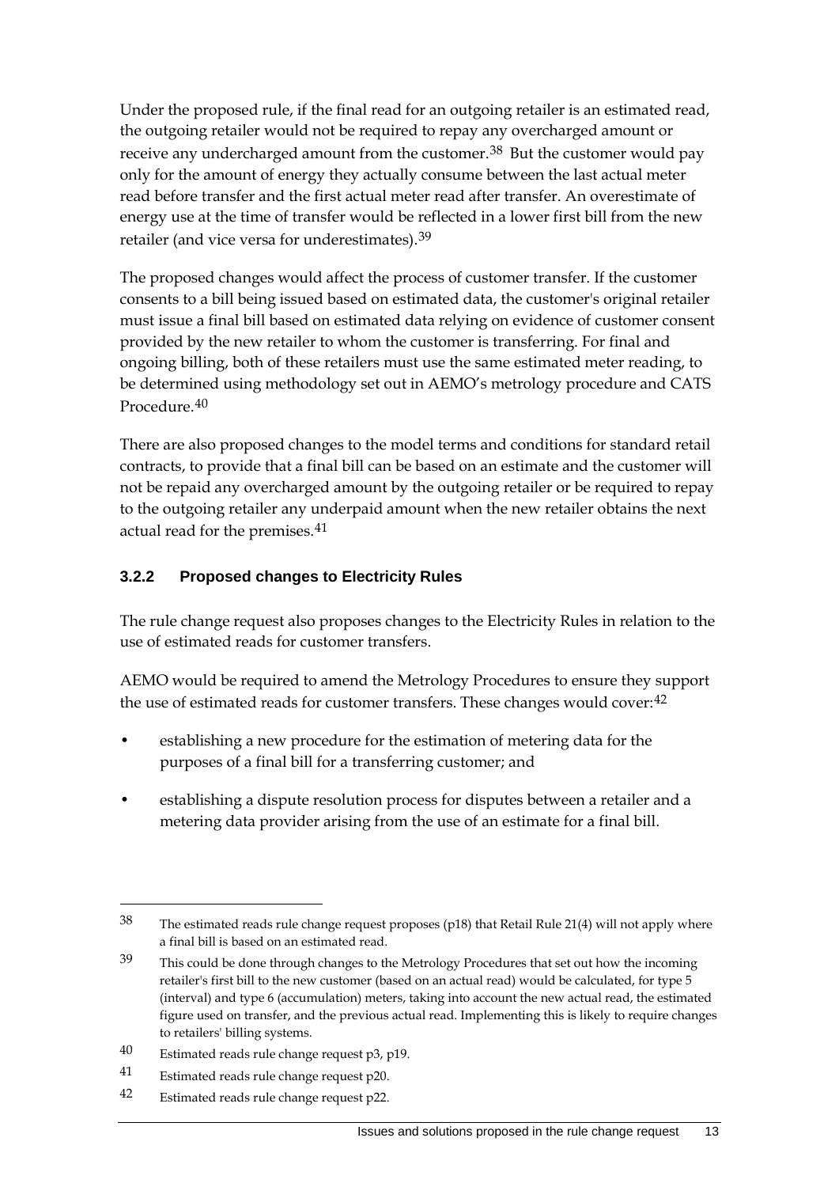Under the proposed rule, if the final read for an outgoing retailer is an estimated read, the outgoing retailer would not be required to repay any overcharged amount or receive any undercharged amount from the customer.[38] But the customer would pay only for the amount of energy they actually consume between the last actual meter read before transfer and the first actual meter read after transfer. An overestimate of energy use at the time of transfer would be reflected in a lower first bill from the new retailer (and vice versa for underestimates).[39]

The proposed changes would affect the process of customer transfer. If the customer consents to a bill being issued based on estimated data, the customer's original retailer must issue a final bill based on estimated data relying on evidence of customer consent provided by the new retailer to whom the customer is transferring. For final and ongoing billing, both of these retailers must use the same estimated meter reading, to be determined using methodology set out in AEMO's metrology procedure and CATS Procedure.[40]

There are also proposed changes to the model terms and conditions for standard retail contracts, to provide that a final bill can be based on an estimate and the customer will not be repaid any overcharged amount by the outgoing retailer or be required to repay to the outgoing retailer any underpaid amount when the new retailer obtains the next actual read for the premises.[41]

### 3.2.2 Proposed changes to Electricity Rules

The rule change request also proposes changes to the Electricity Rules in relation to the use of estimated reads for customer transfers.

AEMO would be required to amend the Metrology Procedures to ensure they support the use of estimated reads for customer transfers. These changes would cover:[42]

- establishing a new procedure for the estimation of metering data for the purposes of a final bill for a transferring customer; and
- establishing a dispute resolution process for disputes between a retailer and a metering data provider arising from the use of an estimate for a final bill.

---

38 The estimated reads rule change request proposes (p18) that Retail Rule 21(4) will not apply where a final bill is based on an estimated read.

39 This could be done through changes to the Metrology Procedures that set out how the incoming retailer's first bill to the new customer (based on an actual read) would be calculated, for type 5 (interval) and type 6 (accumulation) meters, taking into account the new actual read, the estimated figure used on transfer, and the previous actual read. Implementing this is likely to require changes to retailers' billing systems.

40 Estimated reads rule change request p3, p19.

41 Estimated reads rule change request p20.

42 Estimated reads rule change request p22.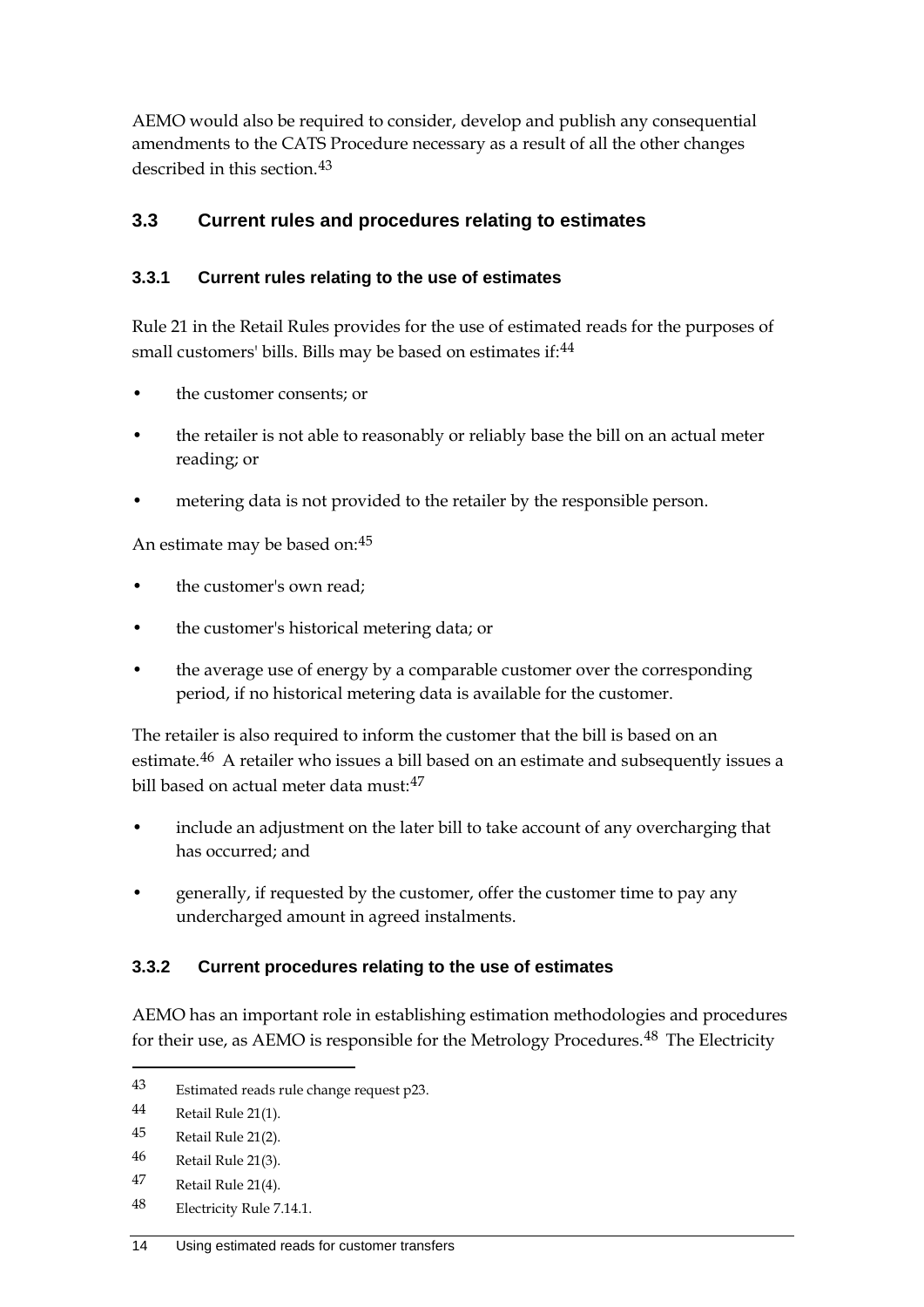AEMO would also be required to consider, develop and publish any consequential amendments to the CATS Procedure necessary as a result of all the other changes described in this section.[43]

## 3.3 Current rules and procedures relating to estimates

### 3.3.1 Current rules relating to the use of estimates

Rule 21 in the Retail Rules provides for the use of estimated reads for the purposes of small customers' bills. Bills may be based on estimates if:[44]

- the customer consents; or
- the retailer is not able to reasonably or reliably base the bill on an actual meter reading; or
- metering data is not provided to the retailer by the responsible person.

An estimate may be based on:[45]

- the customer's own read;
- the customer's historical metering data; or
- the average use of energy by a comparable customer over the corresponding period, if no historical metering data is available for the customer.

The retailer is also required to inform the customer that the bill is based on an estimate.[46] A retailer who issues a bill based on an estimate and subsequently issues a bill based on actual meter data must:[47]

- include an adjustment on the later bill to take account of any overcharging that has occurred; and
- generally, if requested by the customer, offer the customer time to pay any undercharged amount in agreed instalments.

### 3.3.2 Current procedures relating to the use of estimates

AEMO has an important role in establishing estimation methodologies and procedures for their use, as AEMO is responsible for the Metrology Procedures.[48] The Electricity

---

43 Estimated reads rule change request p23.

44 Retail Rule 21(1).

45 Retail Rule 21(2).

46 Retail Rule 21(3).

47 Retail Rule 21(4).

48 Electricity Rule 7.14.1.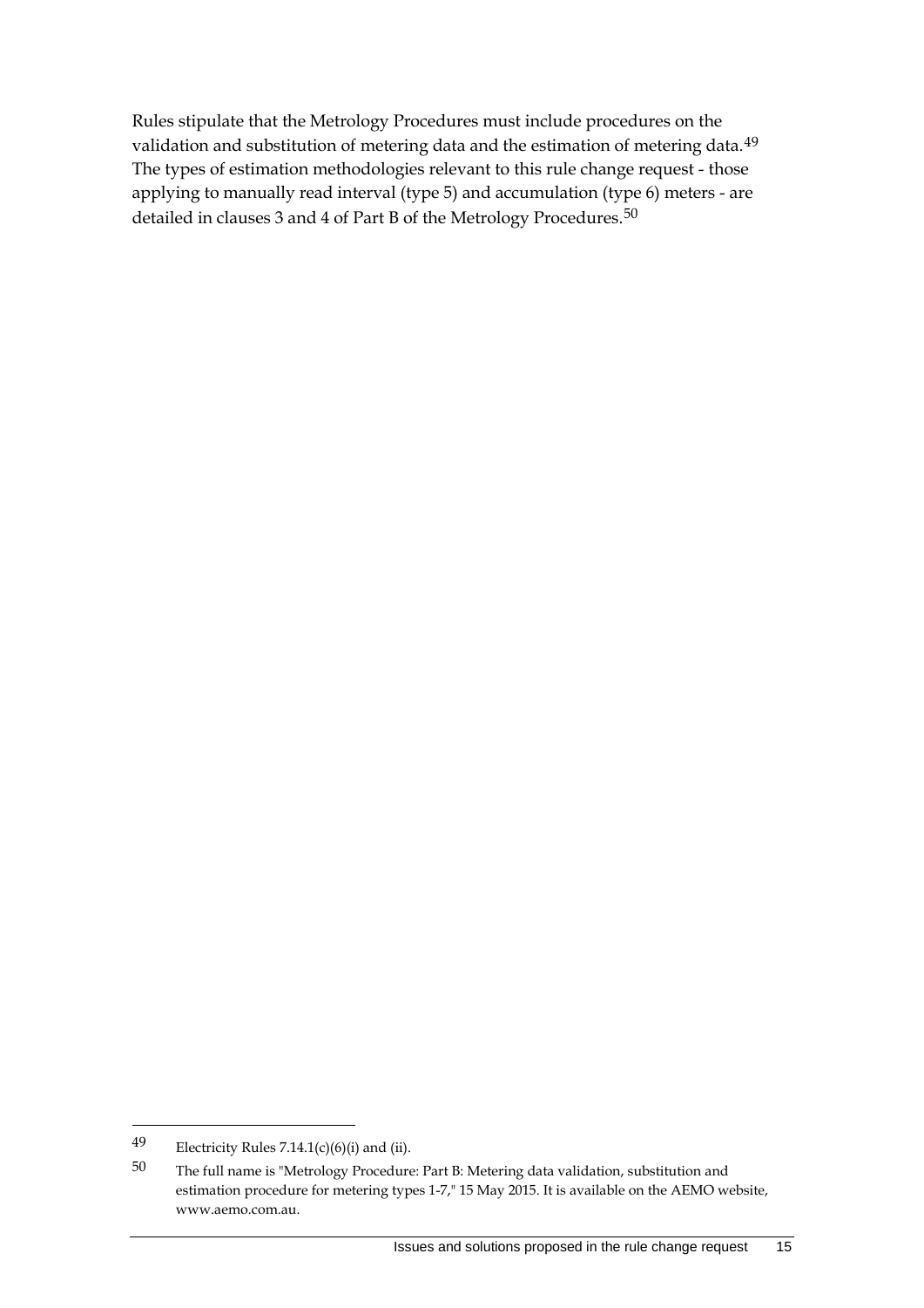Rules stipulate that the Metrology Procedures must include procedures on the validation and substitution of metering data and the estimation of metering data.[49] The types of estimation methodologies relevant to this rule change request - those applying to manually read interval (type 5) and accumulation (type 6) meters - are detailed in clauses 3 and 4 of Part B of the Metrology Procedures.[50]

---

49 Electricity Rules 7.14.1(c)(6)(i) and (ii).

50 The full name is "Metrology Procedure: Part B: Metering data validation, substitution and estimation procedure for metering types 1-7," 15 May 2015. It is available on the AEMO website, www.aemo.com.au.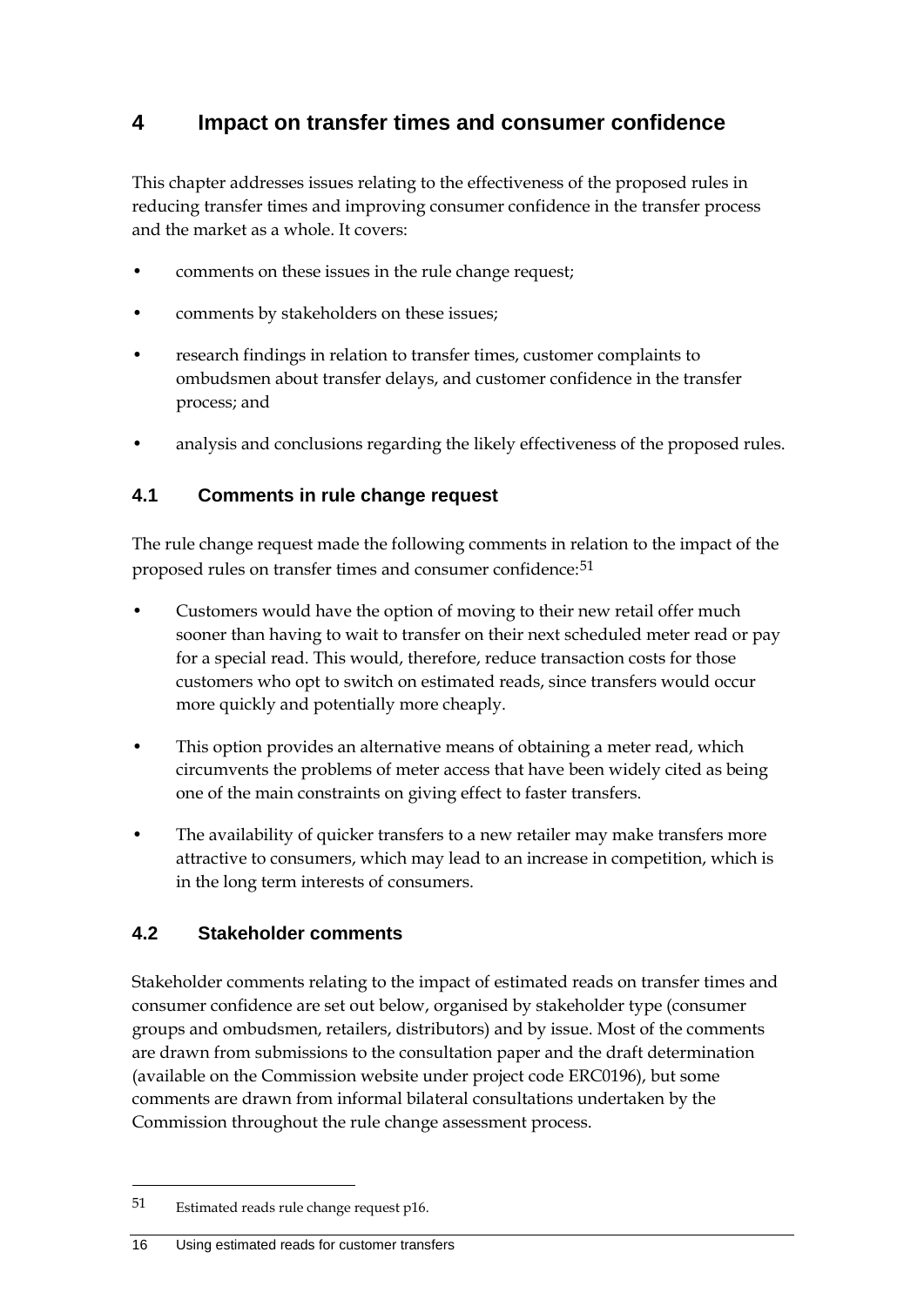# 4 Impact on transfer times and consumer confidence

This chapter addresses issues relating to the effectiveness of the proposed rules in reducing transfer times and improving consumer confidence in the transfer process and the market as a whole. It covers:

- comments on these issues in the rule change request;
- comments by stakeholders on these issues;
- research findings in relation to transfer times, customer complaints to ombudsmen about transfer delays, and customer confidence in the transfer process; and
- analysis and conclusions regarding the likely effectiveness of the proposed rules.

## 4.1 Comments in rule change request

The rule change request made the following comments in relation to the impact of the proposed rules on transfer times and consumer confidence:[51]

- Customers would have the option of moving to their new retail offer much sooner than having to wait to transfer on their next scheduled meter read or pay for a special read. This would, therefore, reduce transaction costs for those customers who opt to switch on estimated reads, since transfers would occur more quickly and potentially more cheaply.
- This option provides an alternative means of obtaining a meter read, which circumvents the problems of meter access that have been widely cited as being one of the main constraints on giving effect to faster transfers.
- The availability of quicker transfers to a new retailer may make transfers more attractive to consumers, which may lead to an increase in competition, which is in the long term interests of consumers.

## 4.2 Stakeholder comments

Stakeholder comments relating to the impact of estimated reads on transfer times and consumer confidence are set out below, organised by stakeholder type (consumer groups and ombudsmen, retailers, distributors) and by issue. Most of the comments are drawn from submissions to the consultation paper and the draft determination (available on the Commission website under project code ERC0196), but some comments are drawn from informal bilateral consultations undertaken by the Commission throughout the rule change assessment process.

[51] Estimated reads rule change request p16.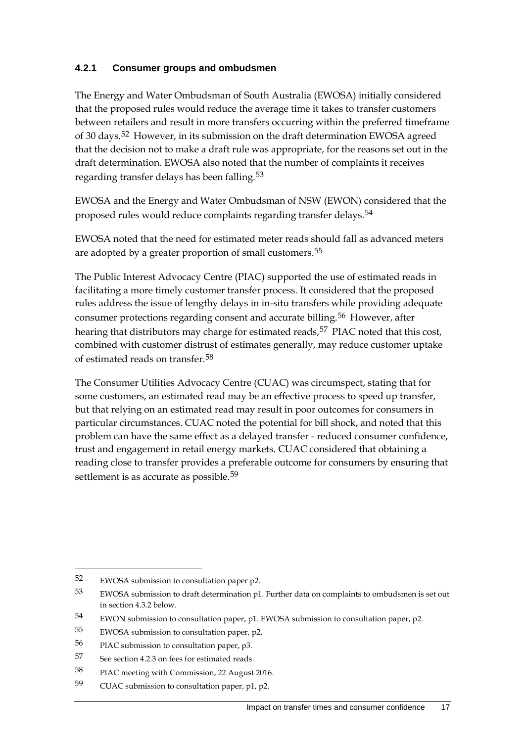### 4.2.1 Consumer groups and ombudsmen

The Energy and Water Ombudsman of South Australia (EWOSA) initially considered that the proposed rules would reduce the average time it takes to transfer customers between retailers and result in more transfers occurring within the preferred timeframe of 30 days.[52] However, in its submission on the draft determination EWOSA agreed that the decision not to make a draft rule was appropriate, for the reasons set out in the draft determination. EWOSA also noted that the number of complaints it receives regarding transfer delays has been falling.[53]

EWOSA and the Energy and Water Ombudsman of NSW (EWON) considered that the proposed rules would reduce complaints regarding transfer delays.[54]

EWOSA noted that the need for estimated meter reads should fall as advanced meters are adopted by a greater proportion of small customers.[55]

The Public Interest Advocacy Centre (PIAC) supported the use of estimated reads in facilitating a more timely customer transfer process. It considered that the proposed rules address the issue of lengthy delays in in-situ transfers while providing adequate consumer protections regarding consent and accurate billing.[56] However, after hearing that distributors may charge for estimated reads,[57] PIAC noted that this cost, combined with customer distrust of estimates generally, may reduce customer uptake of estimated reads on transfer.[58]

The Consumer Utilities Advocacy Centre (CUAC) was circumspect, stating that for some customers, an estimated read may be an effective process to speed up transfer, but that relying on an estimated read may result in poor outcomes for consumers in particular circumstances. CUAC noted the potential for bill shock, and noted that this problem can have the same effect as a delayed transfer - reduced consumer confidence, trust and engagement in retail energy markets. CUAC considered that obtaining a reading close to transfer provides a preferable outcome for consumers by ensuring that settlement is as accurate as possible.[59]

---

52 EWOSA submission to consultation paper p2.

53 EWOSA submission to draft determination p1. Further data on complaints to ombudsmen is set out in section 4.3.2 below.

54 EWON submission to consultation paper, p1. EWOSA submission to consultation paper, p2.

55 EWOSA submission to consultation paper, p2.

56 PIAC submission to consultation paper, p3.

57 See section 4.2.3 on fees for estimated reads.

58 PIAC meeting with Commission, 22 August 2016.

59 CUAC submission to consultation paper, p1, p2.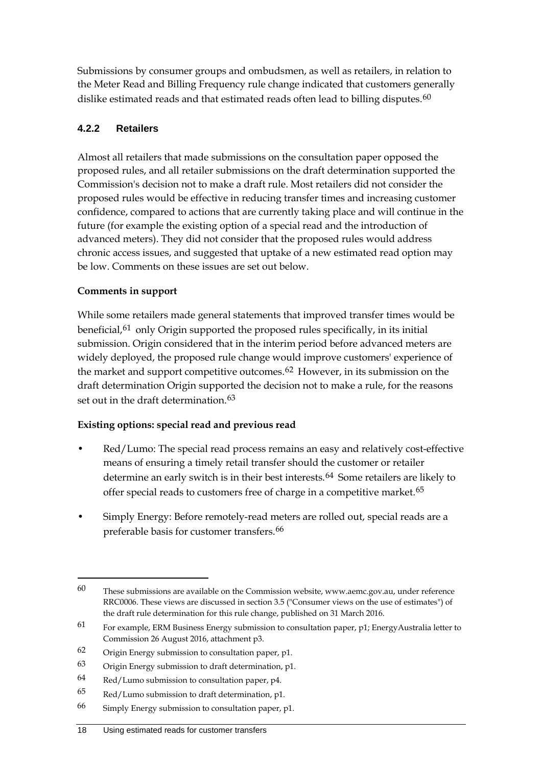Submissions by consumer groups and ombudsmen, as well as retailers, in relation to the Meter Read and Billing Frequency rule change indicated that customers generally dislike estimated reads and that estimated reads often lead to billing disputes.[60]

### 4.2.2 Retailers

Almost all retailers that made submissions on the consultation paper opposed the proposed rules, and all retailer submissions on the draft determination supported the Commission's decision not to make a draft rule. Most retailers did not consider the proposed rules would be effective in reducing transfer times and increasing customer confidence, compared to actions that are currently taking place and will continue in the future (for example the existing option of a special read and the introduction of advanced meters). They did not consider that the proposed rules would address chronic access issues, and suggested that uptake of a new estimated read option may be low. Comments on these issues are set out below.

**Comments in support**

While some retailers made general statements that improved transfer times would be beneficial,[61] only Origin supported the proposed rules specifically, in its initial submission. Origin considered that in the interim period before advanced meters are widely deployed, the proposed rule change would improve customers' experience of the market and support competitive outcomes.[62] However, in its submission on the draft determination Origin supported the decision not to make a rule, for the reasons set out in the draft determination.[63]

**Existing options: special read and previous read**

- Red/Lumo: The special read process remains an easy and relatively cost-effective means of ensuring a timely retail transfer should the customer or retailer determine an early switch is in their best interests.[64] Some retailers are likely to offer special reads to customers free of charge in a competitive market.[65]
- Simply Energy: Before remotely-read meters are rolled out, special reads are a preferable basis for customer transfers.[66]

---

60 These submissions are available on the Commission website, www.aemc.gov.au, under reference RRC0006. These views are discussed in section 3.5 ("Consumer views on the use of estimates") of the draft rule determination for this rule change, published on 31 March 2016.

61 For example, ERM Business Energy submission to consultation paper, p1; EnergyAustralia letter to Commission 26 August 2016, attachment p3.

62 Origin Energy submission to consultation paper, p1.

63 Origin Energy submission to draft determination, p1.

64 Red/Lumo submission to consultation paper, p4.

65 Red/Lumo submission to draft determination, p1.

66 Simply Energy submission to consultation paper, p1.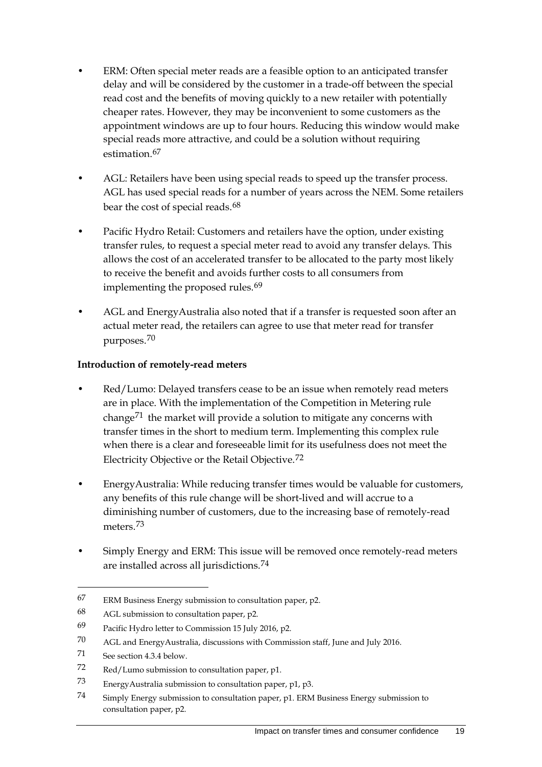- ERM: Often special meter reads are a feasible option to an anticipated transfer delay and will be considered by the customer in a trade-off between the special read cost and the benefits of moving quickly to a new retailer with potentially cheaper rates. However, they may be inconvenient to some customers as the appointment windows are up to four hours. Reducing this window would make special reads more attractive, and could be a solution without requiring estimation.[67]

- AGL: Retailers have been using special reads to speed up the transfer process. AGL has used special reads for a number of years across the NEM. Some retailers bear the cost of special reads.[68]

- Pacific Hydro Retail: Customers and retailers have the option, under existing transfer rules, to request a special meter read to avoid any transfer delays. This allows the cost of an accelerated transfer to be allocated to the party most likely to receive the benefit and avoids further costs to all consumers from implementing the proposed rules.[69]

- AGL and EnergyAustralia also noted that if a transfer is requested soon after an actual meter read, the retailers can agree to use that meter read for transfer purposes.[70]

**Introduction of remotely-read meters**

- Red/Lumo: Delayed transfers cease to be an issue when remotely read meters are in place. With the implementation of the Competition in Metering rule change[71] the market will provide a solution to mitigate any concerns with transfer times in the short to medium term. Implementing this complex rule when there is a clear and foreseeable limit for its usefulness does not meet the Electricity Objective or the Retail Objective.[72]

- EnergyAustralia: While reducing transfer times would be valuable for customers, any benefits of this rule change will be short-lived and will accrue to a diminishing number of customers, due to the increasing base of remotely-read meters.[73]

- Simply Energy and ERM: This issue will be removed once remotely-read meters are installed across all jurisdictions.[74]

---

67 ERM Business Energy submission to consultation paper, p2.

68 AGL submission to consultation paper, p2.

69 Pacific Hydro letter to Commission 15 July 2016, p2.

70 AGL and EnergyAustralia, discussions with Commission staff, June and July 2016.

71 See section 4.3.4 below.

72 Red/Lumo submission to consultation paper, p1.

73 EnergyAustralia submission to consultation paper, p1, p3.

74 Simply Energy submission to consultation paper, p1. ERM Business Energy submission to consultation paper, p2.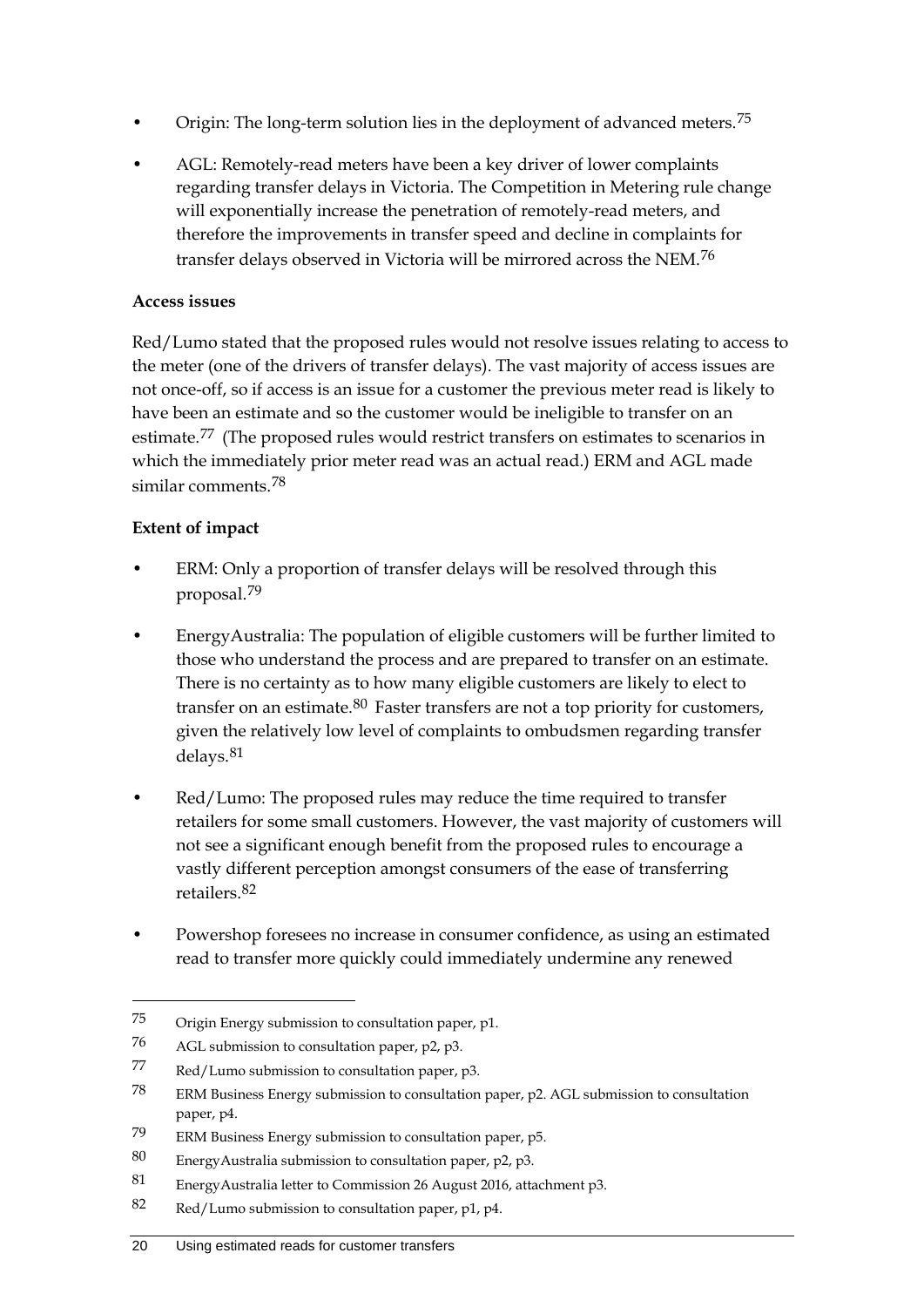- Origin: The long-term solution lies in the deployment of advanced meters.[75]
- AGL: Remotely-read meters have been a key driver of lower complaints regarding transfer delays in Victoria. The Competition in Metering rule change will exponentially increase the penetration of remotely-read meters, and therefore the improvements in transfer speed and decline in complaints for transfer delays observed in Victoria will be mirrored across the NEM.[76]

**Access issues**

Red/Lumo stated that the proposed rules would not resolve issues relating to access to the meter (one of the drivers of transfer delays). The vast majority of access issues are not once-off, so if access is an issue for a customer the previous meter read is likely to have been an estimate and so the customer would be ineligible to transfer on an estimate.[77] (The proposed rules would restrict transfers on estimates to scenarios in which the immediately prior meter read was an actual read.) ERM and AGL made similar comments.[78]

**Extent of impact**

- ERM: Only a proportion of transfer delays will be resolved through this proposal.[79]
- EnergyAustralia: The population of eligible customers will be further limited to those who understand the process and are prepared to transfer on an estimate. There is no certainty as to how many eligible customers are likely to elect to transfer on an estimate.[80] Faster transfers are not a top priority for customers, given the relatively low level of complaints to ombudsmen regarding transfer delays.[81]
- Red/Lumo: The proposed rules may reduce the time required to transfer retailers for some small customers. However, the vast majority of customers will not see a significant enough benefit from the proposed rules to encourage a vastly different perception amongst consumers of the ease of transferring retailers.[82]
- Powershop foresees no increase in consumer confidence, as using an estimated read to transfer more quickly could immediately undermine any renewed

---

75 Origin Energy submission to consultation paper, p1.

76 AGL submission to consultation paper, p2, p3.

77 Red/Lumo submission to consultation paper, p3.

78 ERM Business Energy submission to consultation paper, p2. AGL submission to consultation paper, p4.

79 ERM Business Energy submission to consultation paper, p5.

80 EnergyAustralia submission to consultation paper, p2, p3.

81 EnergyAustralia letter to Commission 26 August 2016, attachment p3.

82 Red/Lumo submission to consultation paper, p1, p4.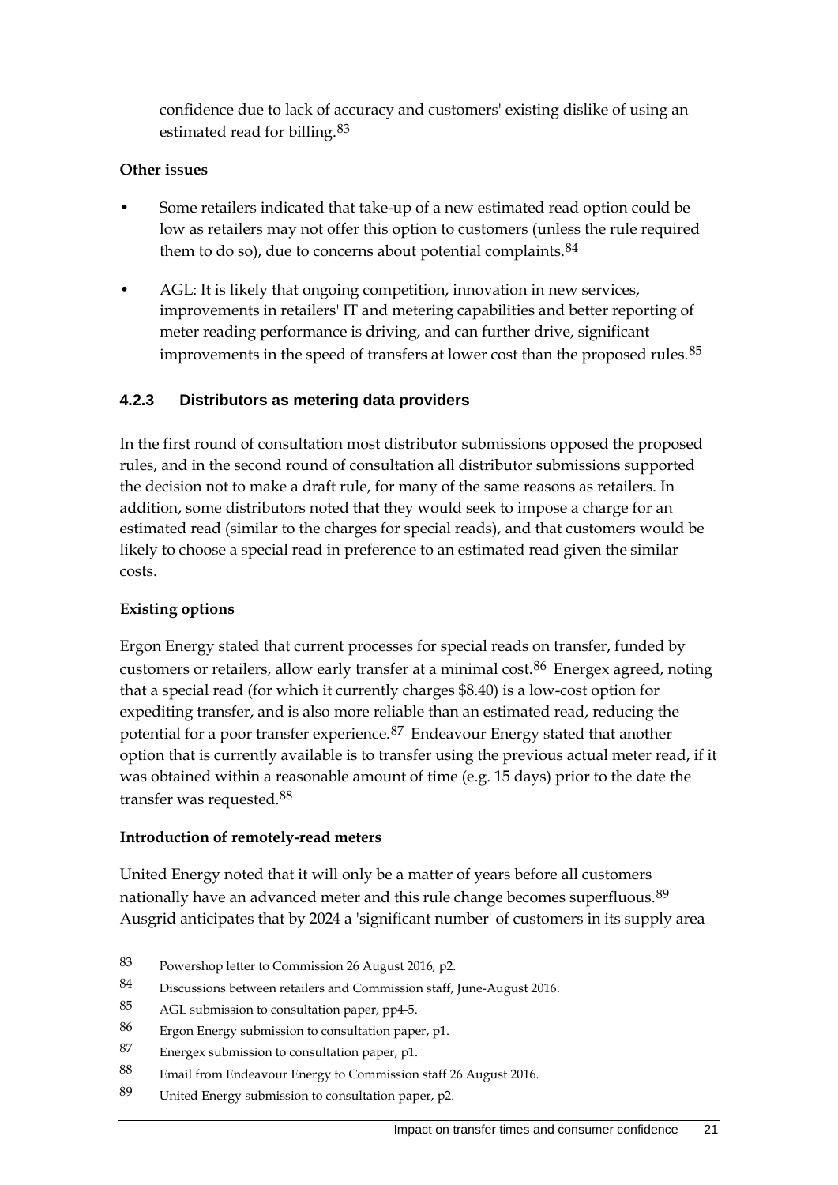confidence due to lack of accuracy and customers' existing dislike of using an estimated read for billing.[83]

**Other issues**

- Some retailers indicated that take-up of a new estimated read option could be low as retailers may not offer this option to customers (unless the rule required them to do so), due to concerns about potential complaints.[84]
- AGL: It is likely that ongoing competition, innovation in new services, improvements in retailers' IT and metering capabilities and better reporting of meter reading performance is driving, and can further drive, significant improvements in the speed of transfers at lower cost than the proposed rules.[85]

### 4.2.3 Distributors as metering data providers

In the first round of consultation most distributor submissions opposed the proposed rules, and in the second round of consultation all distributor submissions supported the decision not to make a draft rule, for many of the same reasons as retailers. In addition, some distributors noted that they would seek to impose a charge for an estimated read (similar to the charges for special reads), and that customers would be likely to choose a special read in preference to an estimated read given the similar costs.

**Existing options**

Ergon Energy stated that current processes for special reads on transfer, funded by customers or retailers, allow early transfer at a minimal cost.[86] Energex agreed, noting that a special read (for which it currently charges $8.40) is a low-cost option for expediting transfer, and is also more reliable than an estimated read, reducing the potential for a poor transfer experience.[87] Endeavour Energy stated that another option that is currently available is to transfer using the previous actual meter read, if it was obtained within a reasonable amount of time (e.g. 15 days) prior to the date the transfer was requested.[88]

**Introduction of remotely-read meters**

United Energy noted that it will only be a matter of years before all customers nationally have an advanced meter and this rule change becomes superfluous.[89] Ausgrid anticipates that by 2024 a 'significant number' of customers in its supply area

---

83 Powershop letter to Commission 26 August 2016, p2.

84 Discussions between retailers and Commission staff, June-August 2016.

85 AGL submission to consultation paper, pp4-5.

86 Ergon Energy submission to consultation paper, p1.

87 Energex submission to consultation paper, p1.

88 Email from Endeavour Energy to Commission staff 26 August 2016.

89 United Energy submission to consultation paper, p2.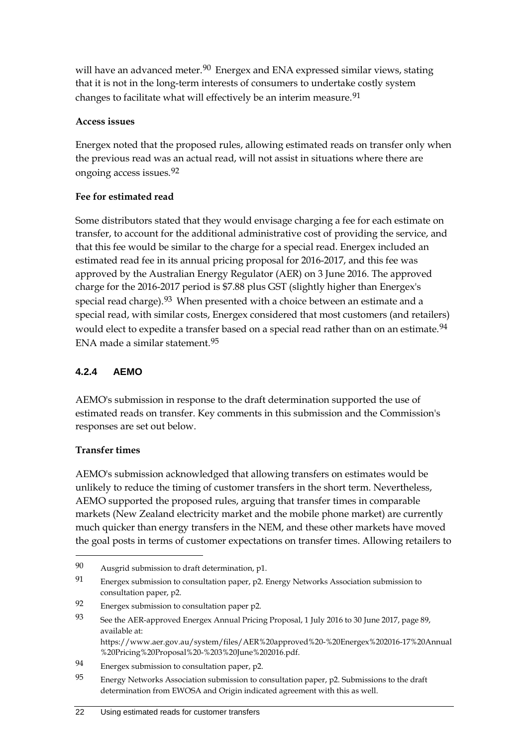will have an advanced meter.[90] Energex and ENA expressed similar views, stating that it is not in the long-term interests of consumers to undertake costly system changes to facilitate what will effectively be an interim measure.[91]

**Access issues**

Energex noted that the proposed rules, allowing estimated reads on transfer only when the previous read was an actual read, will not assist in situations where there are ongoing access issues.[92]

**Fee for estimated read**

Some distributors stated that they would envisage charging a fee for each estimate on transfer, to account for the additional administrative cost of providing the service, and that this fee would be similar to the charge for a special read. Energex included an estimated read fee in its annual pricing proposal for 2016-2017, and this fee was approved by the Australian Energy Regulator (AER) on 3 June 2016. The approved charge for the 2016-2017 period is $7.88 plus GST (slightly higher than Energex's special read charge).[93] When presented with a choice between an estimate and a special read, with similar costs, Energex considered that most customers (and retailers) would elect to expedite a transfer based on a special read rather than on an estimate.[94] ENA made a similar statement.[95]

### 4.2.4 AEMO

AEMO's submission in response to the draft determination supported the use of estimated reads on transfer. Key comments in this submission and the Commission's responses are set out below.

**Transfer times**

AEMO's submission acknowledged that allowing transfers on estimates would be unlikely to reduce the timing of customer transfers in the short term. Nevertheless, AEMO supported the proposed rules, arguing that transfer times in comparable markets (New Zealand electricity market and the mobile phone market) are currently much quicker than energy transfers in the NEM, and these other markets have moved the goal posts in terms of customer expectations on transfer times. Allowing retailers to

---

90 Ausgrid submission to draft determination, p1.

91 Energex submission to consultation paper, p2. Energy Networks Association submission to consultation paper, p2.

92 Energex submission to consultation paper p2.

93 See the AER-approved Energex Annual Pricing Proposal, 1 July 2016 to 30 June 2017, page 89, available at: https://www.aer.gov.au/system/files/AER%20approved%20-%20Energex%202016-17%20Annual%20Pricing%20Proposal%20-%203%20June%202016.pdf.

94 Energex submission to consultation paper, p2.

95 Energy Networks Association submission to consultation paper, p2. Submissions to the draft determination from EWOSA and Origin indicated agreement with this as well.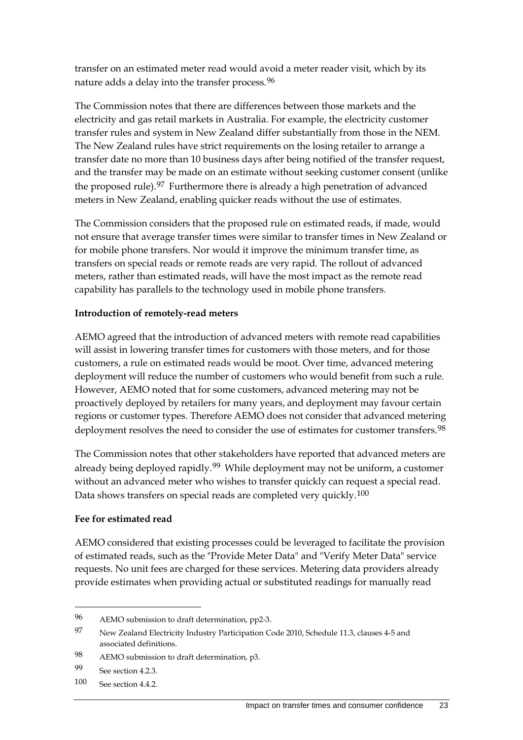transfer on an estimated meter read would avoid a meter reader visit, which by its nature adds a delay into the transfer process.[96]

The Commission notes that there are differences between those markets and the electricity and gas retail markets in Australia. For example, the electricity customer transfer rules and system in New Zealand differ substantially from those in the NEM. The New Zealand rules have strict requirements on the losing retailer to arrange a transfer date no more than 10 business days after being notified of the transfer request, and the transfer may be made on an estimate without seeking customer consent (unlike the proposed rule).[97] Furthermore there is already a high penetration of advanced meters in New Zealand, enabling quicker reads without the use of estimates.

The Commission considers that the proposed rule on estimated reads, if made, would not ensure that average transfer times were similar to transfer times in New Zealand or for mobile phone transfers. Nor would it improve the minimum transfer time, as transfers on special reads or remote reads are very rapid. The rollout of advanced meters, rather than estimated reads, will have the most impact as the remote read capability has parallels to the technology used in mobile phone transfers.

**Introduction of remotely-read meters**

AEMO agreed that the introduction of advanced meters with remote read capabilities will assist in lowering transfer times for customers with those meters, and for those customers, a rule on estimated reads would be moot. Over time, advanced metering deployment will reduce the number of customers who would benefit from such a rule. However, AEMO noted that for some customers, advanced metering may not be proactively deployed by retailers for many years, and deployment may favour certain regions or customer types. Therefore AEMO does not consider that advanced metering deployment resolves the need to consider the use of estimates for customer transfers.[98]

The Commission notes that other stakeholders have reported that advanced meters are already being deployed rapidly.[99] While deployment may not be uniform, a customer without an advanced meter who wishes to transfer quickly can request a special read. Data shows transfers on special reads are completed very quickly.[100]

**Fee for estimated read**

AEMO considered that existing processes could be leveraged to facilitate the provision of estimated reads, such as the "Provide Meter Data" and "Verify Meter Data" service requests. No unit fees are charged for these services. Metering data providers already provide estimates when providing actual or substituted readings for manually read

---

96 AEMO submission to draft determination, pp2-3.

97 New Zealand Electricity Industry Participation Code 2010, Schedule 11.3, clauses 4-5 and associated definitions.

98 AEMO submission to draft determination, p3.

99 See section 4.2.3.

100 See section 4.4.2.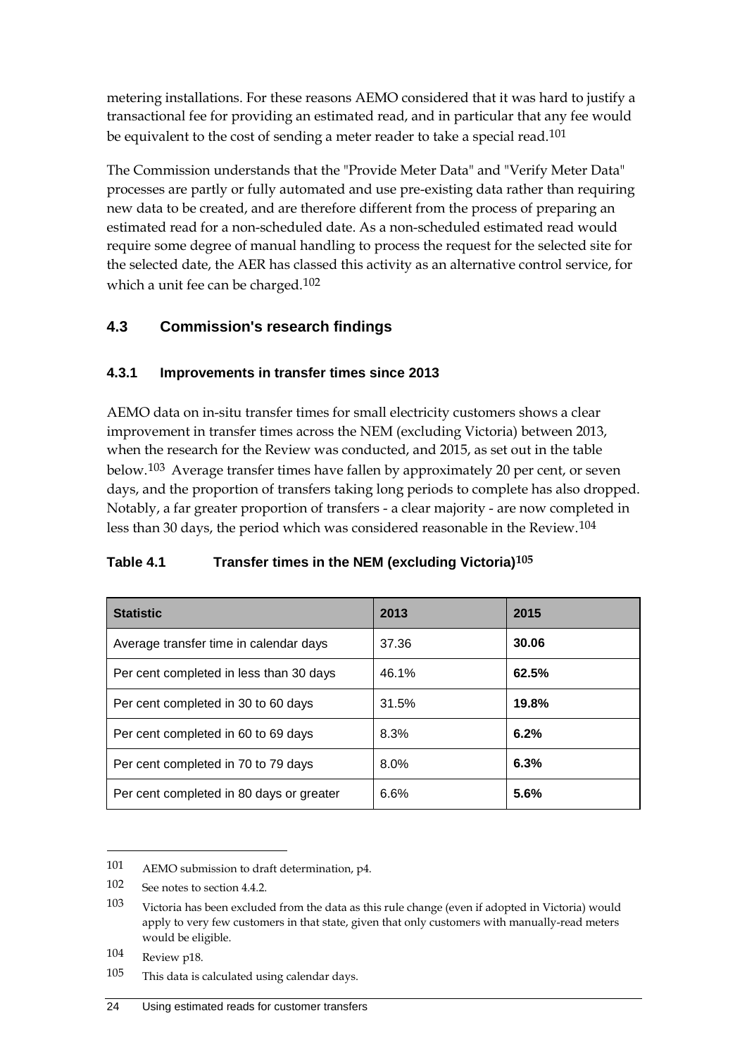metering installations. For these reasons AEMO considered that it was hard to justify a transactional fee for providing an estimated read, and in particular that any fee would be equivalent to the cost of sending a meter reader to take a special read.[101]

The Commission understands that the "Provide Meter Data" and "Verify Meter Data" processes are partly or fully automated and use pre-existing data rather than requiring new data to be created, and are therefore different from the process of preparing an estimated read for a non-scheduled date. As a non-scheduled estimated read would require some degree of manual handling to process the request for the selected site for the selected date, the AER has classed this activity as an alternative control service, for which a unit fee can be charged.[102]

## 4.3 Commission's research findings

### 4.3.1 Improvements in transfer times since 2013

AEMO data on in-situ transfer times for small electricity customers shows a clear improvement in transfer times across the NEM (excluding Victoria) between 2013, when the research for the Review was conducted, and 2015, as set out in the table below.[103] Average transfer times have fallen by approximately 20 per cent, or seven days, and the proportion of transfers taking long periods to complete has also dropped. Notably, a far greater proportion of transfers - a clear majority - are now completed in less than 30 days, the period which was considered reasonable in the Review.[104]

**Table 4.1 Transfer times in the NEM (excluding Victoria)[105]**

| Statistic | 2013 | 2015 |
|---|---|---|
| Average transfer time in calendar days | 37.36 | **30.06** |
| Per cent completed in less than 30 days | 46.1% | **62.5%** |
| Per cent completed in 30 to 60 days | 31.5% | **19.8%** |
| Per cent completed in 60 to 69 days | 8.3% | **6.2%** |
| Per cent completed in 70 to 79 days | 8.0% | **6.3%** |
| Per cent completed in 80 days or greater | 6.6% | **5.6%** |

[101] AEMO submission to draft determination, p4.

[102] See notes to section 4.4.2.

[103] Victoria has been excluded from the data as this rule change (even if adopted in Victoria) would apply to very few customers in that state, given that only customers with manually-read meters would be eligible.

[104] Review p18.

[105] This data is calculated using calendar days.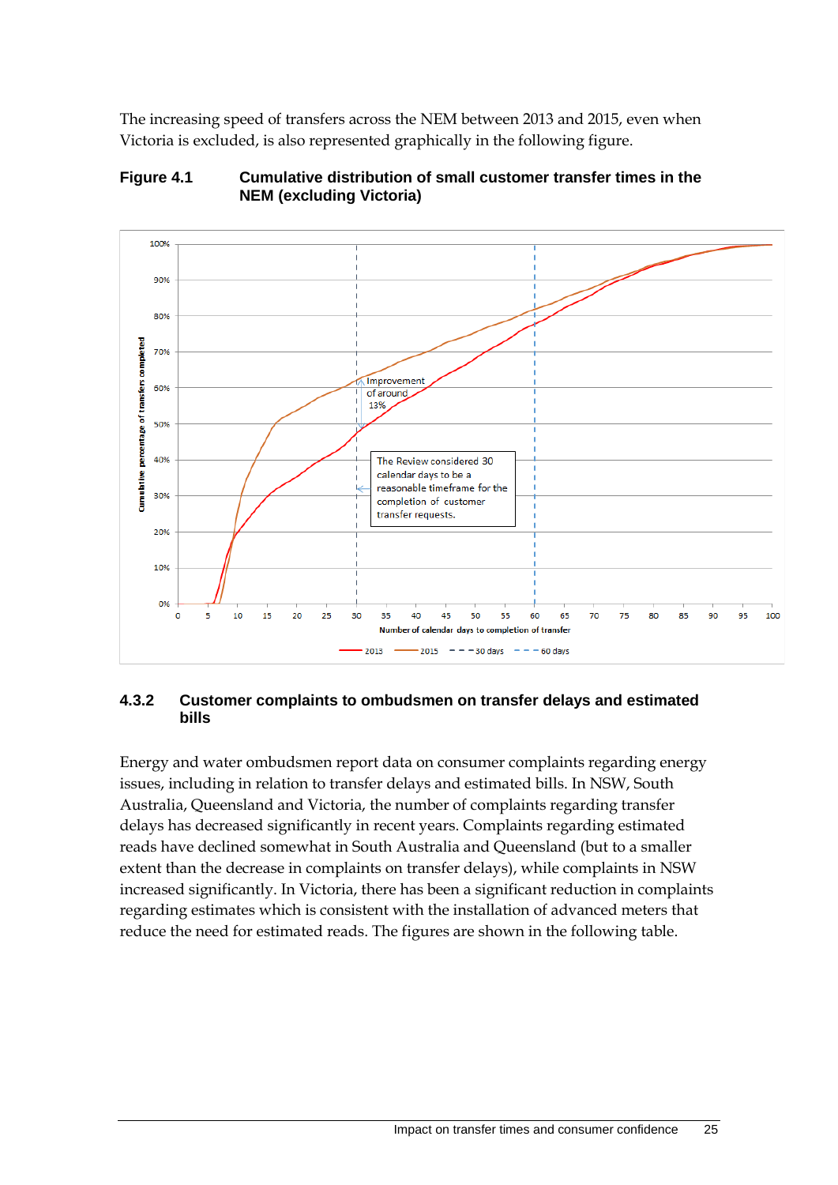The increasing speed of transfers across the NEM between 2013 and 2015, even when Victoria is excluded, is also represented graphically in the following figure.

**Figure 4.1 Cumulative distribution of small customer transfer times in the NEM (excluding Victoria)**

100%
90%
80%
70%
60%
50%
40%
30%
20%
10%
0%

Cumulative percentage of transfers completed

0 5 10 15 20 25 30 35 40 45 50 55 60 65 70 75 80 85 90 95 100

Number of calendar days to completion of transfer

Improvement of around 13%

The Review considered 30 calendar days to be a reasonable timeframe for the completion of customer transfer requests.

2013 2015 30 days 60 days

### 4.3.2 Customer complaints to ombudsmen on transfer delays and estimated bills

Energy and water ombudsmen report data on consumer complaints regarding energy issues, including in relation to transfer delays and estimated bills. In NSW, South Australia, Queensland and Victoria, the number of complaints regarding transfer delays has decreased significantly in recent years. Complaints regarding estimated reads have declined somewhat in South Australia and Queensland (but to a smaller extent than the decrease in complaints on transfer delays), while complaints in NSW increased significantly. In Victoria, there has been a significant reduction in complaints regarding estimates which is consistent with the installation of advanced meters that reduce the need for estimated reads. The figures are shown in the following table.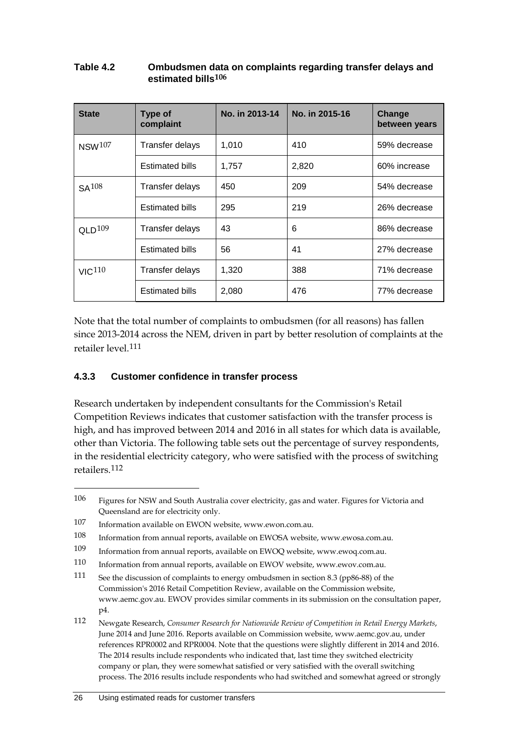**Table 4.2 Ombudsmen data on complaints regarding transfer delays and estimated bills[106]**

| State | Type of complaint | No. in 2013-14 | No. in 2015-16 | Change between years |
|---|---|---|---|---|
| NSW[107] | Transfer delays | 1,010 | 410 | 59% decrease |
| | Estimated bills | 1,757 | 2,820 | 60% increase |
| SA[108] | Transfer delays | 450 | 209 | 54% decrease |
| | Estimated bills | 295 | 219 | 26% decrease |
| QLD[109] | Transfer delays | 43 | 6 | 86% decrease |
| | Estimated bills | 56 | 41 | 27% decrease |
| VIC[110] | Transfer delays | 1,320 | 388 | 71% decrease |
| | Estimated bills | 2,080 | 476 | 77% decrease |

Note that the total number of complaints to ombudsmen (for all reasons) has fallen since 2013-2014 across the NEM, driven in part by better resolution of complaints at the retailer level.[111]

### 4.3.3 Customer confidence in transfer process

Research undertaken by independent consultants for the Commission's Retail Competition Reviews indicates that customer satisfaction with the transfer process is high, and has improved between 2014 and 2016 in all states for which data is available, other than Victoria. The following table sets out the percentage of survey respondents, in the residential electricity category, who were satisfied with the process of switching retailers.[112]

---

106 Figures for NSW and South Australia cover electricity, gas and water. Figures for Victoria and Queensland are for electricity only.

107 Information available on EWON website, www.ewon.com.au.

108 Information from annual reports, available on EWOSA website, www.ewosa.com.au.

109 Information from annual reports, available on EWOQ website, www.ewoq.com.au.

110 Information from annual reports, available on EWOV website, www.ewov.com.au.

111 See the discussion of complaints to energy ombudsmen in section 8.3 (pp86-88) of the Commission's 2016 Retail Competition Review, available on the Commission website, www.aemc.gov.au. EWOV provides similar comments in its submission on the consultation paper, p4.

112 Newgate Research, *Consumer Research for Nationwide Review of Competition in Retail Energy Markets*, June 2014 and June 2016. Reports available on Commission website, www.aemc.gov.au, under references RPR0002 and RPR0004. Note that the questions were slightly different in 2014 and 2016. The 2014 results include respondents who indicated that, last time they switched electricity company or plan, they were somewhat satisfied or very satisfied with the overall switching process. The 2016 results include respondents who had switched and somewhat agreed or strongly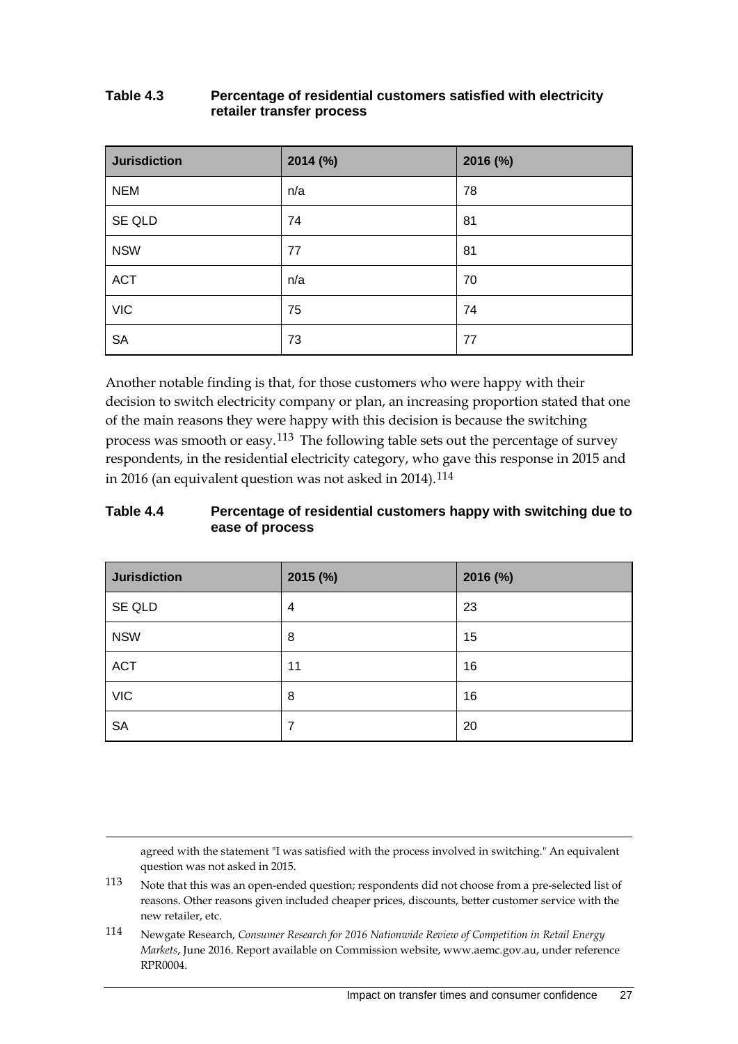**Table 4.3 Percentage of residential customers satisfied with electricity retailer transfer process**

| Jurisdiction | 2014 (%) | 2016 (%) |
| --- | --- | --- |
| NEM | n/a | 78 |
| SE QLD | 74 | 81 |
| NSW | 77 | 81 |
| ACT | n/a | 70 |
| VIC | 75 | 74 |
| SA | 73 | 77 |

Another notable finding is that, for those customers who were happy with their decision to switch electricity company or plan, an increasing proportion stated that one of the main reasons they were happy with this decision is because the switching process was smooth or easy.[113] The following table sets out the percentage of survey respondents, in the residential electricity category, who gave this response in 2015 and in 2016 (an equivalent question was not asked in 2014).[114]

**Table 4.4 Percentage of residential customers happy with switching due to ease of process**

| Jurisdiction | 2015 (%) | 2016 (%) |
| --- | --- | --- |
| SE QLD | 4 | 23 |
| NSW | 8 | 15 |
| ACT | 11 | 16 |
| VIC | 8 | 16 |
| SA | 7 | 20 |

agreed with the statement "I was satisfied with the process involved in switching." An equivalent question was not asked in 2015.

113 Note that this was an open-ended question; respondents did not choose from a pre-selected list of reasons. Other reasons given included cheaper prices, discounts, better customer service with the new retailer, etc.

114 Newgate Research, *Consumer Research for 2016 Nationwide Review of Competition in Retail Energy Markets*, June 2016. Report available on Commission website, www.aemc.gov.au, under reference RPR0004.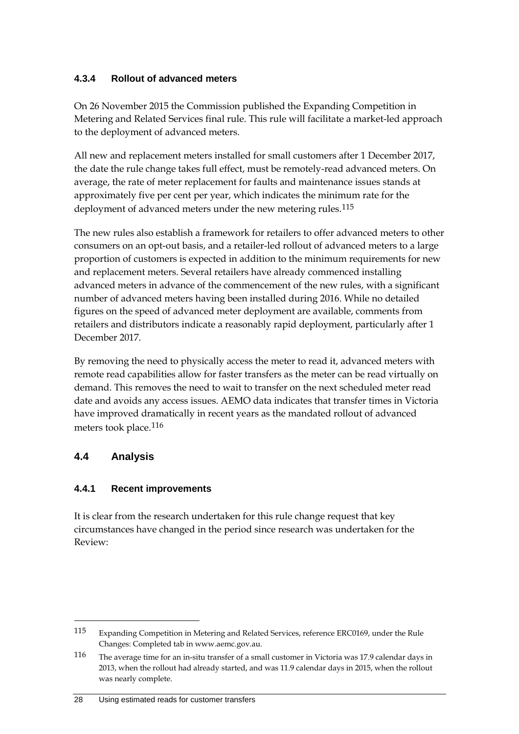### 4.3.4 Rollout of advanced meters

On 26 November 2015 the Commission published the Expanding Competition in Metering and Related Services final rule. This rule will facilitate a market-led approach to the deployment of advanced meters.

All new and replacement meters installed for small customers after 1 December 2017, the date the rule change takes full effect, must be remotely-read advanced meters. On average, the rate of meter replacement for faults and maintenance issues stands at approximately five per cent per year, which indicates the minimum rate for the deployment of advanced meters under the new metering rules.[115]

The new rules also establish a framework for retailers to offer advanced meters to other consumers on an opt-out basis, and a retailer-led rollout of advanced meters to a large proportion of customers is expected in addition to the minimum requirements for new and replacement meters. Several retailers have already commenced installing advanced meters in advance of the commencement of the new rules, with a significant number of advanced meters having been installed during 2016. While no detailed figures on the speed of advanced meter deployment are available, comments from retailers and distributors indicate a reasonably rapid deployment, particularly after 1 December 2017.

By removing the need to physically access the meter to read it, advanced meters with remote read capabilities allow for faster transfers as the meter can be read virtually on demand. This removes the need to wait to transfer on the next scheduled meter read date and avoids any access issues. AEMO data indicates that transfer times in Victoria have improved dramatically in recent years as the mandated rollout of advanced meters took place.[116]

## 4.4 Analysis

### 4.4.1 Recent improvements

It is clear from the research undertaken for this rule change request that key circumstances have changed in the period since research was undertaken for the Review:

---

115 Expanding Competition in Metering and Related Services, reference ERC0169, under the Rule Changes: Completed tab in www.aemc.gov.au.

116 The average time for an in-situ transfer of a small customer in Victoria was 17.9 calendar days in 2013, when the rollout had already started, and was 11.9 calendar days in 2015, when the rollout was nearly complete.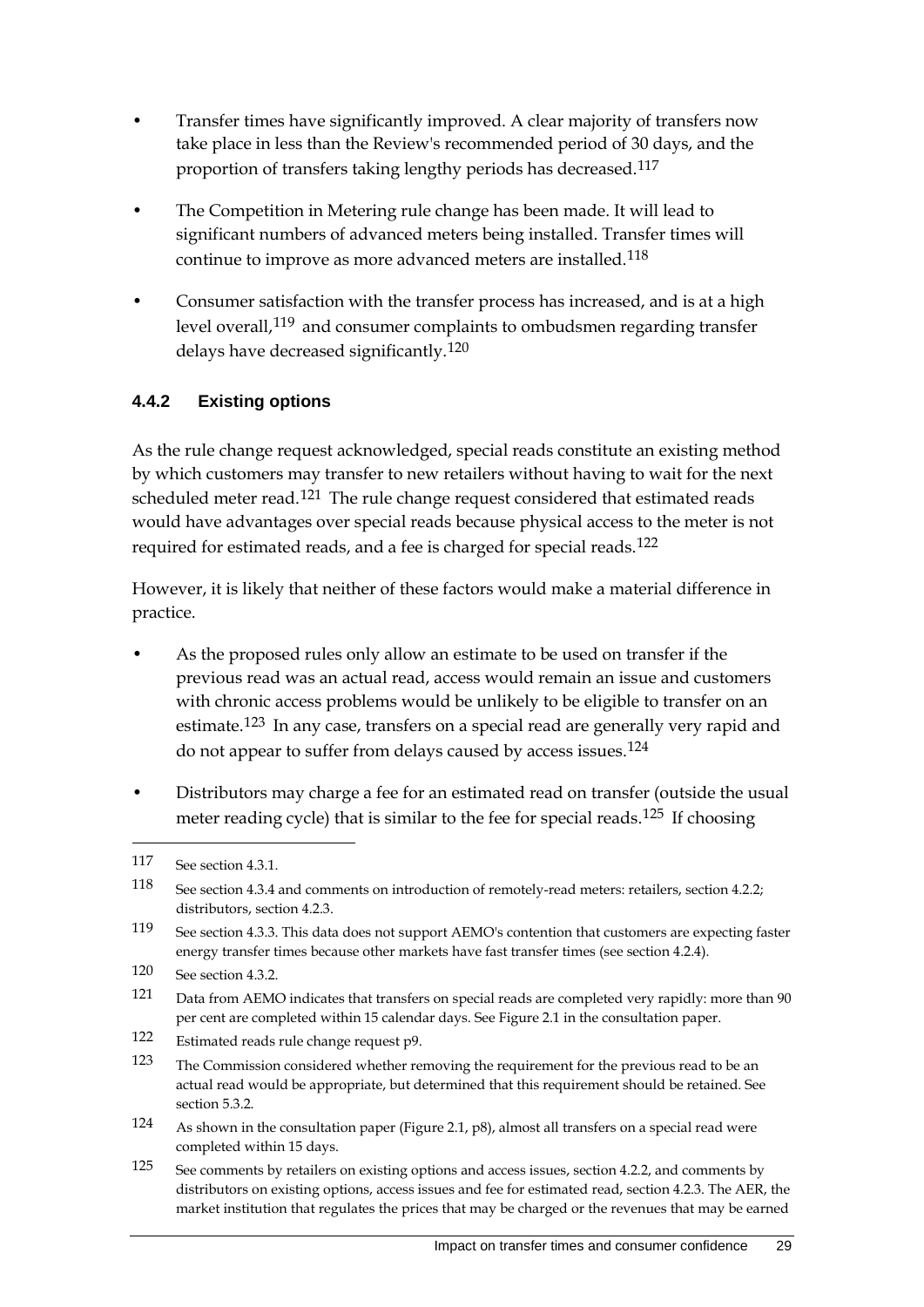- Transfer times have significantly improved. A clear majority of transfers now take place in less than the Review's recommended period of 30 days, and the proportion of transfers taking lengthy periods has decreased.[117]

- The Competition in Metering rule change has been made. It will lead to significant numbers of advanced meters being installed. Transfer times will continue to improve as more advanced meters are installed.[118]

- Consumer satisfaction with the transfer process has increased, and is at a high level overall,[119] and consumer complaints to ombudsmen regarding transfer delays have decreased significantly.[120]

### 4.4.2 Existing options

As the rule change request acknowledged, special reads constitute an existing method by which customers may transfer to new retailers without having to wait for the next scheduled meter read.[121] The rule change request considered that estimated reads would have advantages over special reads because physical access to the meter is not required for estimated reads, and a fee is charged for special reads.[122]

However, it is likely that neither of these factors would make a material difference in practice.

- As the proposed rules only allow an estimate to be used on transfer if the previous read was an actual read, access would remain an issue and customers with chronic access problems would be unlikely to be eligible to transfer on an estimate.[123] In any case, transfers on a special read are generally very rapid and do not appear to suffer from delays caused by access issues.[124]

- Distributors may charge a fee for an estimated read on transfer (outside the usual meter reading cycle) that is similar to the fee for special reads.[125] If choosing

---

117 See section 4.3.1.

118 See section 4.3.4 and comments on introduction of remotely-read meters: retailers, section 4.2.2; distributors, section 4.2.3.

119 See section 4.3.3. This data does not support AEMO's contention that customers are expecting faster energy transfer times because other markets have fast transfer times (see section 4.2.4).

120 See section 4.3.2.

121 Data from AEMO indicates that transfers on special reads are completed very rapidly: more than 90 per cent are completed within 15 calendar days. See Figure 2.1 in the consultation paper.

122 Estimated reads rule change request p9.

123 The Commission considered whether removing the requirement for the previous read to be an actual read would be appropriate, but determined that this requirement should be retained. See section 5.3.2.

124 As shown in the consultation paper (Figure 2.1, p8), almost all transfers on a special read were completed within 15 days.

125 See comments by retailers on existing options and access issues, section 4.2.2, and comments by distributors on existing options, access issues and fee for estimated read, section 4.2.3. The AER, the market institution that regulates the prices that may be charged or the revenues that may be earned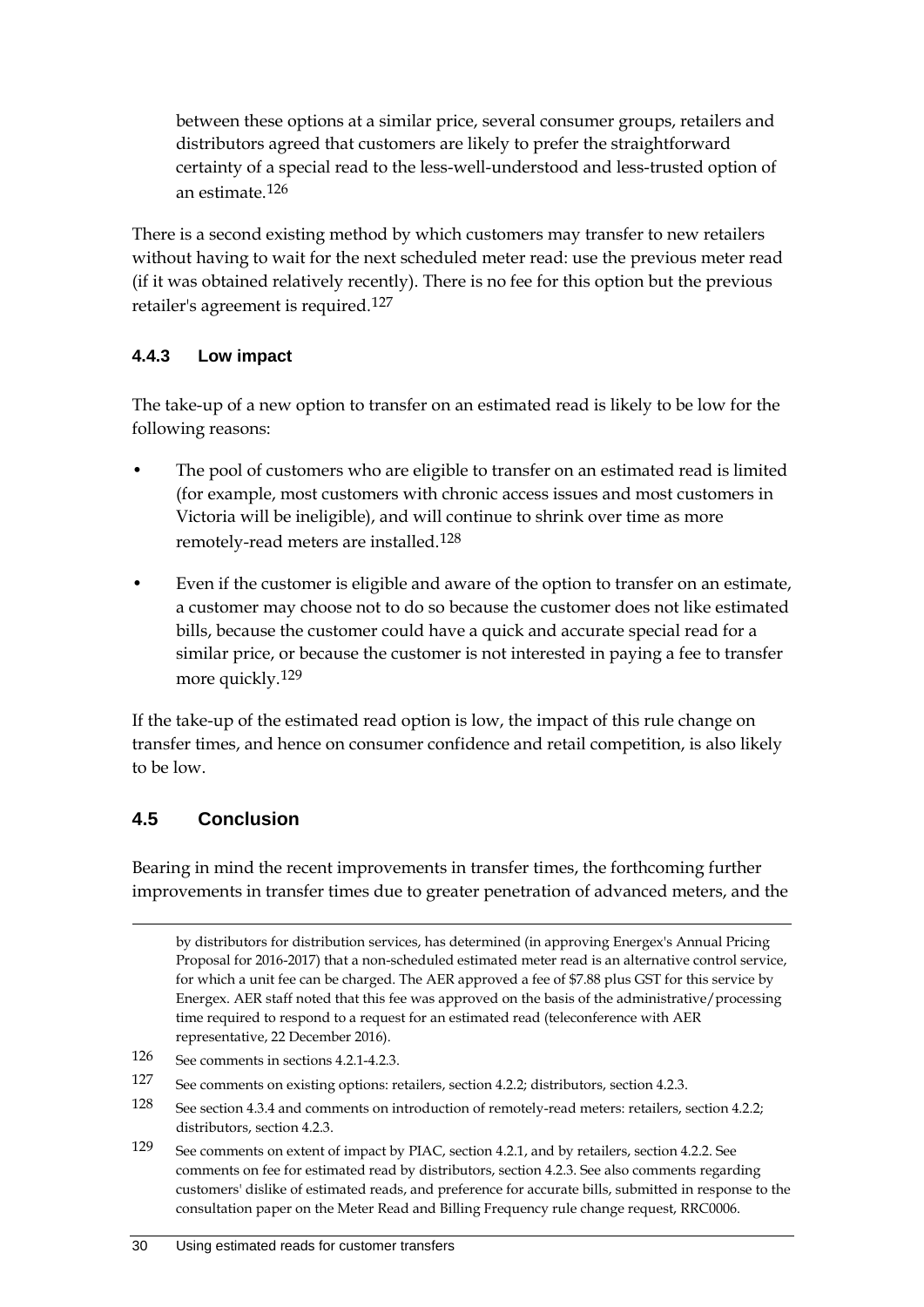between these options at a similar price, several consumer groups, retailers and distributors agreed that customers are likely to prefer the straightforward certainty of a special read to the less-well-understood and less-trusted option of an estimate.[126]

There is a second existing method by which customers may transfer to new retailers without having to wait for the next scheduled meter read: use the previous meter read (if it was obtained relatively recently). There is no fee for this option but the previous retailer's agreement is required.[127]

### 4.4.3 Low impact

The take-up of a new option to transfer on an estimated read is likely to be low for the following reasons:

- The pool of customers who are eligible to transfer on an estimated read is limited (for example, most customers with chronic access issues and most customers in Victoria will be ineligible), and will continue to shrink over time as more remotely-read meters are installed.[128]
- Even if the customer is eligible and aware of the option to transfer on an estimate, a customer may choose not to do so because the customer does not like estimated bills, because the customer could have a quick and accurate special read for a similar price, or because the customer is not interested in paying a fee to transfer more quickly.[129]

If the take-up of the estimated read option is low, the impact of this rule change on transfer times, and hence on consumer confidence and retail competition, is also likely to be low.

## 4.5 Conclusion

Bearing in mind the recent improvements in transfer times, the forthcoming further improvements in transfer times due to greater penetration of advanced meters, and the

---

by distributors for distribution services, has determined (in approving Energex's Annual Pricing Proposal for 2016-2017) that a non-scheduled estimated meter read is an alternative control service, for which a unit fee can be charged. The AER approved a fee of $7.88 plus GST for this service by Energex. AER staff noted that this fee was approved on the basis of the administrative/processing time required to respond to a request for an estimated read (teleconference with AER representative, 22 December 2016).

[126] See comments in sections 4.2.1-4.2.3.

[127] See comments on existing options: retailers, section 4.2.2; distributors, section 4.2.3.

[128] See section 4.3.4 and comments on introduction of remotely-read meters: retailers, section 4.2.2; distributors, section 4.2.3.

[129] See comments on extent of impact by PIAC, section 4.2.1, and by retailers, section 4.2.2. See comments on fee for estimated read by distributors, section 4.2.3. See also comments regarding customers' dislike of estimated reads, and preference for accurate bills, submitted in response to the consultation paper on the Meter Read and Billing Frequency rule change request, RRC0006.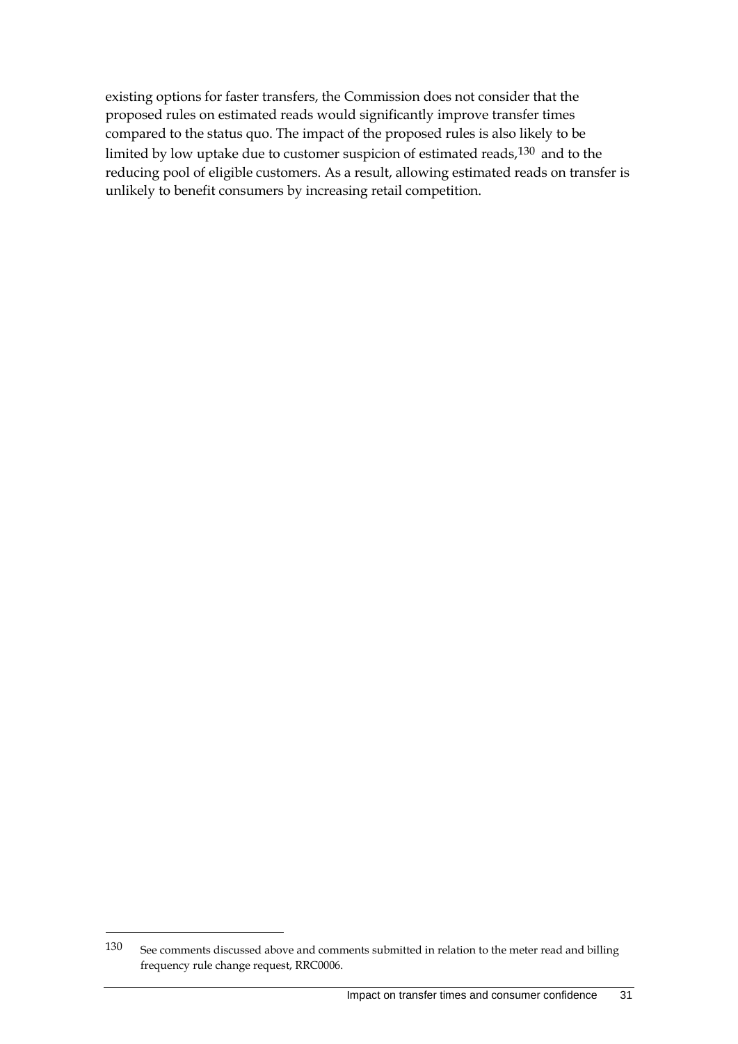existing options for faster transfers, the Commission does not consider that the proposed rules on estimated reads would significantly improve transfer times compared to the status quo. The impact of the proposed rules is also likely to be limited by low uptake due to customer suspicion of estimated reads,[130] and to the reducing pool of eligible customers. As a result, allowing estimated reads on transfer is unlikely to benefit consumers by increasing retail competition.

---

130 See comments discussed above and comments submitted in relation to the meter read and billing frequency rule change request, RRC0006.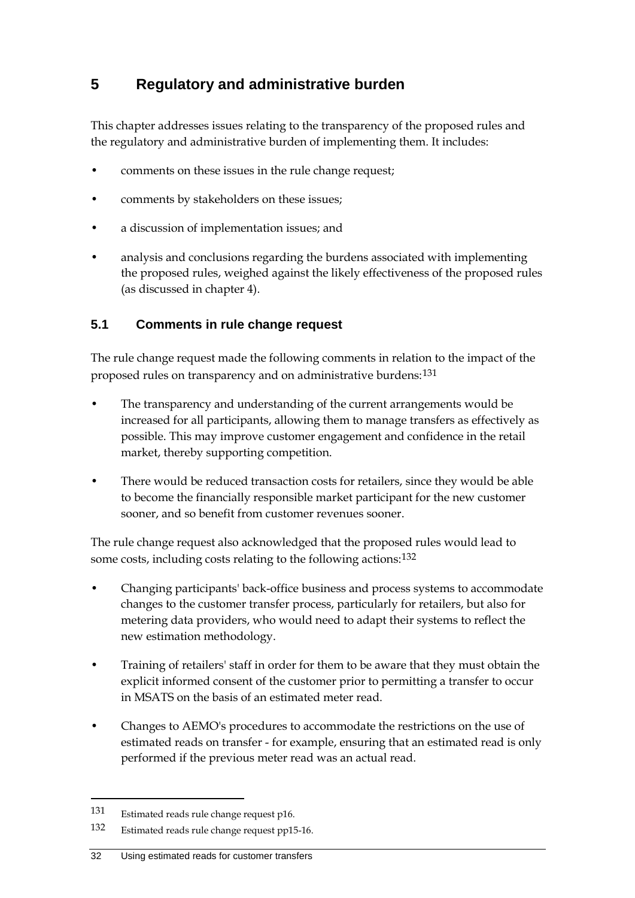# 5 Regulatory and administrative burden

This chapter addresses issues relating to the transparency of the proposed rules and the regulatory and administrative burden of implementing them. It includes:

- comments on these issues in the rule change request;
- comments by stakeholders on these issues;
- a discussion of implementation issues; and
- analysis and conclusions regarding the burdens associated with implementing the proposed rules, weighed against the likely effectiveness of the proposed rules (as discussed in chapter 4).

## 5.1 Comments in rule change request

The rule change request made the following comments in relation to the impact of the proposed rules on transparency and on administrative burdens:[131]

- The transparency and understanding of the current arrangements would be increased for all participants, allowing them to manage transfers as effectively as possible. This may improve customer engagement and confidence in the retail market, thereby supporting competition.
- There would be reduced transaction costs for retailers, since they would be able to become the financially responsible market participant for the new customer sooner, and so benefit from customer revenues sooner.

The rule change request also acknowledged that the proposed rules would lead to some costs, including costs relating to the following actions:[132]

- Changing participants' back-office business and process systems to accommodate changes to the customer transfer process, particularly for retailers, but also for metering data providers, who would need to adapt their systems to reflect the new estimation methodology.
- Training of retailers' staff in order for them to be aware that they must obtain the explicit informed consent of the customer prior to permitting a transfer to occur in MSATS on the basis of an estimated meter read.
- Changes to AEMO's procedures to accommodate the restrictions on the use of estimated reads on transfer - for example, ensuring that an estimated read is only performed if the previous meter read was an actual read.

---

131 Estimated reads rule change request p16.

132 Estimated reads rule change request pp15-16.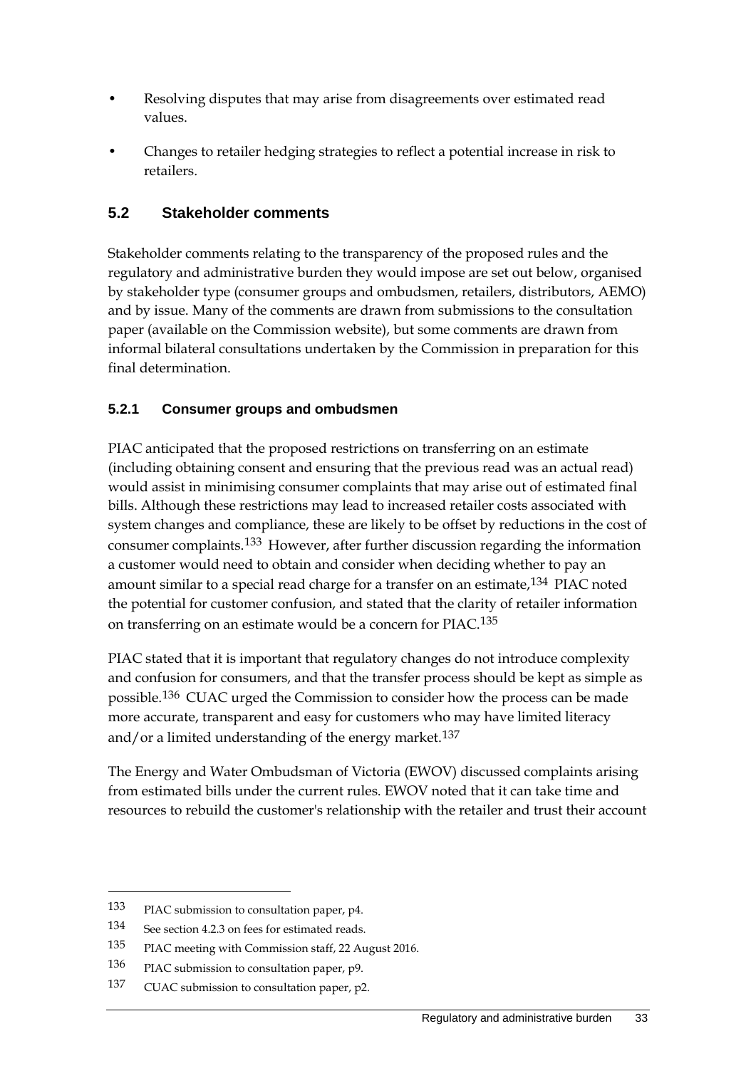- Resolving disputes that may arise from disagreements over estimated read values.
- Changes to retailer hedging strategies to reflect a potential increase in risk to retailers.

## 5.2 Stakeholder comments

Stakeholder comments relating to the transparency of the proposed rules and the regulatory and administrative burden they would impose are set out below, organised by stakeholder type (consumer groups and ombudsmen, retailers, distributors, AEMO) and by issue. Many of the comments are drawn from submissions to the consultation paper (available on the Commission website), but some comments are drawn from informal bilateral consultations undertaken by the Commission in preparation for this final determination.

### 5.2.1 Consumer groups and ombudsmen

PIAC anticipated that the proposed restrictions on transferring on an estimate (including obtaining consent and ensuring that the previous read was an actual read) would assist in minimising consumer complaints that may arise out of estimated final bills. Although these restrictions may lead to increased retailer costs associated with system changes and compliance, these are likely to be offset by reductions in the cost of consumer complaints.[133] However, after further discussion regarding the information a customer would need to obtain and consider when deciding whether to pay an amount similar to a special read charge for a transfer on an estimate,[134] PIAC noted the potential for customer confusion, and stated that the clarity of retailer information on transferring on an estimate would be a concern for PIAC.[135]

PIAC stated that it is important that regulatory changes do not introduce complexity and confusion for consumers, and that the transfer process should be kept as simple as possible.[136] CUAC urged the Commission to consider how the process can be made more accurate, transparent and easy for customers who may have limited literacy and/or a limited understanding of the energy market.[137]

The Energy and Water Ombudsman of Victoria (EWOV) discussed complaints arising from estimated bills under the current rules. EWOV noted that it can take time and resources to rebuild the customer's relationship with the retailer and trust their account

---

133 PIAC submission to consultation paper, p4.

134 See section 4.2.3 on fees for estimated reads.

135 PIAC meeting with Commission staff, 22 August 2016.

136 PIAC submission to consultation paper, p9.

137 CUAC submission to consultation paper, p2.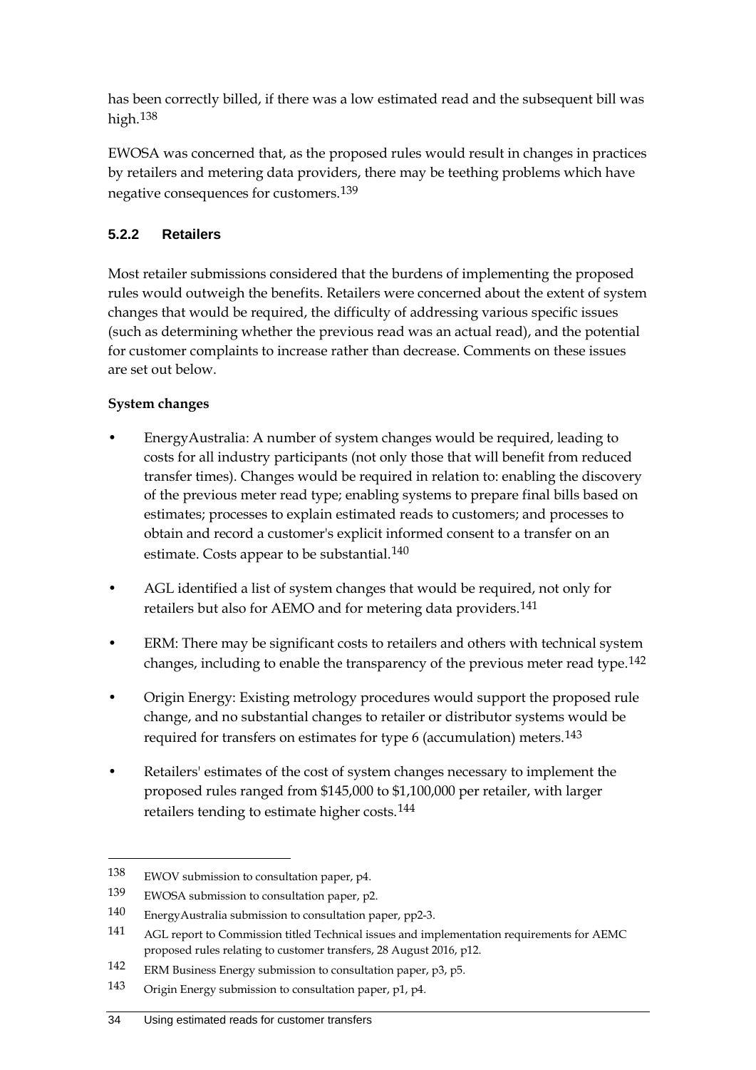has been correctly billed, if there was a low estimated read and the subsequent bill was high.[138]

EWOSA was concerned that, as the proposed rules would result in changes in practices by retailers and metering data providers, there may be teething problems which have negative consequences for customers.[139]

### 5.2.2 Retailers

Most retailer submissions considered that the burdens of implementing the proposed rules would outweigh the benefits. Retailers were concerned about the extent of system changes that would be required, the difficulty of addressing various specific issues (such as determining whether the previous read was an actual read), and the potential for customer complaints to increase rather than decrease. Comments on these issues are set out below.

**System changes**

- EnergyAustralia: A number of system changes would be required, leading to costs for all industry participants (not only those that will benefit from reduced transfer times). Changes would be required in relation to: enabling the discovery of the previous meter read type; enabling systems to prepare final bills based on estimates; processes to explain estimated reads to customers; and processes to obtain and record a customer's explicit informed consent to a transfer on an estimate. Costs appear to be substantial.[140]
- AGL identified a list of system changes that would be required, not only for retailers but also for AEMO and for metering data providers.[141]
- ERM: There may be significant costs to retailers and others with technical system changes, including to enable the transparency of the previous meter read type.[142]
- Origin Energy: Existing metrology procedures would support the proposed rule change, and no substantial changes to retailer or distributor systems would be required for transfers on estimates for type 6 (accumulation) meters.[143]
- Retailers' estimates of the cost of system changes necessary to implement the proposed rules ranged from $145,000 to $1,100,000 per retailer, with larger retailers tending to estimate higher costs.[144]

---

138 EWOV submission to consultation paper, p4.

139 EWOSA submission to consultation paper, p2.

140 EnergyAustralia submission to consultation paper, pp2-3.

141 AGL report to Commission titled Technical issues and implementation requirements for AEMC proposed rules relating to customer transfers, 28 August 2016, p12.

142 ERM Business Energy submission to consultation paper, p3, p5.

143 Origin Energy submission to consultation paper, p1, p4.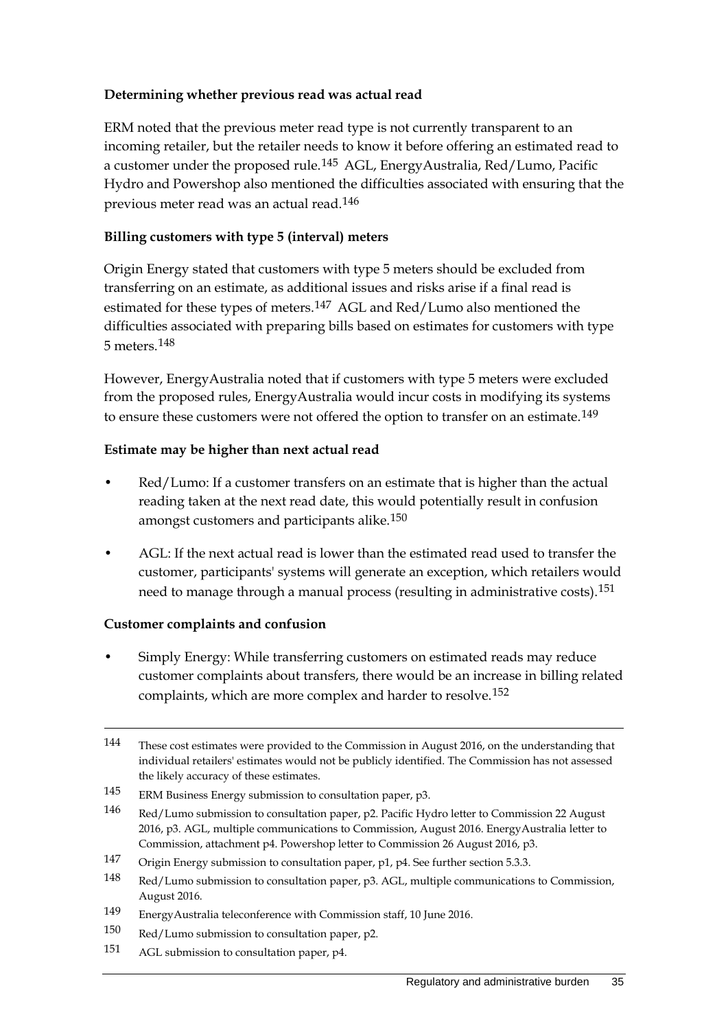**Determining whether previous read was actual read**

ERM noted that the previous meter read type is not currently transparent to an incoming retailer, but the retailer needs to know it before offering an estimated read to a customer under the proposed rule.[145] AGL, EnergyAustralia, Red/Lumo, Pacific Hydro and Powershop also mentioned the difficulties associated with ensuring that the previous meter read was an actual read.[146]

**Billing customers with type 5 (interval) meters**

Origin Energy stated that customers with type 5 meters should be excluded from transferring on an estimate, as additional issues and risks arise if a final read is estimated for these types of meters.[147] AGL and Red/Lumo also mentioned the difficulties associated with preparing bills based on estimates for customers with type 5 meters.[148]

However, EnergyAustralia noted that if customers with type 5 meters were excluded from the proposed rules, EnergyAustralia would incur costs in modifying its systems to ensure these customers were not offered the option to transfer on an estimate.[149]

**Estimate may be higher than next actual read**

- Red/Lumo: If a customer transfers on an estimate that is higher than the actual reading taken at the next read date, this would potentially result in confusion amongst customers and participants alike.[150]
- AGL: If the next actual read is lower than the estimated read used to transfer the customer, participants' systems will generate an exception, which retailers would need to manage through a manual process (resulting in administrative costs).[151]

**Customer complaints and confusion**

- Simply Energy: While transferring customers on estimated reads may reduce customer complaints about transfers, there would be an increase in billing related complaints, which are more complex and harder to resolve.[152]

---

144 These cost estimates were provided to the Commission in August 2016, on the understanding that individual retailers' estimates would not be publicly identified. The Commission has not assessed the likely accuracy of these estimates.

145 ERM Business Energy submission to consultation paper, p3.

146 Red/Lumo submission to consultation paper, p2. Pacific Hydro letter to Commission 22 August 2016, p3. AGL, multiple communications to Commission, August 2016. EnergyAustralia letter to Commission, attachment p4. Powershop letter to Commission 26 August 2016, p3.

147 Origin Energy submission to consultation paper, p1, p4. See further section 5.3.3.

148 Red/Lumo submission to consultation paper, p3. AGL, multiple communications to Commission, August 2016.

149 EnergyAustralia teleconference with Commission staff, 10 June 2016.

150 Red/Lumo submission to consultation paper, p2.

151 AGL submission to consultation paper, p4.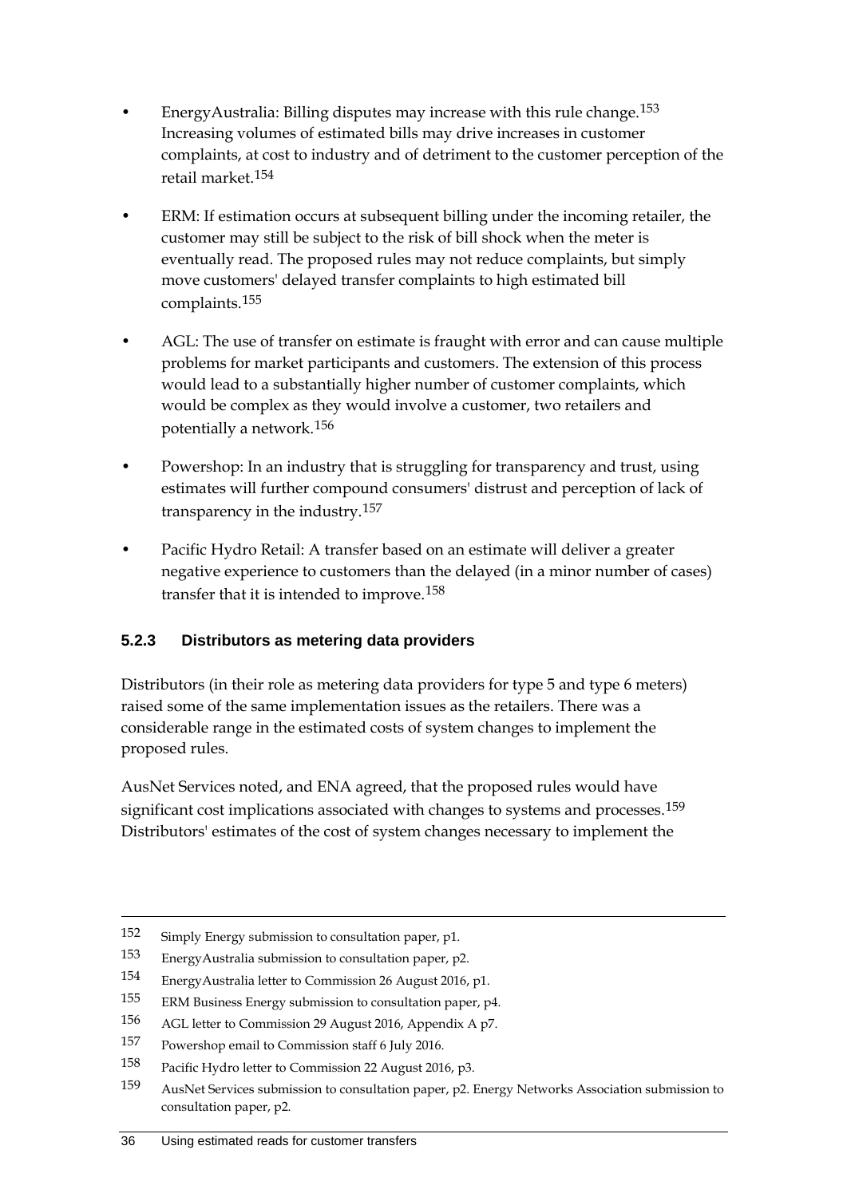- EnergyAustralia: Billing disputes may increase with this rule change.[153] Increasing volumes of estimated bills may drive increases in customer complaints, at cost to industry and of detriment to the customer perception of the retail market.[154]
- ERM: If estimation occurs at subsequent billing under the incoming retailer, the customer may still be subject to the risk of bill shock when the meter is eventually read. The proposed rules may not reduce complaints, but simply move customers' delayed transfer complaints to high estimated bill complaints.[155]
- AGL: The use of transfer on estimate is fraught with error and can cause multiple problems for market participants and customers. The extension of this process would lead to a substantially higher number of customer complaints, which would be complex as they would involve a customer, two retailers and potentially a network.[156]
- Powershop: In an industry that is struggling for transparency and trust, using estimates will further compound consumers' distrust and perception of lack of transparency in the industry.[157]
- Pacific Hydro Retail: A transfer based on an estimate will deliver a greater negative experience to customers than the delayed (in a minor number of cases) transfer that it is intended to improve.[158]

### 5.2.3 Distributors as metering data providers

Distributors (in their role as metering data providers for type 5 and type 6 meters) raised some of the same implementation issues as the retailers. There was a considerable range in the estimated costs of system changes to implement the proposed rules.

AusNet Services noted, and ENA agreed, that the proposed rules would have significant cost implications associated with changes to systems and processes.[159] Distributors' estimates of the cost of system changes necessary to implement the

---

152 Simply Energy submission to consultation paper, p1.

153 EnergyAustralia submission to consultation paper, p2.

154 EnergyAustralia letter to Commission 26 August 2016, p1.

155 ERM Business Energy submission to consultation paper, p4.

156 AGL letter to Commission 29 August 2016, Appendix A p7.

157 Powershop email to Commission staff 6 July 2016.

158 Pacific Hydro letter to Commission 22 August 2016, p3.

159 AusNet Services submission to consultation paper, p2. Energy Networks Association submission to consultation paper, p2.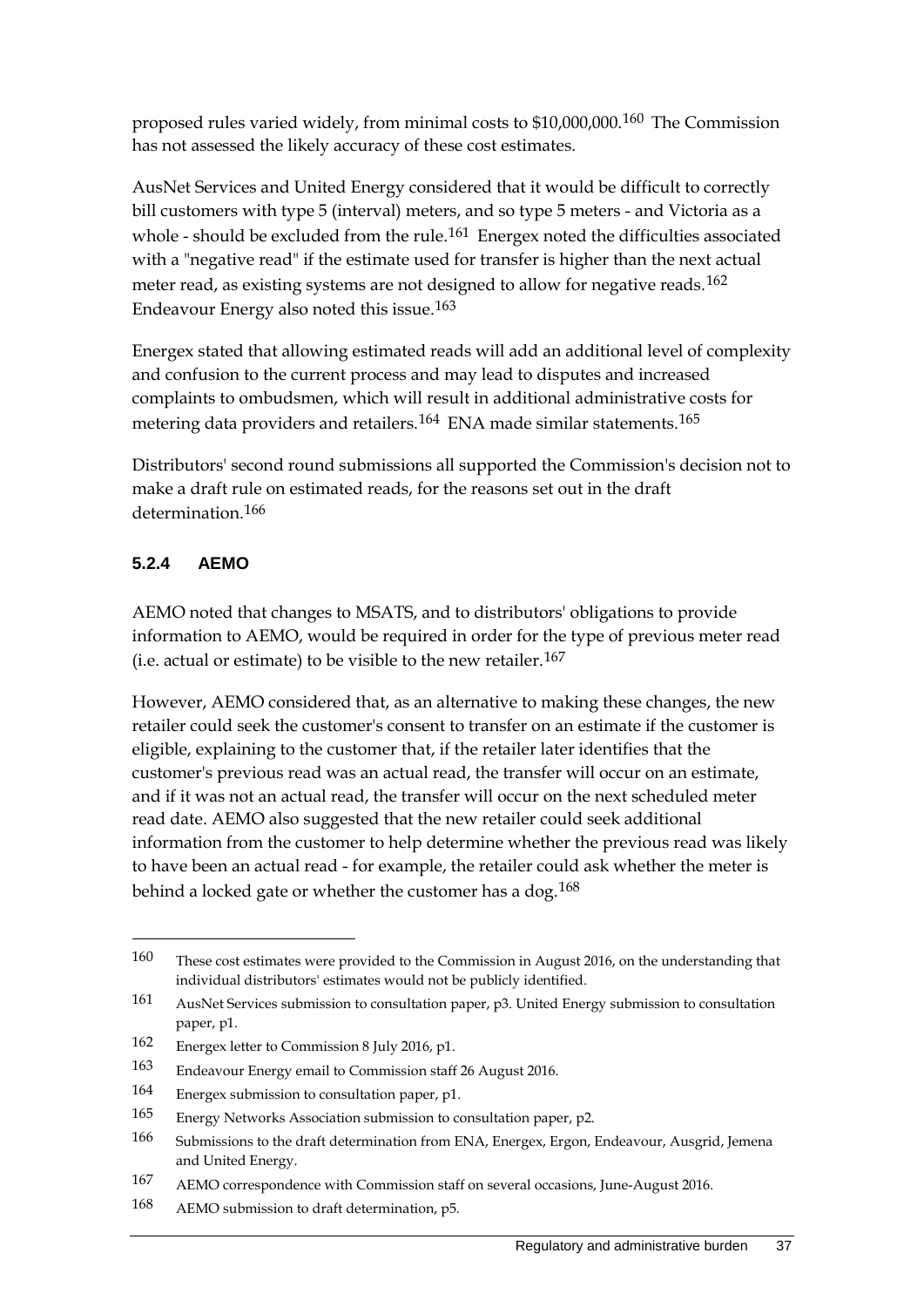proposed rules varied widely, from minimal costs to $10,000,000.[160] The Commission has not assessed the likely accuracy of these cost estimates.

AusNet Services and United Energy considered that it would be difficult to correctly bill customers with type 5 (interval) meters, and so type 5 meters - and Victoria as a whole - should be excluded from the rule.[161] Energex noted the difficulties associated with a "negative read" if the estimate used for transfer is higher than the next actual meter read, as existing systems are not designed to allow for negative reads.[162] Endeavour Energy also noted this issue.[163]

Energex stated that allowing estimated reads will add an additional level of complexity and confusion to the current process and may lead to disputes and increased complaints to ombudsmen, which will result in additional administrative costs for metering data providers and retailers.[164] ENA made similar statements.[165]

Distributors' second round submissions all supported the Commission's decision not to make a draft rule on estimated reads, for the reasons set out in the draft determination.[166]

### 5.2.4 AEMO

AEMO noted that changes to MSATS, and to distributors' obligations to provide information to AEMO, would be required in order for the type of previous meter read (i.e. actual or estimate) to be visible to the new retailer.[167]

However, AEMO considered that, as an alternative to making these changes, the new retailer could seek the customer's consent to transfer on an estimate if the customer is eligible, explaining to the customer that, if the retailer later identifies that the customer's previous read was an actual read, the transfer will occur on an estimate, and if it was not an actual read, the transfer will occur on the next scheduled meter read date. AEMO also suggested that the new retailer could seek additional information from the customer to help determine whether the previous read was likely to have been an actual read - for example, the retailer could ask whether the meter is behind a locked gate or whether the customer has a dog.[168]

---

160 These cost estimates were provided to the Commission in August 2016, on the understanding that individual distributors' estimates would not be publicly identified.

161 AusNet Services submission to consultation paper, p3. United Energy submission to consultation paper, p1.

162 Energex letter to Commission 8 July 2016, p1.

163 Endeavour Energy email to Commission staff 26 August 2016.

164 Energex submission to consultation paper, p1.

165 Energy Networks Association submission to consultation paper, p2.

166 Submissions to the draft determination from ENA, Energex, Ergon, Endeavour, Ausgrid, Jemena and United Energy.

167 AEMO correspondence with Commission staff on several occasions, June-August 2016.

168 AEMO submission to draft determination, p5.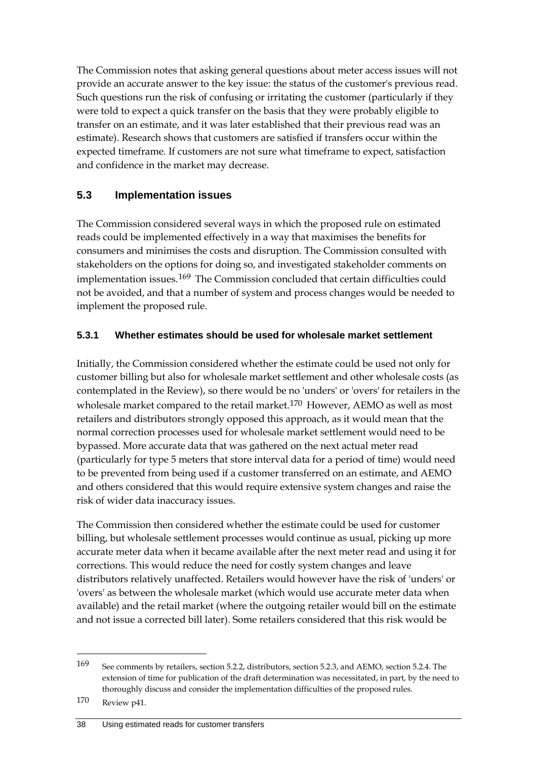The Commission notes that asking general questions about meter access issues will not provide an accurate answer to the key issue: the status of the customer's previous read. Such questions run the risk of confusing or irritating the customer (particularly if they were told to expect a quick transfer on the basis that they were probably eligible to transfer on an estimate, and it was later established that their previous read was an estimate). Research shows that customers are satisfied if transfers occur within the expected timeframe. If customers are not sure what timeframe to expect, satisfaction and confidence in the market may decrease.

## 5.3 Implementation issues

The Commission considered several ways in which the proposed rule on estimated reads could be implemented effectively in a way that maximises the benefits for consumers and minimises the costs and disruption. The Commission consulted with stakeholders on the options for doing so, and investigated stakeholder comments on implementation issues.[169] The Commission concluded that certain difficulties could not be avoided, and that a number of system and process changes would be needed to implement the proposed rule.

### 5.3.1 Whether estimates should be used for wholesale market settlement

Initially, the Commission considered whether the estimate could be used not only for customer billing but also for wholesale market settlement and other wholesale costs (as contemplated in the Review), so there would be no 'unders' or 'overs' for retailers in the wholesale market compared to the retail market.[170] However, AEMO as well as most retailers and distributors strongly opposed this approach, as it would mean that the normal correction processes used for wholesale market settlement would need to be bypassed. More accurate data that was gathered on the next actual meter read (particularly for type 5 meters that store interval data for a period of time) would need to be prevented from being used if a customer transferred on an estimate, and AEMO and others considered that this would require extensive system changes and raise the risk of wider data inaccuracy issues.

The Commission then considered whether the estimate could be used for customer billing, but wholesale settlement processes would continue as usual, picking up more accurate meter data when it became available after the next meter read and using it for corrections. This would reduce the need for costly system changes and leave distributors relatively unaffected. Retailers would however have the risk of 'unders' or 'overs' as between the wholesale market (which would use accurate meter data when available) and the retail market (where the outgoing retailer would bill on the estimate and not issue a corrected bill later). Some retailers considered that this risk would be

---

169 See comments by retailers, section 5.2.2, distributors, section 5.2.3, and AEMO, section 5.2.4. The extension of time for publication of the draft determination was necessitated, in part, by the need to thoroughly discuss and consider the implementation difficulties of the proposed rules.

170 Review p41.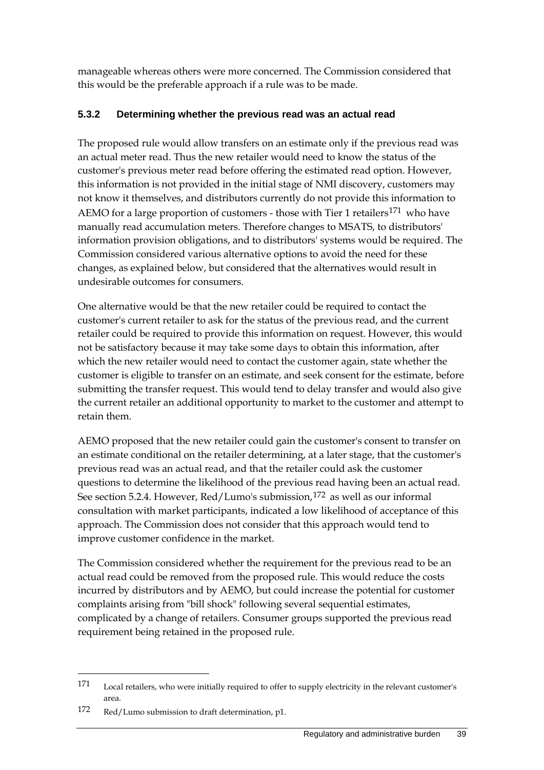manageable whereas others were more concerned. The Commission considered that this would be the preferable approach if a rule was to be made.

### 5.3.2 Determining whether the previous read was an actual read

The proposed rule would allow transfers on an estimate only if the previous read was an actual meter read. Thus the new retailer would need to know the status of the customer's previous meter read before offering the estimated read option. However, this information is not provided in the initial stage of NMI discovery, customers may not know it themselves, and distributors currently do not provide this information to AEMO for a large proportion of customers - those with Tier 1 retailers[171] who have manually read accumulation meters. Therefore changes to MSATS, to distributors' information provision obligations, and to distributors' systems would be required. The Commission considered various alternative options to avoid the need for these changes, as explained below, but considered that the alternatives would result in undesirable outcomes for consumers.

One alternative would be that the new retailer could be required to contact the customer's current retailer to ask for the status of the previous read, and the current retailer could be required to provide this information on request. However, this would not be satisfactory because it may take some days to obtain this information, after which the new retailer would need to contact the customer again, state whether the customer is eligible to transfer on an estimate, and seek consent for the estimate, before submitting the transfer request. This would tend to delay transfer and would also give the current retailer an additional opportunity to market to the customer and attempt to retain them.

AEMO proposed that the new retailer could gain the customer's consent to transfer on an estimate conditional on the retailer determining, at a later stage, that the customer's previous read was an actual read, and that the retailer could ask the customer questions to determine the likelihood of the previous read having been an actual read. See section 5.2.4. However, Red/Lumo's submission,[172] as well as our informal consultation with market participants, indicated a low likelihood of acceptance of this approach. The Commission does not consider that this approach would tend to improve customer confidence in the market.

The Commission considered whether the requirement for the previous read to be an actual read could be removed from the proposed rule. This would reduce the costs incurred by distributors and by AEMO, but could increase the potential for customer complaints arising from "bill shock" following several sequential estimates, complicated by a change of retailers. Consumer groups supported the previous read requirement being retained in the proposed rule.

---

171 Local retailers, who were initially required to offer to supply electricity in the relevant customer's area.

172 Red/Lumo submission to draft determination, p1.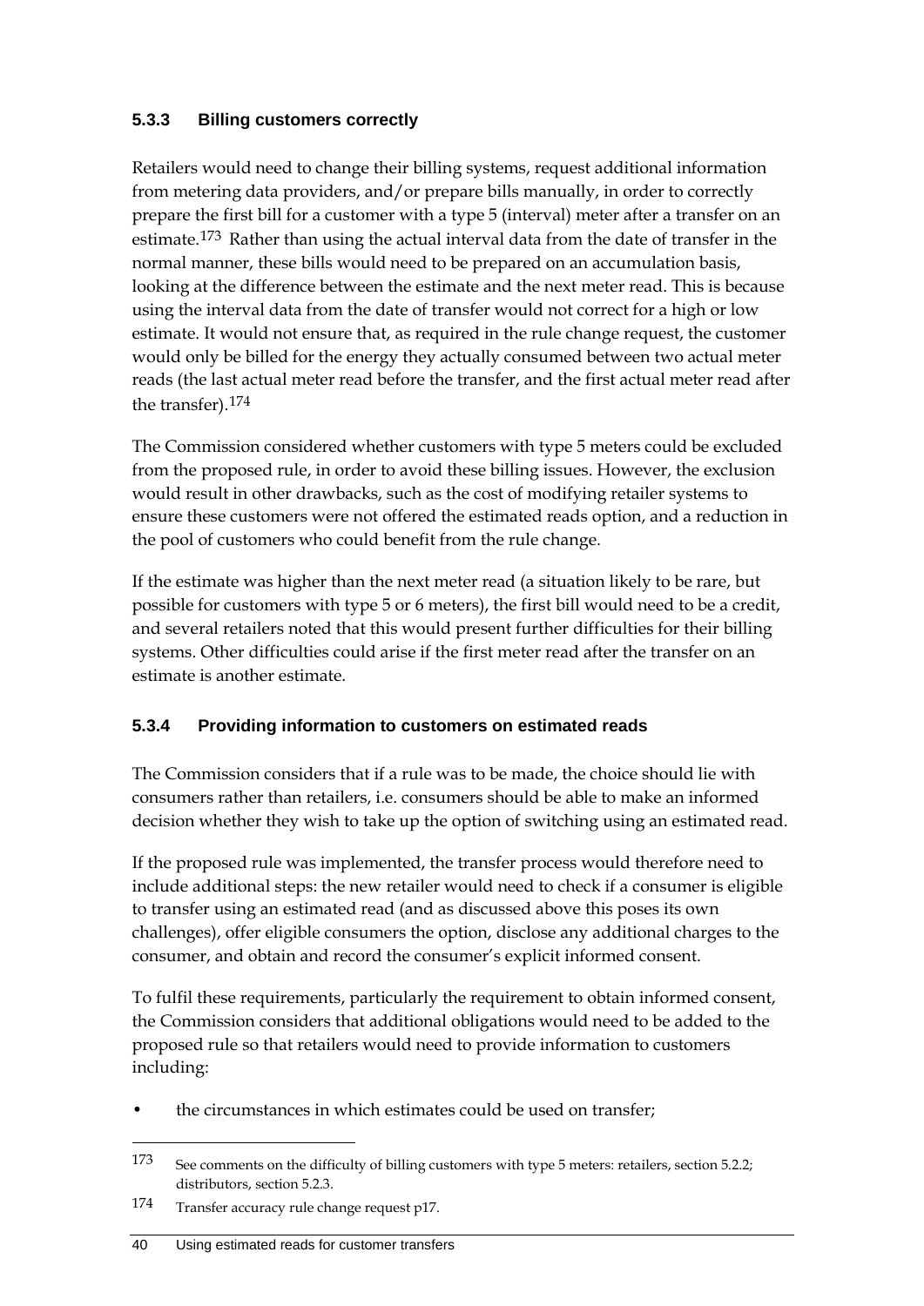### 5.3.3 Billing customers correctly

Retailers would need to change their billing systems, request additional information from metering data providers, and/or prepare bills manually, in order to correctly prepare the first bill for a customer with a type 5 (interval) meter after a transfer on an estimate.[173] Rather than using the actual interval data from the date of transfer in the normal manner, these bills would need to be prepared on an accumulation basis, looking at the difference between the estimate and the next meter read. This is because using the interval data from the date of transfer would not correct for a high or low estimate. It would not ensure that, as required in the rule change request, the customer would only be billed for the energy they actually consumed between two actual meter reads (the last actual meter read before the transfer, and the first actual meter read after the transfer).[174]

The Commission considered whether customers with type 5 meters could be excluded from the proposed rule, in order to avoid these billing issues. However, the exclusion would result in other drawbacks, such as the cost of modifying retailer systems to ensure these customers were not offered the estimated reads option, and a reduction in the pool of customers who could benefit from the rule change.

If the estimate was higher than the next meter read (a situation likely to be rare, but possible for customers with type 5 or 6 meters), the first bill would need to be a credit, and several retailers noted that this would present further difficulties for their billing systems. Other difficulties could arise if the first meter read after the transfer on an estimate is another estimate.

### 5.3.4 Providing information to customers on estimated reads

The Commission considers that if a rule was to be made, the choice should lie with consumers rather than retailers, i.e. consumers should be able to make an informed decision whether they wish to take up the option of switching using an estimated read.

If the proposed rule was implemented, the transfer process would therefore need to include additional steps: the new retailer would need to check if a consumer is eligible to transfer using an estimated read (and as discussed above this poses its own challenges), offer eligible consumers the option, disclose any additional charges to the consumer, and obtain and record the consumer's explicit informed consent.

To fulfil these requirements, particularly the requirement to obtain informed consent, the Commission considers that additional obligations would need to be added to the proposed rule so that retailers would need to provide information to customers including:

- the circumstances in which estimates could be used on transfer;

---

173 See comments on the difficulty of billing customers with type 5 meters: retailers, section 5.2.2; distributors, section 5.2.3.

174 Transfer accuracy rule change request p17.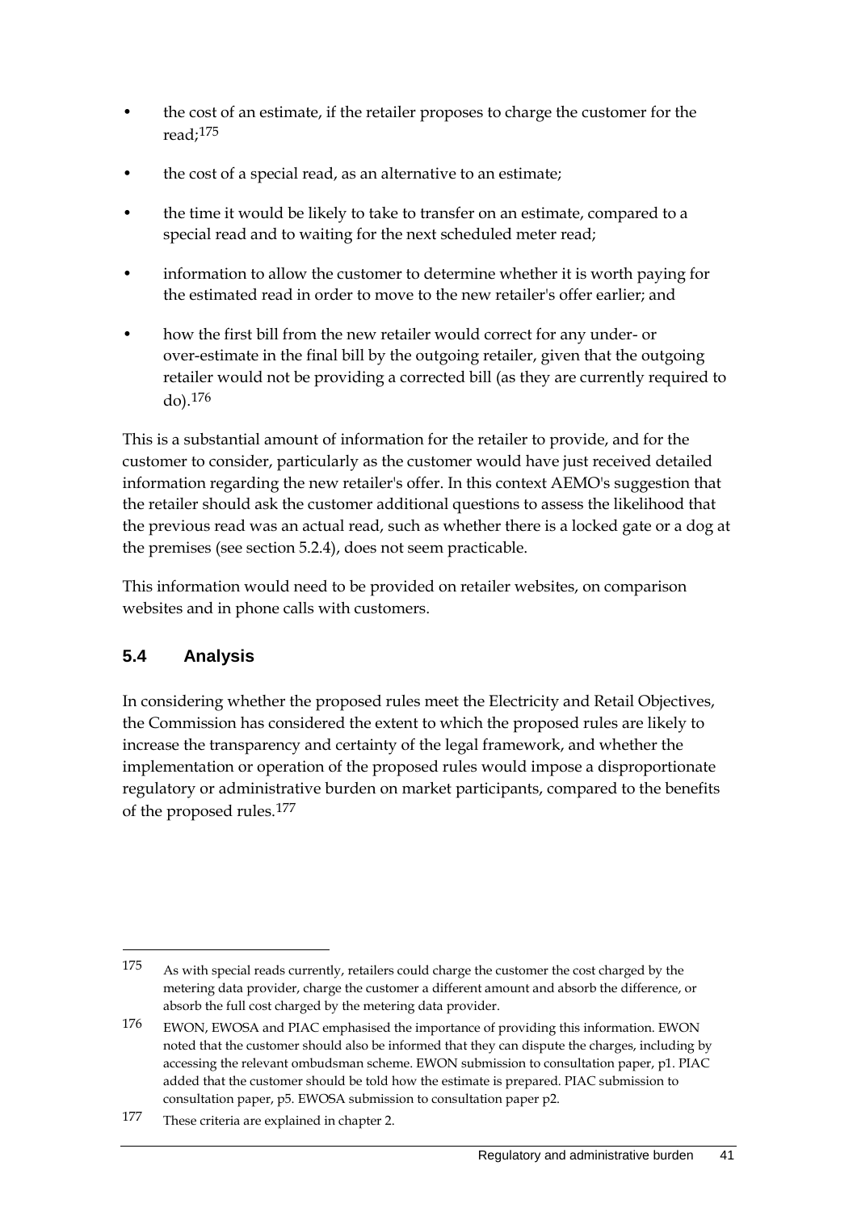- the cost of an estimate, if the retailer proposes to charge the customer for the read;[175]
- the cost of a special read, as an alternative to an estimate;
- the time it would be likely to take to transfer on an estimate, compared to a special read and to waiting for the next scheduled meter read;
- information to allow the customer to determine whether it is worth paying for the estimated read in order to move to the new retailer's offer earlier; and
- how the first bill from the new retailer would correct for any under- or over-estimate in the final bill by the outgoing retailer, given that the outgoing retailer would not be providing a corrected bill (as they are currently required to do).[176]

This is a substantial amount of information for the retailer to provide, and for the customer to consider, particularly as the customer would have just received detailed information regarding the new retailer's offer. In this context AEMO's suggestion that the retailer should ask the customer additional questions to assess the likelihood that the previous read was an actual read, such as whether there is a locked gate or a dog at the premises (see section 5.2.4), does not seem practicable.

This information would need to be provided on retailer websites, on comparison websites and in phone calls with customers.

## 5.4 Analysis

In considering whether the proposed rules meet the Electricity and Retail Objectives, the Commission has considered the extent to which the proposed rules are likely to increase the transparency and certainty of the legal framework, and whether the implementation or operation of the proposed rules would impose a disproportionate regulatory or administrative burden on market participants, compared to the benefits of the proposed rules.[177]

---

[175] As with special reads currently, retailers could charge the customer the cost charged by the metering data provider, charge the customer a different amount and absorb the difference, or absorb the full cost charged by the metering data provider.

[176] EWON, EWOSA and PIAC emphasised the importance of providing this information. EWON noted that the customer should also be informed that they can dispute the charges, including by accessing the relevant ombudsman scheme. EWON submission to consultation paper, p1. PIAC added that the customer should be told how the estimate is prepared. PIAC submission to consultation paper, p5. EWOSA submission to consultation paper p2.

[177] These criteria are explained in chapter 2.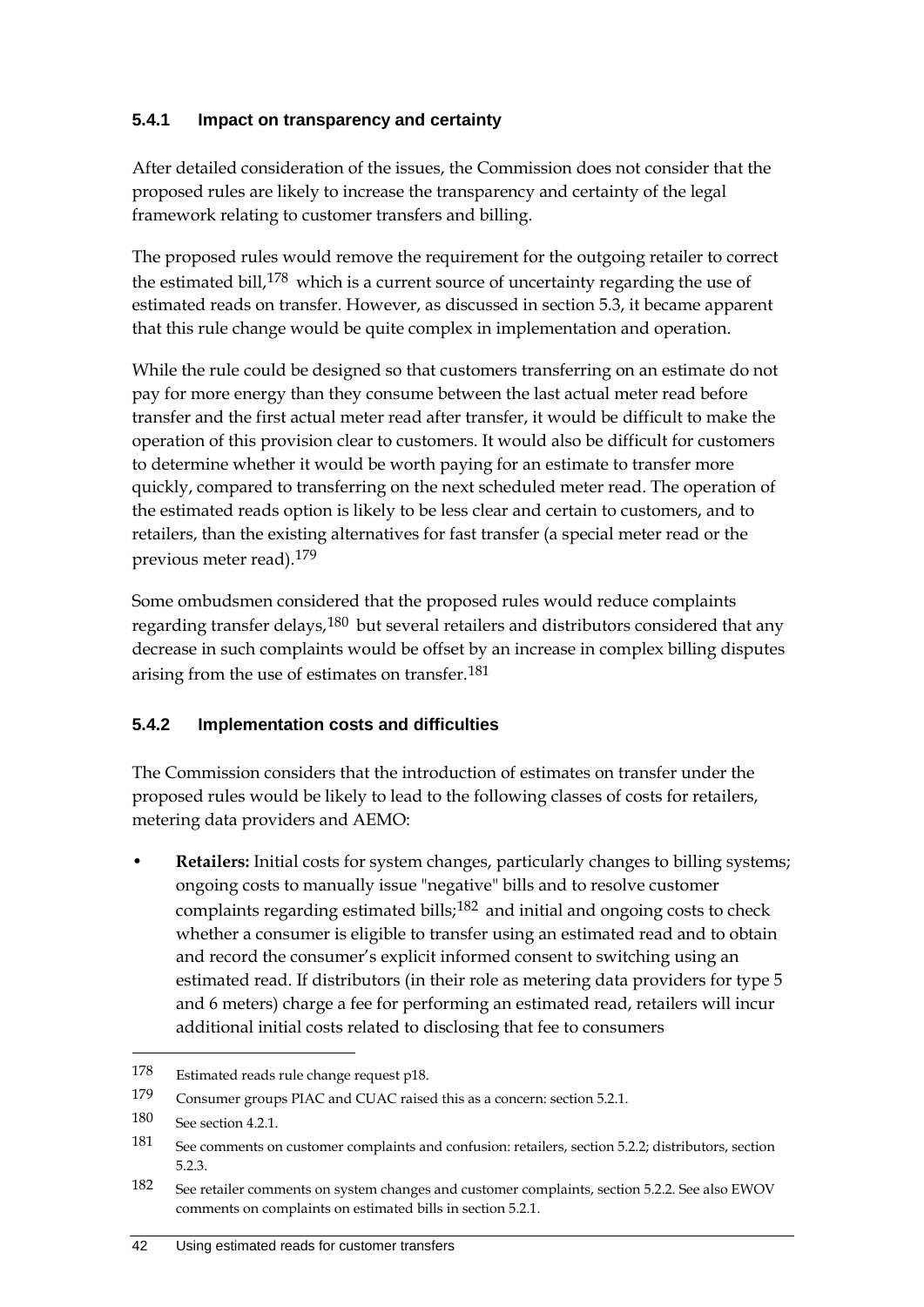### 5.4.1 Impact on transparency and certainty

After detailed consideration of the issues, the Commission does not consider that the proposed rules are likely to increase the transparency and certainty of the legal framework relating to customer transfers and billing.

The proposed rules would remove the requirement for the outgoing retailer to correct the estimated bill,[178] which is a current source of uncertainty regarding the use of estimated reads on transfer. However, as discussed in section 5.3, it became apparent that this rule change would be quite complex in implementation and operation.

While the rule could be designed so that customers transferring on an estimate do not pay for more energy than they consume between the last actual meter read before transfer and the first actual meter read after transfer, it would be difficult to make the operation of this provision clear to customers. It would also be difficult for customers to determine whether it would be worth paying for an estimate to transfer more quickly, compared to transferring on the next scheduled meter read. The operation of the estimated reads option is likely to be less clear and certain to customers, and to retailers, than the existing alternatives for fast transfer (a special meter read or the previous meter read).[179]

Some ombudsmen considered that the proposed rules would reduce complaints regarding transfer delays,[180] but several retailers and distributors considered that any decrease in such complaints would be offset by an increase in complex billing disputes arising from the use of estimates on transfer.[181]

### 5.4.2 Implementation costs and difficulties

The Commission considers that the introduction of estimates on transfer under the proposed rules would be likely to lead to the following classes of costs for retailers, metering data providers and AEMO:

- **Retailers:** Initial costs for system changes, particularly changes to billing systems; ongoing costs to manually issue "negative" bills and to resolve customer complaints regarding estimated bills;[182] and initial and ongoing costs to check whether a consumer is eligible to transfer using an estimated read and to obtain and record the consumer's explicit informed consent to switching using an estimated read. If distributors (in their role as metering data providers for type 5 and 6 meters) charge a fee for performing an estimated read, retailers will incur additional initial costs related to disclosing that fee to consumers

---

178 Estimated reads rule change request p18.

179 Consumer groups PIAC and CUAC raised this as a concern: section 5.2.1.

180 See section 4.2.1.

181 See comments on customer complaints and confusion: retailers, section 5.2.2; distributors, section 5.2.3.

182 See retailer comments on system changes and customer complaints, section 5.2.2. See also EWOV comments on complaints on estimated bills in section 5.2.1.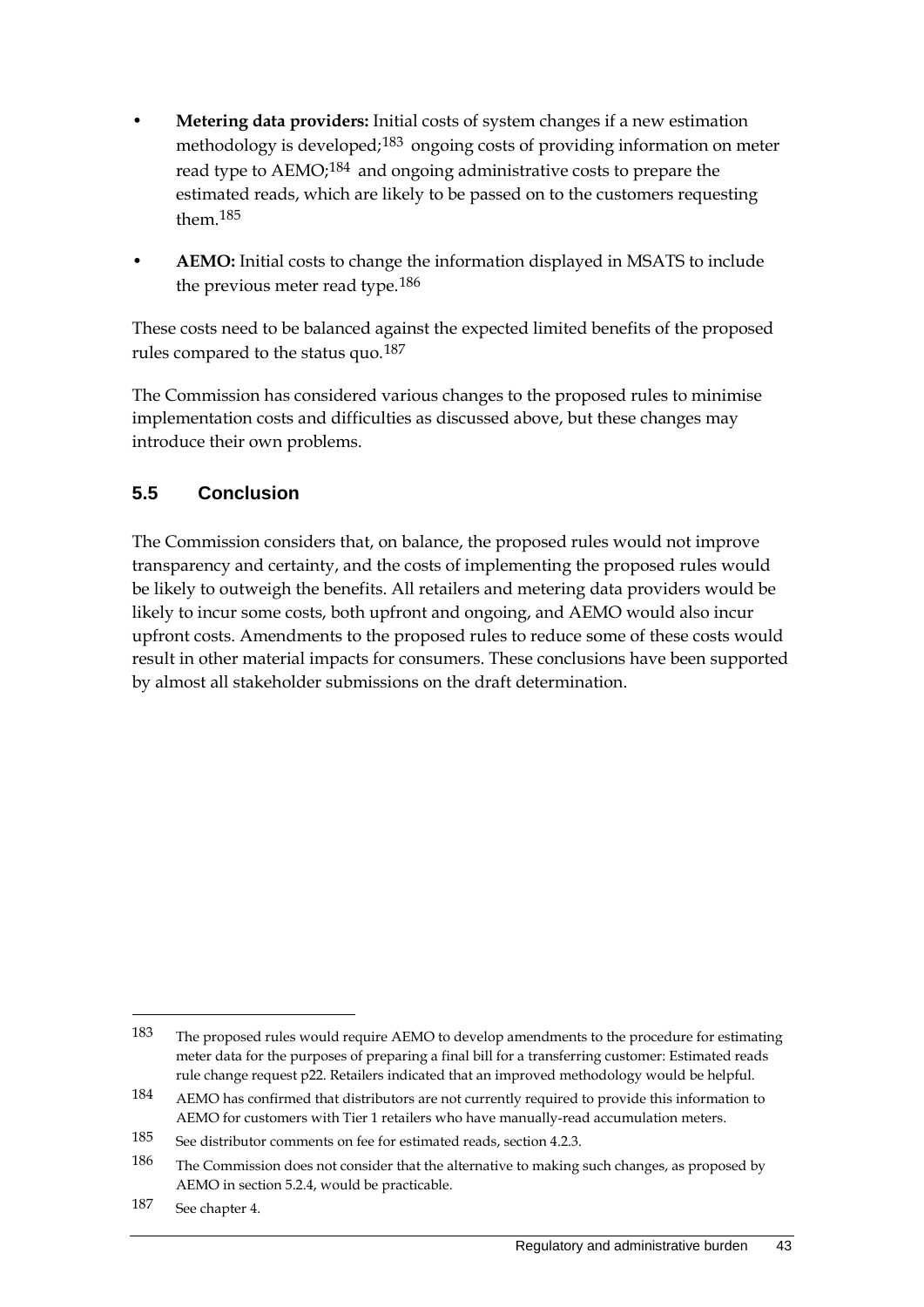- **Metering data providers:** Initial costs of system changes if a new estimation methodology is developed;[183] ongoing costs of providing information on meter read type to AEMO;[184] and ongoing administrative costs to prepare the estimated reads, which are likely to be passed on to the customers requesting them.[185]
- **AEMO:** Initial costs to change the information displayed in MSATS to include the previous meter read type.[186]

These costs need to be balanced against the expected limited benefits of the proposed rules compared to the status quo.[187]

The Commission has considered various changes to the proposed rules to minimise implementation costs and difficulties as discussed above, but these changes may introduce their own problems.

## 5.5 Conclusion

The Commission considers that, on balance, the proposed rules would not improve transparency and certainty, and the costs of implementing the proposed rules would be likely to outweigh the benefits. All retailers and metering data providers would be likely to incur some costs, both upfront and ongoing, and AEMO would also incur upfront costs. Amendments to the proposed rules to reduce some of these costs would result in other material impacts for consumers. These conclusions have been supported by almost all stakeholder submissions on the draft determination.

---

183 The proposed rules would require AEMO to develop amendments to the procedure for estimating meter data for the purposes of preparing a final bill for a transferring customer: Estimated reads rule change request p22. Retailers indicated that an improved methodology would be helpful.

184 AEMO has confirmed that distributors are not currently required to provide this information to AEMO for customers with Tier 1 retailers who have manually-read accumulation meters.

185 See distributor comments on fee for estimated reads, section 4.2.3.

186 The Commission does not consider that the alternative to making such changes, as proposed by AEMO in section 5.2.4, would be practicable.

187 See chapter 4.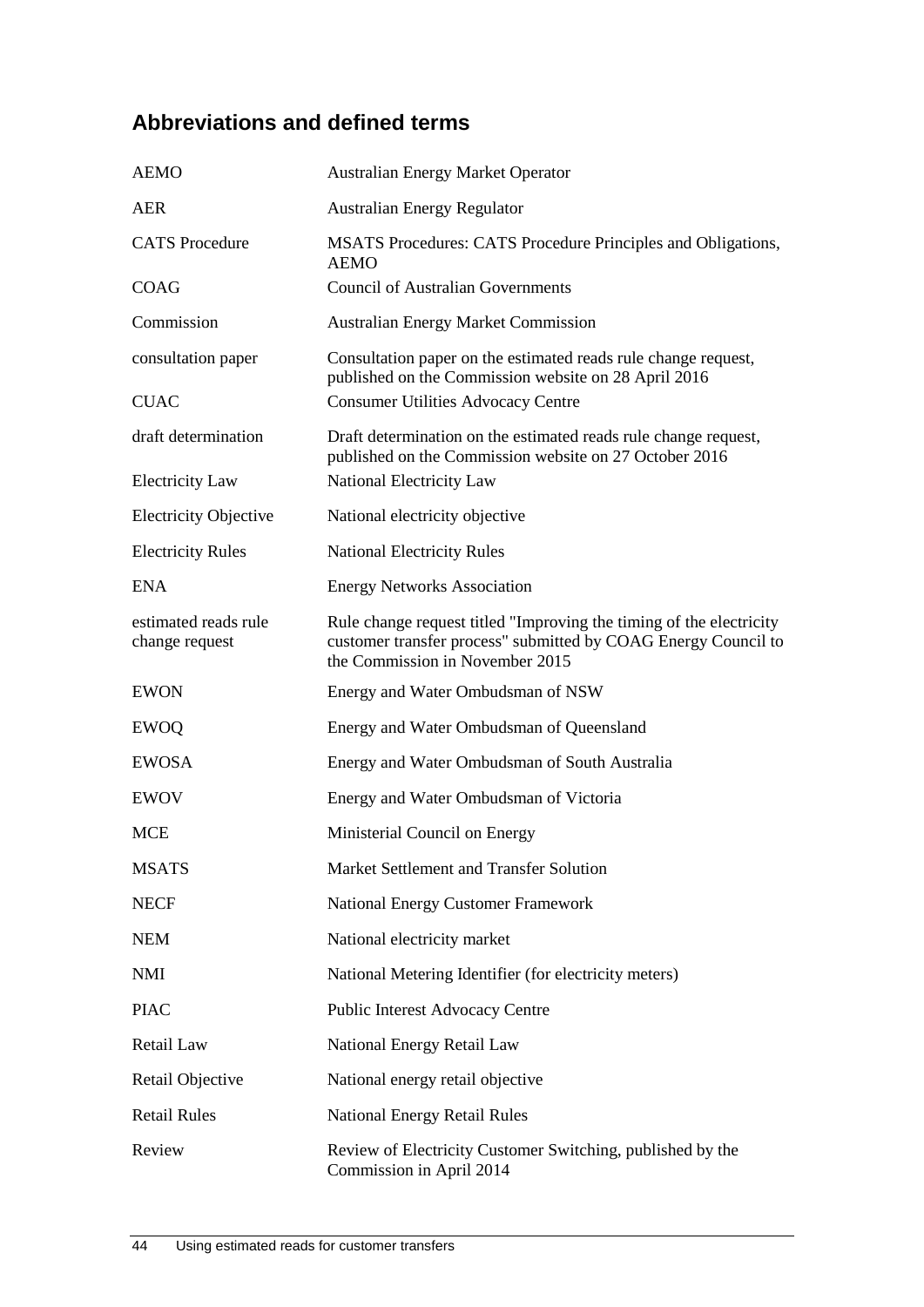## Abbreviations and defined terms

| | |
|---|---|
| AEMO | Australian Energy Market Operator |
| AER | Australian Energy Regulator |
| CATS Procedure | MSATS Procedures: CATS Procedure Principles and Obligations, AEMO |
| COAG | Council of Australian Governments |
| Commission | Australian Energy Market Commission |
| consultation paper | Consultation paper on the estimated reads rule change request, published on the Commission website on 28 April 2016 |
| CUAC | Consumer Utilities Advocacy Centre |
| draft determination | Draft determination on the estimated reads rule change request, published on the Commission website on 27 October 2016 |
| Electricity Law | National Electricity Law |
| Electricity Objective | National electricity objective |
| Electricity Rules | National Electricity Rules |
| ENA | Energy Networks Association |
| estimated reads rule change request | Rule change request titled "Improving the timing of the electricity customer transfer process" submitted by COAG Energy Council to the Commission in November 2015 |
| EWON | Energy and Water Ombudsman of NSW |
| EWOQ | Energy and Water Ombudsman of Queensland |
| EWOSA | Energy and Water Ombudsman of South Australia |
| EWOV | Energy and Water Ombudsman of Victoria |
| MCE | Ministerial Council on Energy |
| MSATS | Market Settlement and Transfer Solution |
| NECF | National Energy Customer Framework |
| NEM | National electricity market |
| NMI | National Metering Identifier (for electricity meters) |
| PIAC | Public Interest Advocacy Centre |
| Retail Law | National Energy Retail Law |
| Retail Objective | National energy retail objective |
| Retail Rules | National Energy Retail Rules |
| Review | Review of Electricity Customer Switching, published by the Commission in April 2014 |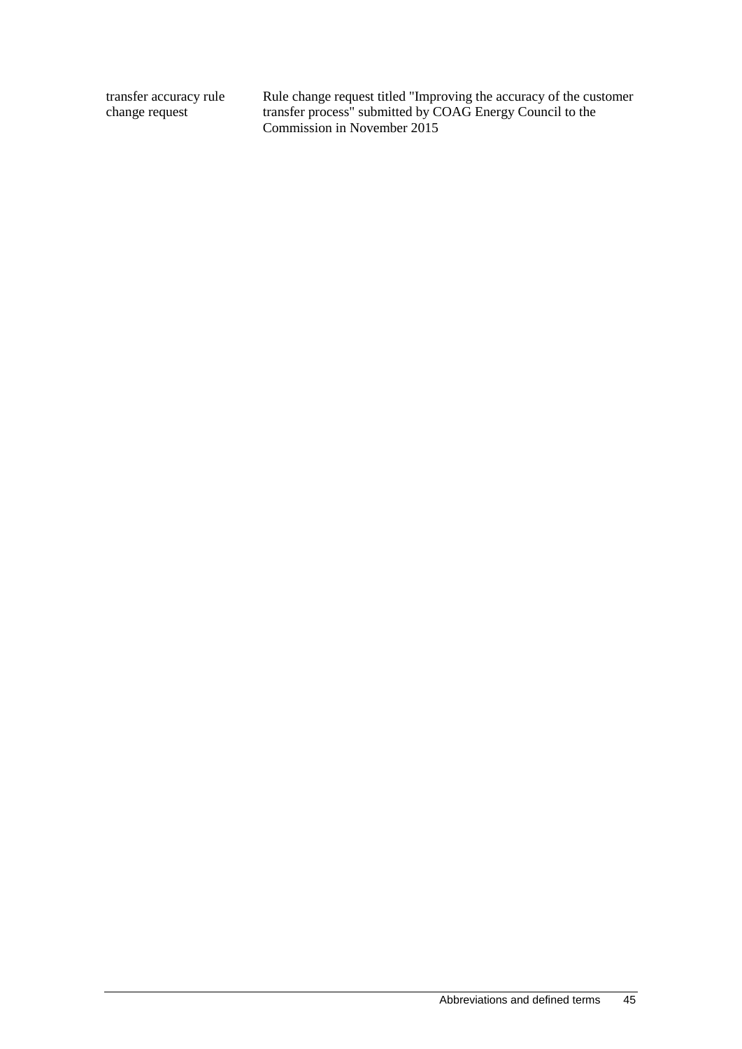| | |
|---|---|
| transfer accuracy rule change request | Rule change request titled "Improving the accuracy of the customer transfer process" submitted by COAG Energy Council to the Commission in November 2015 |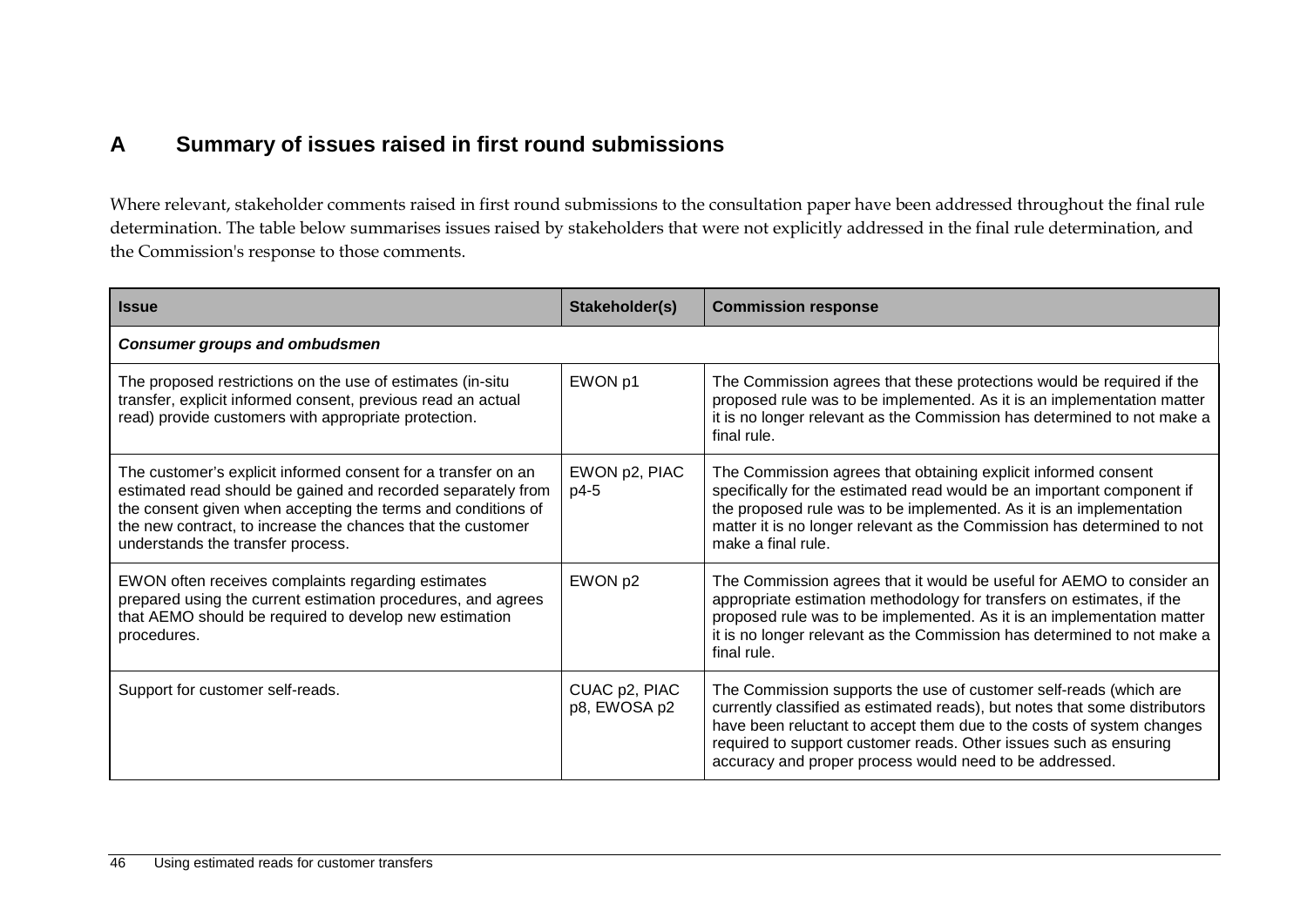# A Summary of issues raised in first round submissions

Where relevant, stakeholder comments raised in first round submissions to the consultation paper have been addressed throughout the final rule determination. The table below summarises issues raised by stakeholders that were not explicitly addressed in the final rule determination, and the Commission's response to those comments.

| Issue | Stakeholder(s) | Commission response |
|---|---|---|
| ***Consumer groups and ombudsmen*** | | |
| The proposed restrictions on the use of estimates (in-situ transfer, explicit informed consent, previous read an actual read) provide customers with appropriate protection. | EWON p1 | The Commission agrees that these protections would be required if the proposed rule was to be implemented. As it is an implementation matter it is no longer relevant as the Commission has determined to not make a final rule. |
| The customer's explicit informed consent for a transfer on an estimated read should be gained and recorded separately from the consent given when accepting the terms and conditions of the new contract, to increase the chances that the customer understands the transfer process. | EWON p2, PIAC p4-5 | The Commission agrees that obtaining explicit informed consent specifically for the estimated read would be an important component if the proposed rule was to be implemented. As it is an implementation matter it is no longer relevant as the Commission has determined to not make a final rule. |
| EWON often receives complaints regarding estimates prepared using the current estimation procedures, and agrees that AEMO should be required to develop new estimation procedures. | EWON p2 | The Commission agrees that it would be useful for AEMO to consider an appropriate estimation methodology for transfers on estimates, if the proposed rule was to be implemented. As it is an implementation matter it is no longer relevant as the Commission has determined to not make a final rule. |
| Support for customer self-reads. | CUAC p2, PIAC p8, EWOSA p2 | The Commission supports the use of customer self-reads (which are currently classified as estimated reads), but notes that some distributors have been reluctant to accept them due to the costs of system changes required to support customer reads. Other issues such as ensuring accuracy and proper process would need to be addressed. |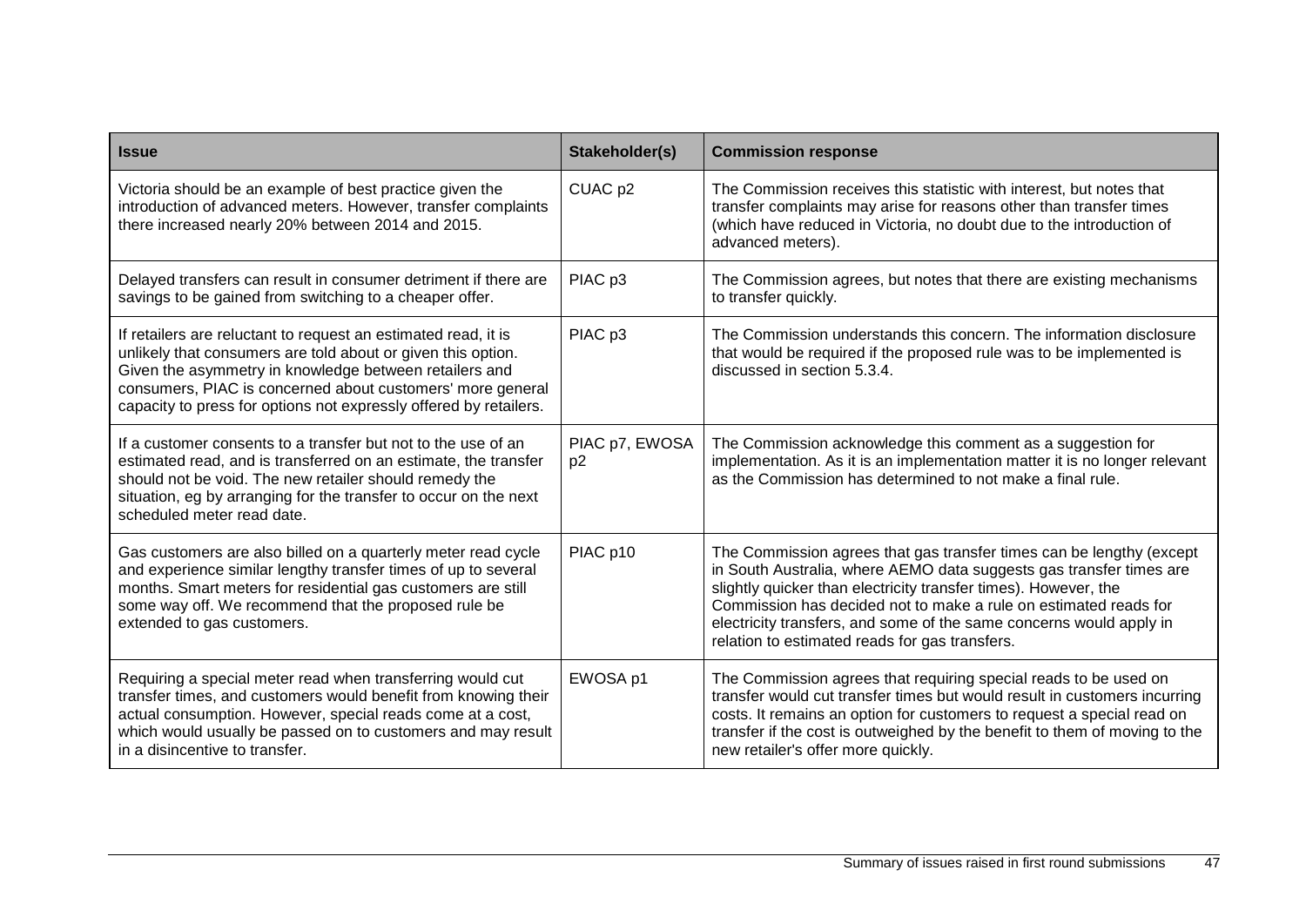| Issue | Stakeholder(s) | Commission response |
|---|---|---|
| Victoria should be an example of best practice given the introduction of advanced meters. However, transfer complaints there increased nearly 20% between 2014 and 2015. | CUAC p2 | The Commission receives this statistic with interest, but notes that transfer complaints may arise for reasons other than transfer times (which have reduced in Victoria, no doubt due to the introduction of advanced meters). |
| Delayed transfers can result in consumer detriment if there are savings to be gained from switching to a cheaper offer. | PIAC p3 | The Commission agrees, but notes that there are existing mechanisms to transfer quickly. |
| If retailers are reluctant to request an estimated read, it is unlikely that consumers are told about or given this option. Given the asymmetry in knowledge between retailers and consumers, PIAC is concerned about customers' more general capacity to press for options not expressly offered by retailers. | PIAC p3 | The Commission understands this concern. The information disclosure that would be required if the proposed rule was to be implemented is discussed in section 5.3.4. |
| If a customer consents to a transfer but not to the use of an estimated read, and is transferred on an estimate, the transfer should not be void. The new retailer should remedy the situation, eg by arranging for the transfer to occur on the next scheduled meter read date. | PIAC p7, EWOSA p2 | The Commission acknowledge this comment as a suggestion for implementation. As it is an implementation matter it is no longer relevant as the Commission has determined to not make a final rule. |
| Gas customers are also billed on a quarterly meter read cycle and experience similar lengthy transfer times of up to several months. Smart meters for residential gas customers are still some way off. We recommend that the proposed rule be extended to gas customers. | PIAC p10 | The Commission agrees that gas transfer times can be lengthy (except in South Australia, where AEMO data suggests gas transfer times are slightly quicker than electricity transfer times). However, the Commission has decided not to make a rule on estimated reads for electricity transfers, and some of the same concerns would apply in relation to estimated reads for gas transfers. |
| Requiring a special meter read when transferring would cut transfer times, and customers would benefit from knowing their actual consumption. However, special reads come at a cost, which would usually be passed on to customers and may result in a disincentive to transfer. | EWOSA p1 | The Commission agrees that requiring special reads to be used on transfer would cut transfer times but would result in customers incurring costs. It remains an option for customers to request a special read on transfer if the cost is outweighed by the benefit to them of moving to the new retailer's offer more quickly. |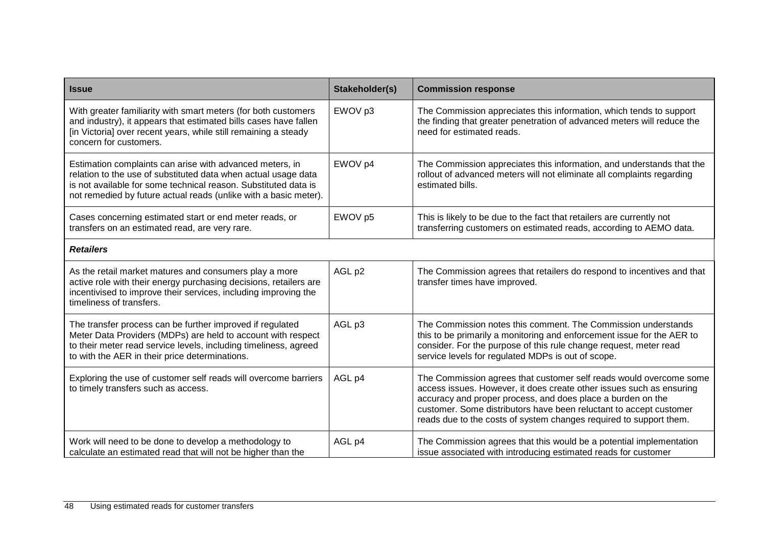| Issue | Stakeholder(s) | Commission response |
| --- | --- | --- |
| With greater familiarity with smart meters (for both customers and industry), it appears that estimated bills cases have fallen [in Victoria] over recent years, while still remaining a steady concern for customers. | EWOV p3 | The Commission appreciates this information, which tends to support the finding that greater penetration of advanced meters will reduce the need for estimated reads. |
| Estimation complaints can arise with advanced meters, in relation to the use of substituted data when actual usage data is not available for some technical reason. Substituted data is not remedied by future actual reads (unlike with a basic meter). | EWOV p4 | The Commission appreciates this information, and understands that the rollout of advanced meters will not eliminate all complaints regarding estimated bills. |
| Cases concerning estimated start or end meter reads, or transfers on an estimated read, are very rare. | EWOV p5 | This is likely to be due to the fact that retailers are currently not transferring customers on estimated reads, according to AEMO data. |
| ***Retailers*** | | |
| As the retail market matures and consumers play a more active role with their energy purchasing decisions, retailers are incentivised to improve their services, including improving the timeliness of transfers. | AGL p2 | The Commission agrees that retailers do respond to incentives and that transfer times have improved. |
| The transfer process can be further improved if regulated Meter Data Providers (MDPs) are held to account with respect to their meter read service levels, including timeliness, agreed to with the AER in their price determinations. | AGL p3 | The Commission notes this comment. The Commission understands this to be primarily a monitoring and enforcement issue for the AER to consider. For the purpose of this rule change request, meter read service levels for regulated MDPs is out of scope. |
| Exploring the use of customer self reads will overcome barriers to timely transfers such as access. | AGL p4 | The Commission agrees that customer self reads would overcome some access issues. However, it does create other issues such as ensuring accuracy and proper process, and does place a burden on the customer. Some distributors have been reluctant to accept customer reads due to the costs of system changes required to support them. |
| Work will need to be done to develop a methodology to calculate an estimated read that will not be higher than the | AGL p4 | The Commission agrees that this would be a potential implementation issue associated with introducing estimated reads for customer |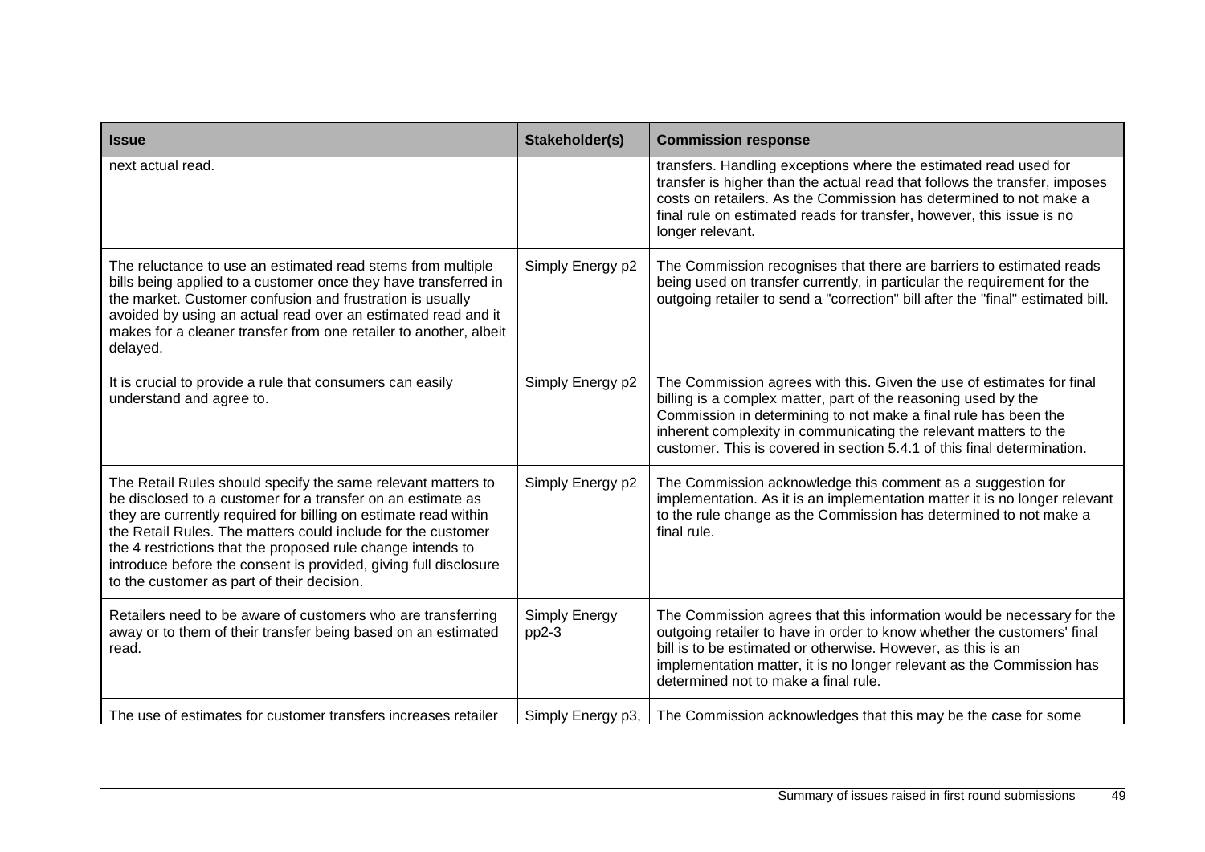| Issue | Stakeholder(s) | Commission response |
|---|---|---|
| next actual read. | | transfers. Handling exceptions where the estimated read used for transfer is higher than the actual read that follows the transfer, imposes costs on retailers. As the Commission has determined to not make a final rule on estimated reads for transfer, however, this issue is no longer relevant. |
| The reluctance to use an estimated read stems from multiple bills being applied to a customer once they have transferred in the market. Customer confusion and frustration is usually avoided by using an actual read over an estimated read and it makes for a cleaner transfer from one retailer to another, albeit delayed. | Simply Energy p2 | The Commission recognises that there are barriers to estimated reads being used on transfer currently, in particular the requirement for the outgoing retailer to send a "correction" bill after the "final" estimated bill. |
| It is crucial to provide a rule that consumers can easily understand and agree to. | Simply Energy p2 | The Commission agrees with this. Given the use of estimates for final billing is a complex matter, part of the reasoning used by the Commission in determining to not make a final rule has been the inherent complexity in communicating the relevant matters to the customer. This is covered in section 5.4.1 of this final determination. |
| The Retail Rules should specify the same relevant matters to be disclosed to a customer for a transfer on an estimate as they are currently required for billing on estimate read within the Retail Rules. The matters could include for the customer the 4 restrictions that the proposed rule change intends to introduce before the consent is provided, giving full disclosure to the customer as part of their decision. | Simply Energy p2 | The Commission acknowledge this comment as a suggestion for implementation. As it is an implementation matter it is no longer relevant to the rule change as the Commission has determined to not make a final rule. |
| Retailers need to be aware of customers who are transferring away or to them of their transfer being based on an estimated read. | Simply Energy pp2-3 | The Commission agrees that this information would be necessary for the outgoing retailer to have in order to know whether the customers' final bill is to be estimated or otherwise. However, as this is an implementation matter, it is no longer relevant as the Commission has determined not to make a final rule. |
| The use of estimates for customer transfers increases retailer | Simply Energy p3, | The Commission acknowledges that this may be the case for some |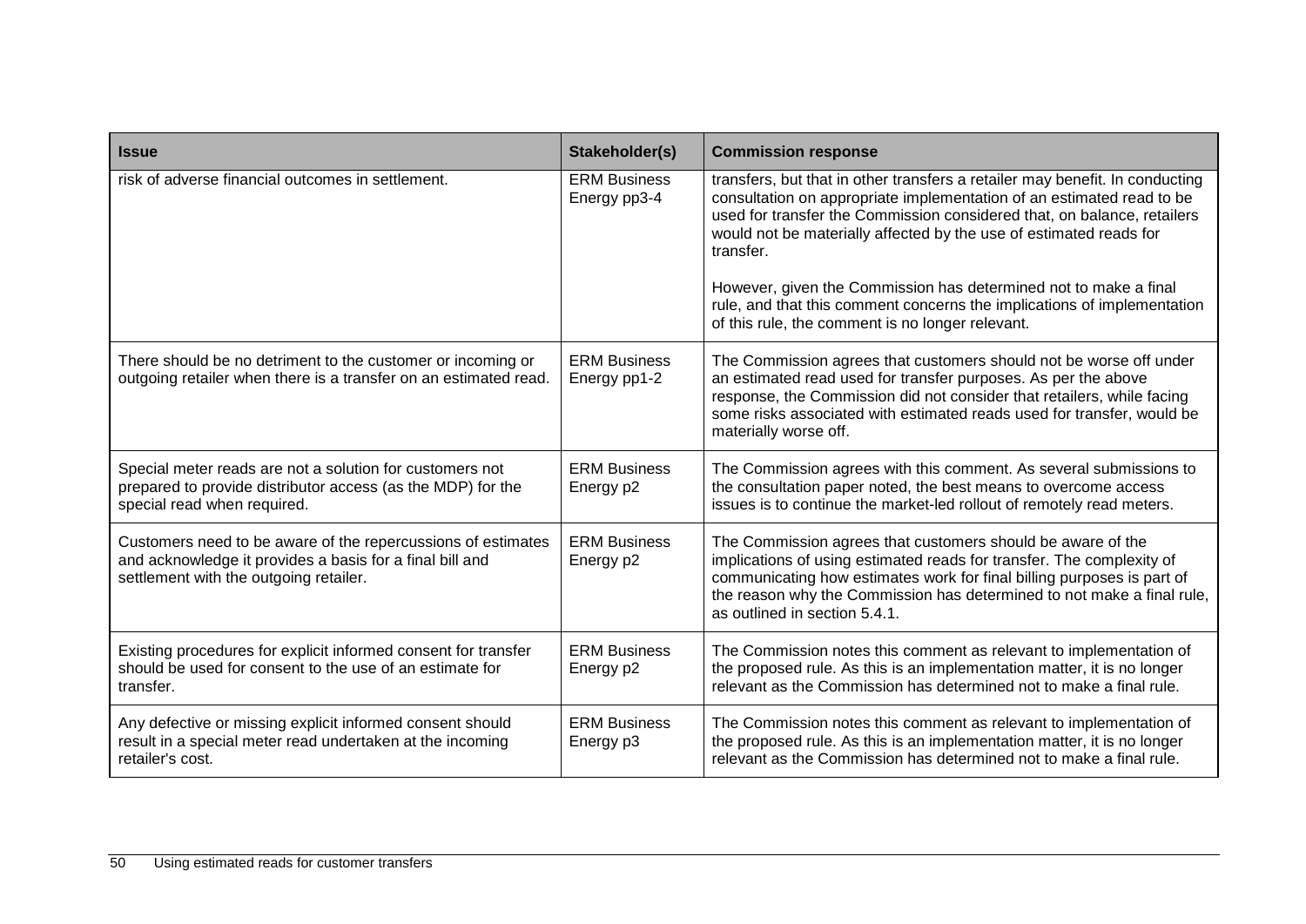| Issue | Stakeholder(s) | Commission response |
|---|---|---|
| risk of adverse financial outcomes in settlement. | ERM Business Energy pp3-4 | transfers, but that in other transfers a retailer may benefit. In conducting consultation on appropriate implementation of an estimated read to be used for transfer the Commission considered that, on balance, retailers would not be materially affected by the use of estimated reads for transfer.<br><br>However, given the Commission has determined not to make a final rule, and that this comment concerns the implications of implementation of this rule, the comment is no longer relevant. |
| There should be no detriment to the customer or incoming or outgoing retailer when there is a transfer on an estimated read. | ERM Business Energy pp1-2 | The Commission agrees that customers should not be worse off under an estimated read used for transfer purposes. As per the above response, the Commission did not consider that retailers, while facing some risks associated with estimated reads used for transfer, would be materially worse off. |
| Special meter reads are not a solution for customers not prepared to provide distributor access (as the MDP) for the special read when required. | ERM Business Energy p2 | The Commission agrees with this comment. As several submissions to the consultation paper noted, the best means to overcome access issues is to continue the market-led rollout of remotely read meters. |
| Customers need to be aware of the repercussions of estimates and acknowledge it provides a basis for a final bill and settlement with the outgoing retailer. | ERM Business Energy p2 | The Commission agrees that customers should be aware of the implications of using estimated reads for transfer. The complexity of communicating how estimates work for final billing purposes is part of the reason why the Commission has determined to not make a final rule, as outlined in section 5.4.1. |
| Existing procedures for explicit informed consent for transfer should be used for consent to the use of an estimate for transfer. | ERM Business Energy p2 | The Commission notes this comment as relevant to implementation of the proposed rule. As this is an implementation matter, it is no longer relevant as the Commission has determined not to make a final rule. |
| Any defective or missing explicit informed consent should result in a special meter read undertaken at the incoming retailer's cost. | ERM Business Energy p3 | The Commission notes this comment as relevant to implementation of the proposed rule. As this is an implementation matter, it is no longer relevant as the Commission has determined not to make a final rule. |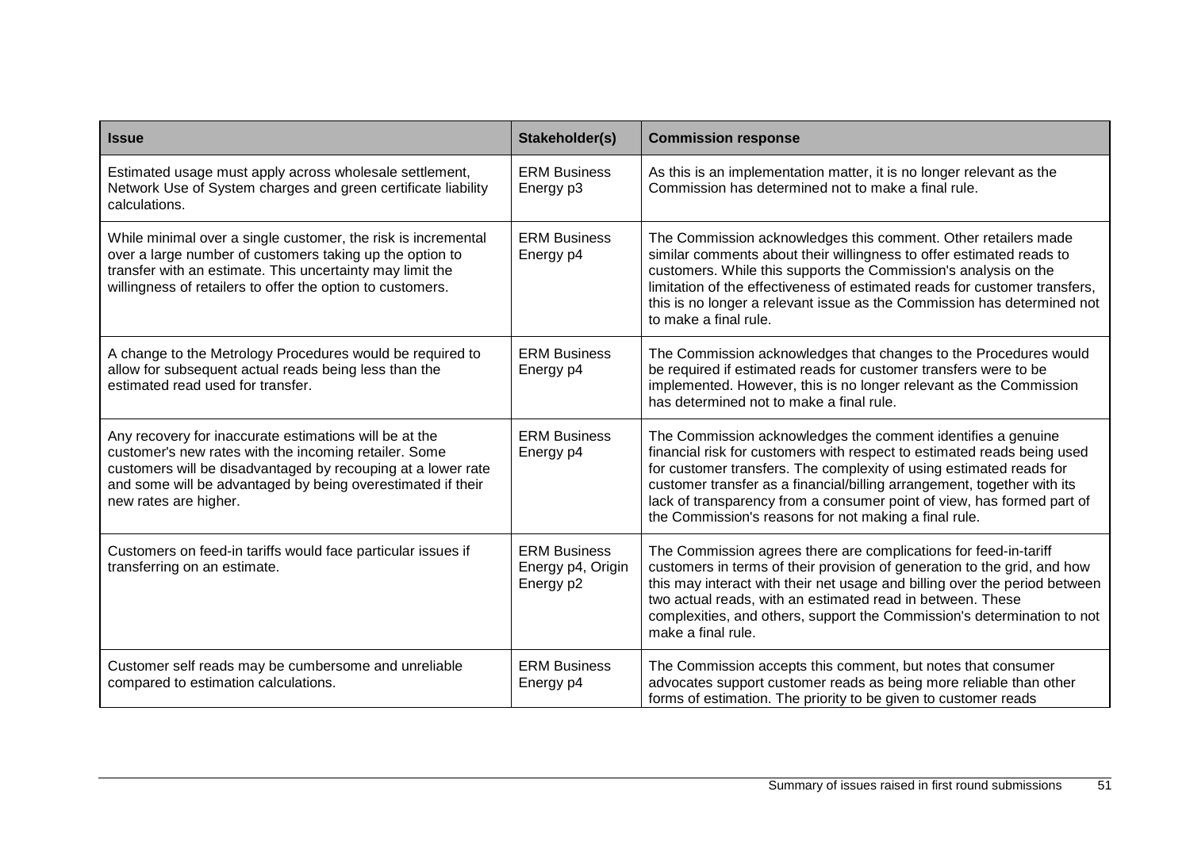| Issue | Stakeholder(s) | Commission response |
|---|---|---|
| Estimated usage must apply across wholesale settlement, Network Use of System charges and green certificate liability calculations. | ERM Business Energy p3 | As this is an implementation matter, it is no longer relevant as the Commission has determined not to make a final rule. |
| While minimal over a single customer, the risk is incremental over a large number of customers taking up the option to transfer with an estimate. This uncertainty may limit the willingness of retailers to offer the option to customers. | ERM Business Energy p4 | The Commission acknowledges this comment. Other retailers made similar comments about their willingness to offer estimated reads to customers. While this supports the Commission's analysis on the limitation of the effectiveness of estimated reads for customer transfers, this is no longer a relevant issue as the Commission has determined not to make a final rule. |
| A change to the Metrology Procedures would be required to allow for subsequent actual reads being less than the estimated read used for transfer. | ERM Business Energy p4 | The Commission acknowledges that changes to the Procedures would be required if estimated reads for customer transfers were to be implemented. However, this is no longer relevant as the Commission has determined not to make a final rule. |
| Any recovery for inaccurate estimations will be at the customer's new rates with the incoming retailer. Some customers will be disadvantaged by recouping at a lower rate and some will be advantaged by being overestimated if their new rates are higher. | ERM Business Energy p4 | The Commission acknowledges the comment identifies a genuine financial risk for customers with respect to estimated reads being used for customer transfers. The complexity of using estimated reads for customer transfer as a financial/billing arrangement, together with its lack of transparency from a consumer point of view, has formed part of the Commission's reasons for not making a final rule. |
| Customers on feed-in tariffs would face particular issues if transferring on an estimate. | ERM Business Energy p4, Origin Energy p2 | The Commission agrees there are complications for feed-in-tariff customers in terms of their provision of generation to the grid, and how this may interact with their net usage and billing over the period between two actual reads, with an estimated read in between. These complexities, and others, support the Commission's determination to not make a final rule. |
| Customer self reads may be cumbersome and unreliable compared to estimation calculations. | ERM Business Energy p4 | The Commission accepts this comment, but notes that consumer advocates support customer reads as being more reliable than other forms of estimation. The priority to be given to customer reads |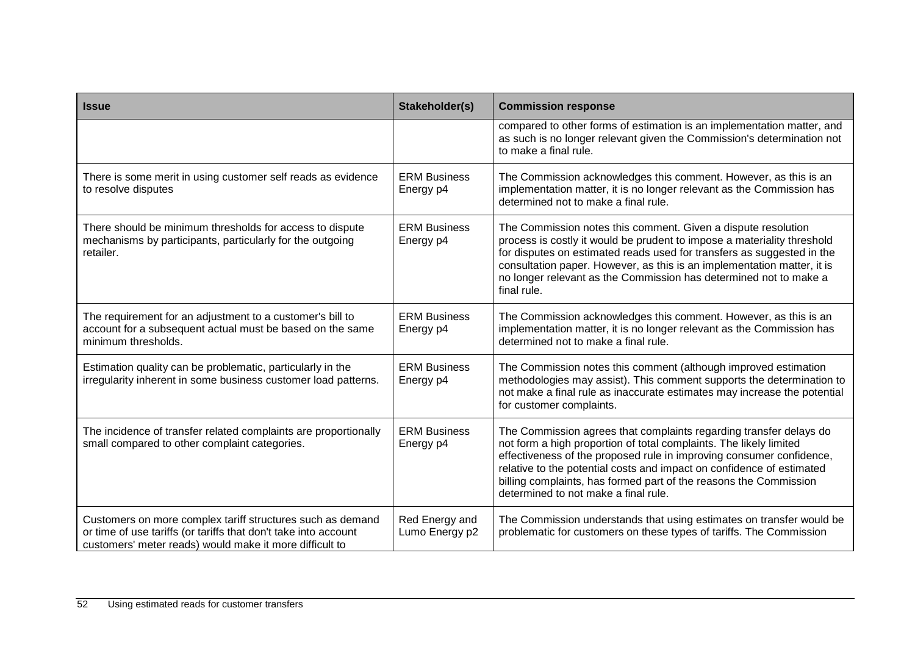| Issue | Stakeholder(s) | Commission response |
|---|---|---|
| | | compared to other forms of estimation is an implementation matter, and as such is no longer relevant given the Commission's determination not to make a final rule. |
| There is some merit in using customer self reads as evidence to resolve disputes | ERM Business Energy p4 | The Commission acknowledges this comment. However, as this is an implementation matter, it is no longer relevant as the Commission has determined not to make a final rule. |
| There should be minimum thresholds for access to dispute mechanisms by participants, particularly for the outgoing retailer. | ERM Business Energy p4 | The Commission notes this comment. Given a dispute resolution process is costly it would be prudent to impose a materiality threshold for disputes on estimated reads used for transfers as suggested in the consultation paper. However, as this is an implementation matter, it is no longer relevant as the Commission has determined not to make a final rule. |
| The requirement for an adjustment to a customer's bill to account for a subsequent actual must be based on the same minimum thresholds. | ERM Business Energy p4 | The Commission acknowledges this comment. However, as this is an implementation matter, it is no longer relevant as the Commission has determined not to make a final rule. |
| Estimation quality can be problematic, particularly in the irregularity inherent in some business customer load patterns. | ERM Business Energy p4 | The Commission notes this comment (although improved estimation methodologies may assist). This comment supports the determination to not make a final rule as inaccurate estimates may increase the potential for customer complaints. |
| The incidence of transfer related complaints are proportionally small compared to other complaint categories. | ERM Business Energy p4 | The Commission agrees that complaints regarding transfer delays do not form a high proportion of total complaints. The likely limited effectiveness of the proposed rule in improving consumer confidence, relative to the potential costs and impact on confidence of estimated billing complaints, has formed part of the reasons the Commission determined to not make a final rule. |
| Customers on more complex tariff structures such as demand or time of use tariffs (or tariffs that don't take into account customers' meter reads) would make it more difficult to | Red Energy and Lumo Energy p2 | The Commission understands that using estimates on transfer would be problematic for customers on these types of tariffs. The Commission |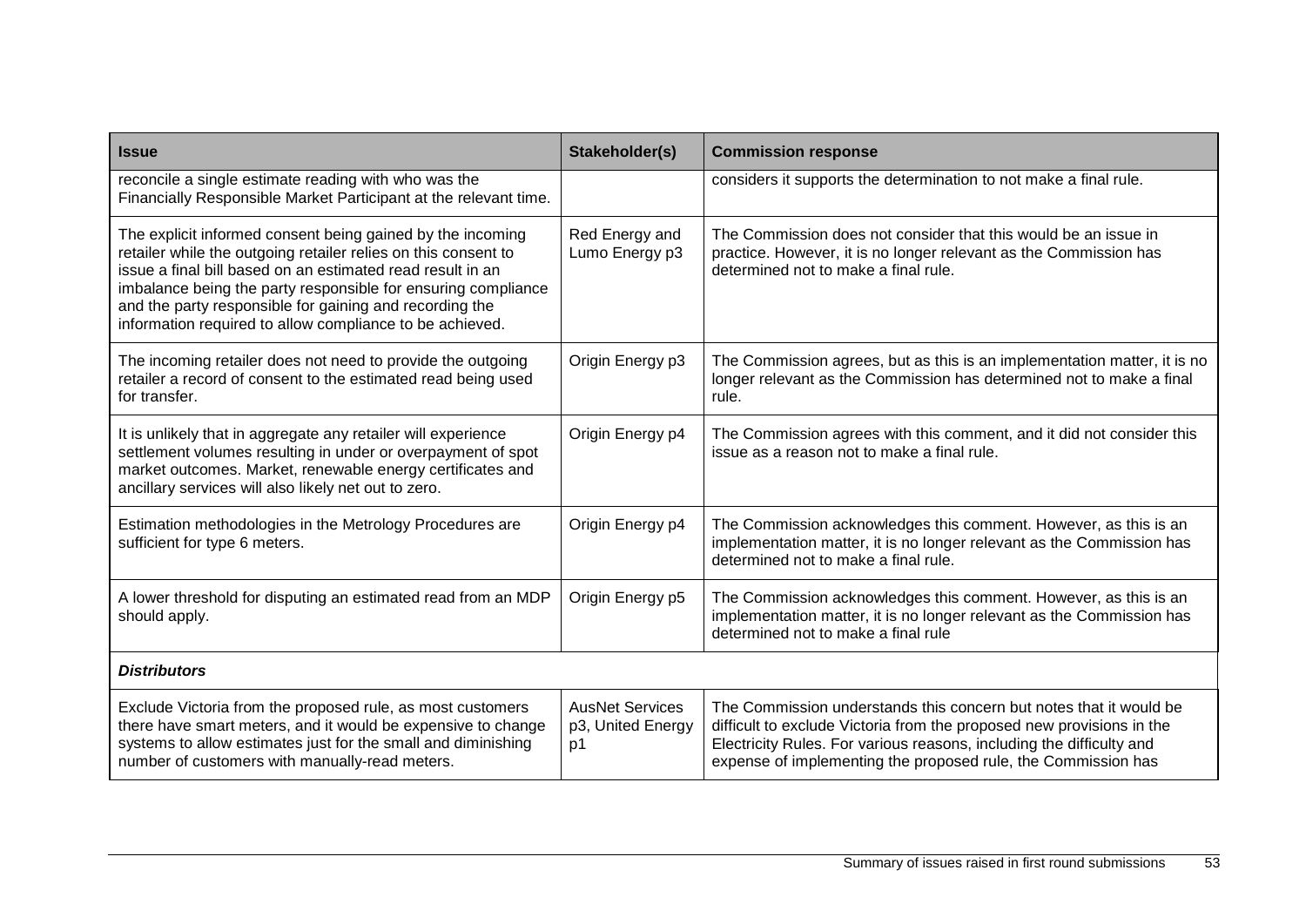| Issue | Stakeholder(s) | Commission response |
|---|---|---|
| reconcile a single estimate reading with who was the Financially Responsible Market Participant at the relevant time. | | considers it supports the determination to not make a final rule. |
| The explicit informed consent being gained by the incoming retailer while the outgoing retailer relies on this consent to issue a final bill based on an estimated read result in an imbalance being the party responsible for ensuring compliance and the party responsible for gaining and recording the information required to allow compliance to be achieved. | Red Energy and Lumo Energy p3 | The Commission does not consider that this would be an issue in practice. However, it is no longer relevant as the Commission has determined not to make a final rule. |
| The incoming retailer does not need to provide the outgoing retailer a record of consent to the estimated read being used for transfer. | Origin Energy p3 | The Commission agrees, but as this is an implementation matter, it is no longer relevant as the Commission has determined not to make a final rule. |
| It is unlikely that in aggregate any retailer will experience settlement volumes resulting in under or overpayment of spot market outcomes. Market, renewable energy certificates and ancillary services will also likely net out to zero. | Origin Energy p4 | The Commission agrees with this comment, and it did not consider this issue as a reason not to make a final rule. |
| Estimation methodologies in the Metrology Procedures are sufficient for type 6 meters. | Origin Energy p4 | The Commission acknowledges this comment. However, as this is an implementation matter, it is no longer relevant as the Commission has determined not to make a final rule. |
| A lower threshold for disputing an estimated read from an MDP should apply. | Origin Energy p5 | The Commission acknowledges this comment. However, as this is an implementation matter, it is no longer relevant as the Commission has determined not to make a final rule |
| ***Distributors*** | | |
| Exclude Victoria from the proposed rule, as most customers there have smart meters, and it would be expensive to change systems to allow estimates just for the small and diminishing number of customers with manually-read meters. | AusNet Services p3, United Energy p1 | The Commission understands this concern but notes that it would be difficult to exclude Victoria from the proposed new provisions in the Electricity Rules. For various reasons, including the difficulty and expense of implementing the proposed rule, the Commission has |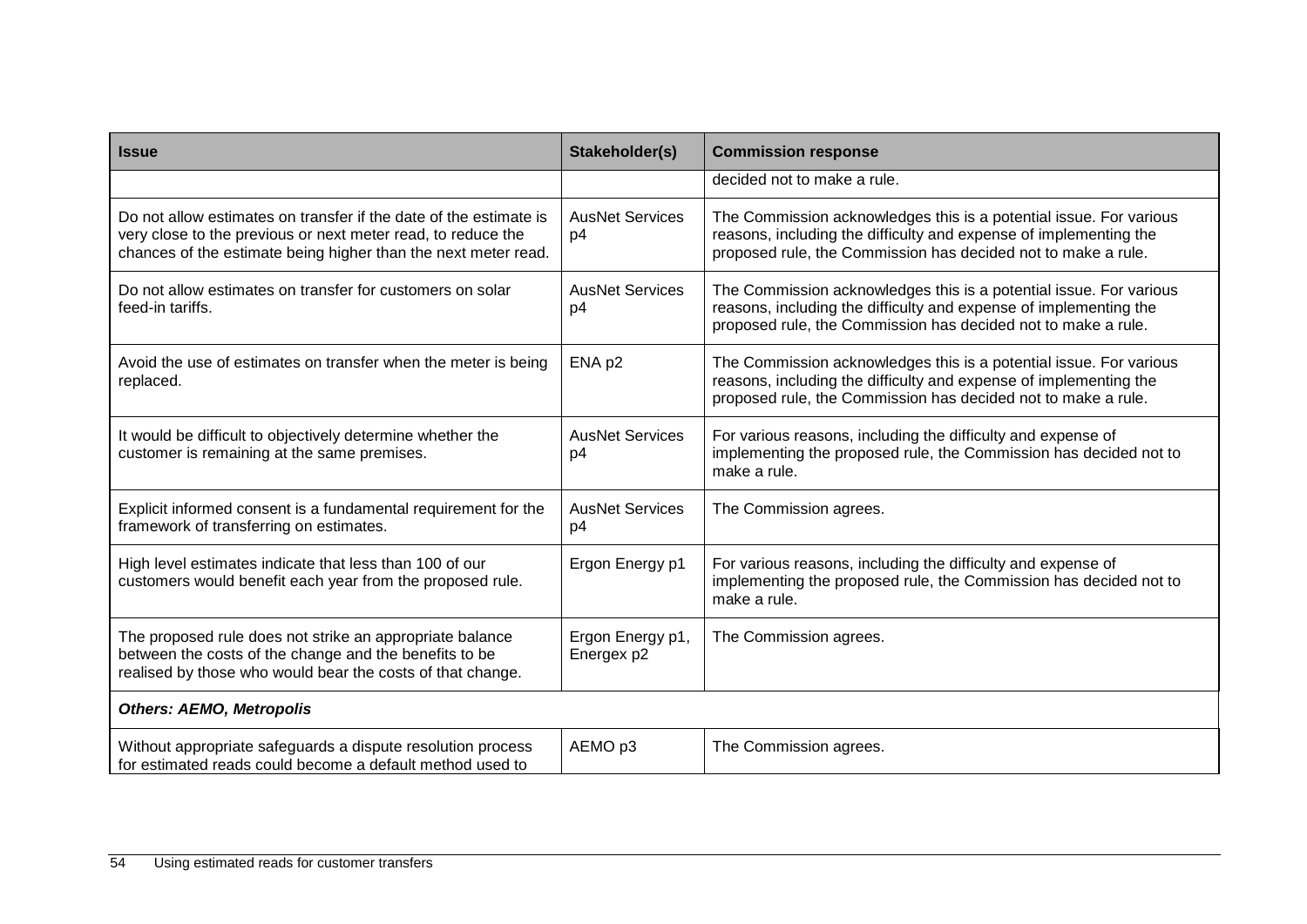| Issue | Stakeholder(s) | Commission response |
|---|---|---|
| | | decided not to make a rule. |
| Do not allow estimates on transfer if the date of the estimate is very close to the previous or next meter read, to reduce the chances of the estimate being higher than the next meter read. | AusNet Services p4 | The Commission acknowledges this is a potential issue. For various reasons, including the difficulty and expense of implementing the proposed rule, the Commission has decided not to make a rule. |
| Do not allow estimates on transfer for customers on solar feed-in tariffs. | AusNet Services p4 | The Commission acknowledges this is a potential issue. For various reasons, including the difficulty and expense of implementing the proposed rule, the Commission has decided not to make a rule. |
| Avoid the use of estimates on transfer when the meter is being replaced. | ENA p2 | The Commission acknowledges this is a potential issue. For various reasons, including the difficulty and expense of implementing the proposed rule, the Commission has decided not to make a rule. |
| It would be difficult to objectively determine whether the customer is remaining at the same premises. | AusNet Services p4 | For various reasons, including the difficulty and expense of implementing the proposed rule, the Commission has decided not to make a rule. |
| Explicit informed consent is a fundamental requirement for the framework of transferring on estimates. | AusNet Services p4 | The Commission agrees. |
| High level estimates indicate that less than 100 of our customers would benefit each year from the proposed rule. | Ergon Energy p1 | For various reasons, including the difficulty and expense of implementing the proposed rule, the Commission has decided not to make a rule. |
| The proposed rule does not strike an appropriate balance between the costs of the change and the benefits to be realised by those who would bear the costs of that change. | Ergon Energy p1, Energex p2 | The Commission agrees. |
| ***Others: AEMO, Metropolis*** | | |
| Without appropriate safeguards a dispute resolution process for estimated reads could become a default method used to | AEMO p3 | The Commission agrees. |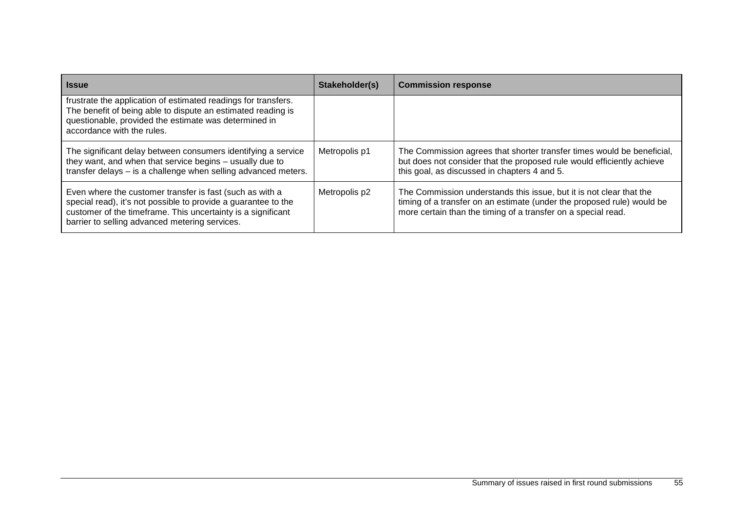| Issue | Stakeholder(s) | Commission response |
| --- | --- | --- |
| frustrate the application of estimated readings for transfers. The benefit of being able to dispute an estimated reading is questionable, provided the estimate was determined in accordance with the rules. | | |
| The significant delay between consumers identifying a service they want, and when that service begins – usually due to transfer delays – is a challenge when selling advanced meters. | Metropolis p1 | The Commission agrees that shorter transfer times would be beneficial, but does not consider that the proposed rule would efficiently achieve this goal, as discussed in chapters 4 and 5. |
| Even where the customer transfer is fast (such as with a special read), it's not possible to provide a guarantee to the customer of the timeframe. This uncertainty is a significant barrier to selling advanced metering services. | Metropolis p2 | The Commission understands this issue, but it is not clear that the timing of a transfer on an estimate (under the proposed rule) would be more certain than the timing of a transfer on a special read. |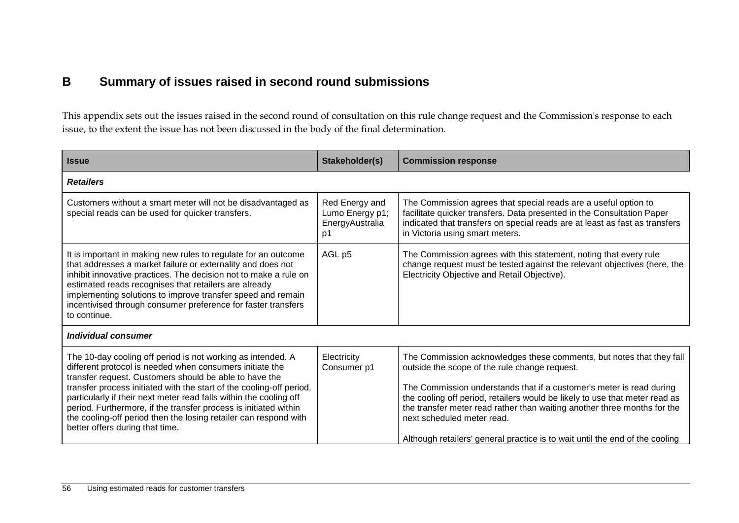# B Summary of issues raised in second round submissions

This appendix sets out the issues raised in the second round of consultation on this rule change request and the Commission's response to each issue, to the extent the issue has not been discussed in the body of the final determination.

| Issue | Stakeholder(s) | Commission response |
|---|---|---|
| ***Retailers*** | | |
| Customers without a smart meter will not be disadvantaged as special reads can be used for quicker transfers. | Red Energy and Lumo Energy p1; EnergyAustralia p1 | The Commission agrees that special reads are a useful option to facilitate quicker transfers. Data presented in the Consultation Paper indicated that transfers on special reads are at least as fast as transfers in Victoria using smart meters. |
| It is important in making new rules to regulate for an outcome that addresses a market failure or externality and does not inhibit innovative practices. The decision not to make a rule on estimated reads recognises that retailers are already implementing solutions to improve transfer speed and remain incentivised through consumer preference for faster transfers to continue. | AGL p5 | The Commission agrees with this statement, noting that every rule change request must be tested against the relevant objectives (here, the Electricity Objective and Retail Objective). |
| ***Individual consumer*** | | |
| The 10-day cooling off period is not working as intended. A different protocol is needed when consumers initiate the transfer request. Customers should be able to have the transfer process initiated with the start of the cooling-off period, particularly if their next meter read falls within the cooling off period. Furthermore, if the transfer process is initiated within the cooling-off period then the losing retailer can respond with better offers during that time. | Electricity Consumer p1 | The Commission acknowledges these comments, but notes that they fall outside the scope of the rule change request.<br><br>The Commission understands that if a customer's meter is read during the cooling off period, retailers would be likely to use that meter read as the transfer meter read rather than waiting another three months for the next scheduled meter read.<br><br>Although retailers' general practice is to wait until the end of the cooling |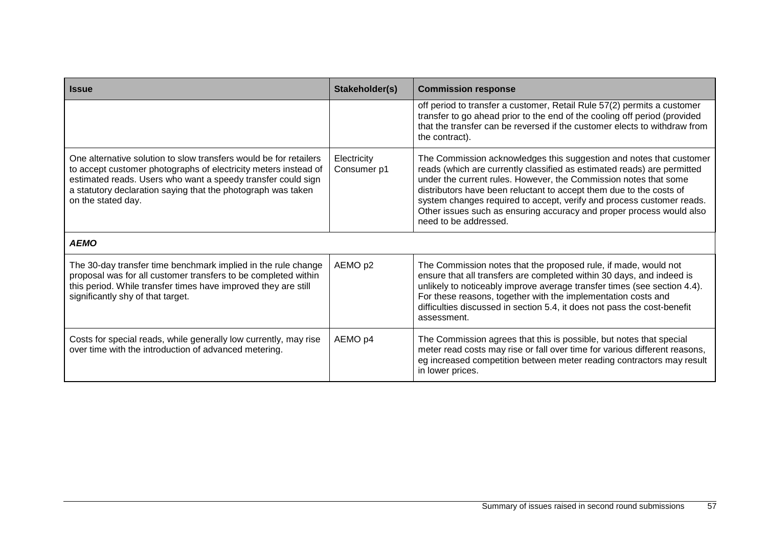| Issue | Stakeholder(s) | Commission response |
|---|---|---|
| | | off period to transfer a customer, Retail Rule 57(2) permits a customer transfer to go ahead prior to the end of the cooling off period (provided that the transfer can be reversed if the customer elects to withdraw from the contract). |
| One alternative solution to slow transfers would be for retailers to accept customer photographs of electricity meters instead of estimated reads. Users who want a speedy transfer could sign a statutory declaration saying that the photograph was taken on the stated day. | Electricity Consumer p1 | The Commission acknowledges this suggestion and notes that customer reads (which are currently classified as estimated reads) are permitted under the current rules. However, the Commission notes that some distributors have been reluctant to accept them due to the costs of system changes required to accept, verify and process customer reads. Other issues such as ensuring accuracy and proper process would also need to be addressed. |
| ***AEMO*** | | |
| The 30-day transfer time benchmark implied in the rule change proposal was for all customer transfers to be completed within this period. While transfer times have improved they are still significantly shy of that target. | AEMO p2 | The Commission notes that the proposed rule, if made, would not ensure that all transfers are completed within 30 days, and indeed is unlikely to noticeably improve average transfer times (see section 4.4). For these reasons, together with the implementation costs and difficulties discussed in section 5.4, it does not pass the cost-benefit assessment. |
| Costs for special reads, while generally low currently, may rise over time with the introduction of advanced metering. | AEMO p4 | The Commission agrees that this is possible, but notes that special meter read costs may rise or fall over time for various different reasons, eg increased competition between meter reading contractors may result in lower prices. |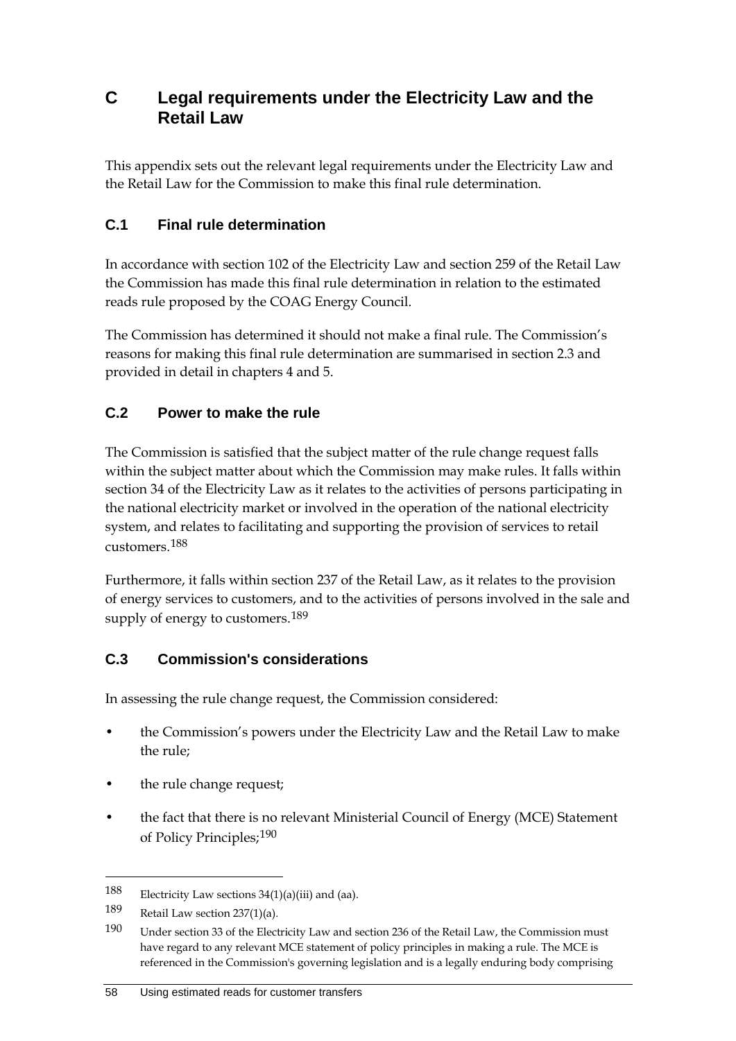# C Legal requirements under the Electricity Law and the Retail Law

This appendix sets out the relevant legal requirements under the Electricity Law and the Retail Law for the Commission to make this final rule determination.

## C.1 Final rule determination

In accordance with section 102 of the Electricity Law and section 259 of the Retail Law the Commission has made this final rule determination in relation to the estimated reads rule proposed by the COAG Energy Council.

The Commission has determined it should not make a final rule. The Commission's reasons for making this final rule determination are summarised in section 2.3 and provided in detail in chapters 4 and 5.

## C.2 Power to make the rule

The Commission is satisfied that the subject matter of the rule change request falls within the subject matter about which the Commission may make rules. It falls within section 34 of the Electricity Law as it relates to the activities of persons participating in the national electricity market or involved in the operation of the national electricity system, and relates to facilitating and supporting the provision of services to retail customers.[188]

Furthermore, it falls within section 237 of the Retail Law, as it relates to the provision of energy services to customers, and to the activities of persons involved in the sale and supply of energy to customers.[189]

## C.3 Commission's considerations

In assessing the rule change request, the Commission considered:

- the Commission's powers under the Electricity Law and the Retail Law to make the rule;
- the rule change request;
- the fact that there is no relevant Ministerial Council of Energy (MCE) Statement of Policy Principles;[190]

---

188 Electricity Law sections 34(1)(a)(iii) and (aa).

189 Retail Law section 237(1)(a).

190 Under section 33 of the Electricity Law and section 236 of the Retail Law, the Commission must have regard to any relevant MCE statement of policy principles in making a rule. The MCE is referenced in the Commission's governing legislation and is a legally enduring body comprising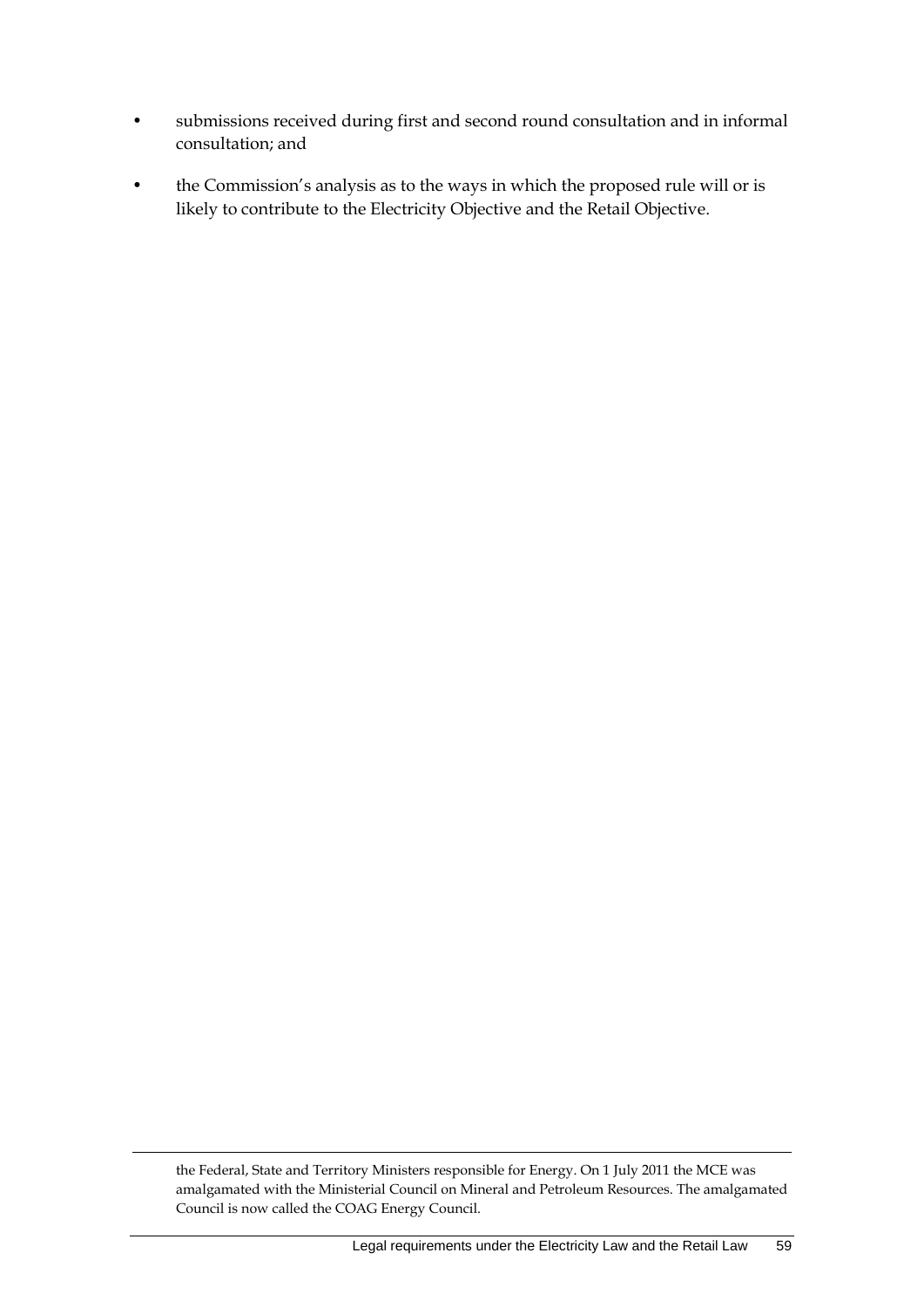- submissions received during first and second round consultation and in informal consultation; and
- the Commission's analysis as to the ways in which the proposed rule will or is likely to contribute to the Electricity Objective and the Retail Objective.

---

the Federal, State and Territory Ministers responsible for Energy. On 1 July 2011 the MCE was amalgamated with the Ministerial Council on Mineral and Petroleum Resources. The amalgamated Council is now called the COAG Energy Council.